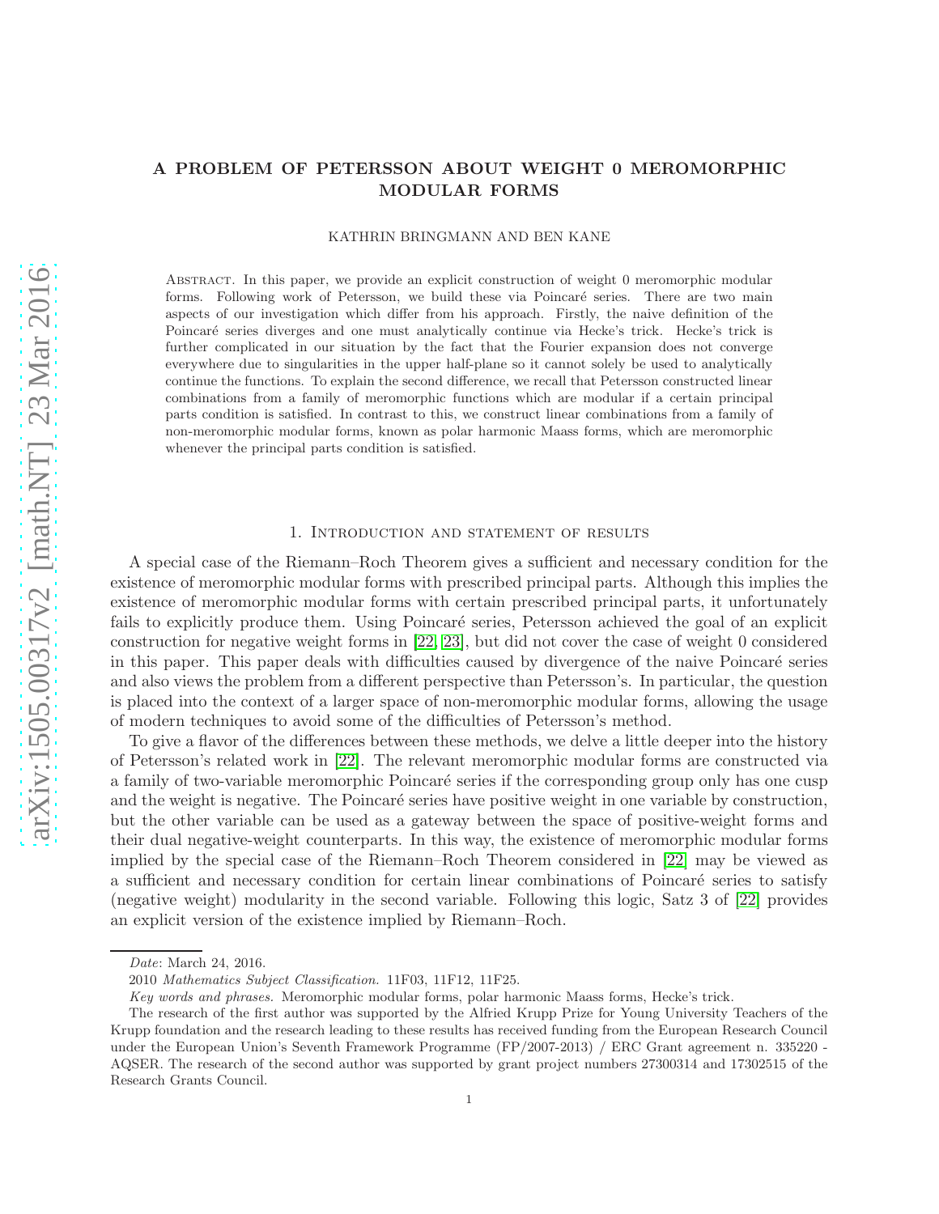# A PROBLEM OF PETERSSON ABOUT WEIGHT 0 MEROMORPHIC MODULAR FORMS

KATHRIN BRINGMANN AND BEN KANE

Abstract. In this paper, we provide an explicit construction of weight 0 meromorphic modular forms. Following work of Petersson, we build these via Poincaré series. There are two main aspects of our investigation which differ from his approach. Firstly, the naive definition of the Poincaré series diverges and one must analytically continue via Hecke's trick. Hecke's trick is further complicated in our situation by the fact that the Fourier expansion does not converge everywhere due to singularities in the upper half-plane so it cannot solely be used to analytically continue the functions. To explain the second difference, we recall that Petersson constructed linear combinations from a family of meromorphic functions which are modular if a certain principal parts condition is satisfied. In contrast to this, we construct linear combinations from a family of non-meromorphic modular forms, known as polar harmonic Maass forms, which are meromorphic whenever the principal parts condition is satisfied.

## 1. Introduction and statement of results

A special case of the Riemann–Roch Theorem gives a sufficient and necessary condition for the existence of meromorphic modular forms with prescribed principal parts. Although this implies the existence of meromorphic modular forms with certain prescribed principal parts, it unfortunately fails to explicitly produce them. Using Poincaré series, Petersson achieved the goal of an explicit construction for negative weight forms in [22, 23], but did not cover the case of weight 0 considered in this paper. This paper deals with difficulties caused by divergence of the naive Poincaré series and also views the problem from a different perspective than Petersson's. In particular, the question is placed into the context of a larger space of non-meromorphic modular forms, allowing the usage of modern techniques to avoid some of the difficulties of Petersson's method.

To give a flavor of the differences between these methods, we delve a little deeper into the history of Petersson's related work in [22]. The relevant meromorphic modular forms are constructed via a family of two-variable meromorphic Poincaré series if the corresponding group only has one cusp and the weight is negative. The Poincaré series have positive weight in one variable by construction, but the other variable can be used as a gateway between the space of positive-weight forms and their dual negative-weight counterparts. In this way, the existence of meromorphic modular forms implied by the special case of the Riemann–Roch Theorem considered in [22] may be viewed as a sufficient and necessary condition for certain linear combinations of Poincaré series to satisfy (negative weight) modularity in the second variable. Following this logic, Satz 3 of [22] provides an explicit version of the existence implied by Riemann–Roch.

*Date*: March 24, 2016.

2010 *Mathematics Subject Classification.* 11F03, 11F12, 11F25.

*Key words and phrases.* Meromorphic modular forms, polar harmonic Maass forms, Hecke's trick.

The research of the first author was supported by the Alfried Krupp Prize for Young University Teachers of the Krupp foundation and the research leading to these results has received funding from the European Research Council under the European Union's Seventh Framework Programme (FP/2007-2013) / ERC Grant agreement n. 335220 - AQSER. The research of the second author was supported by grant project numbers 27300314 and 17302515 of the Research Grants Council.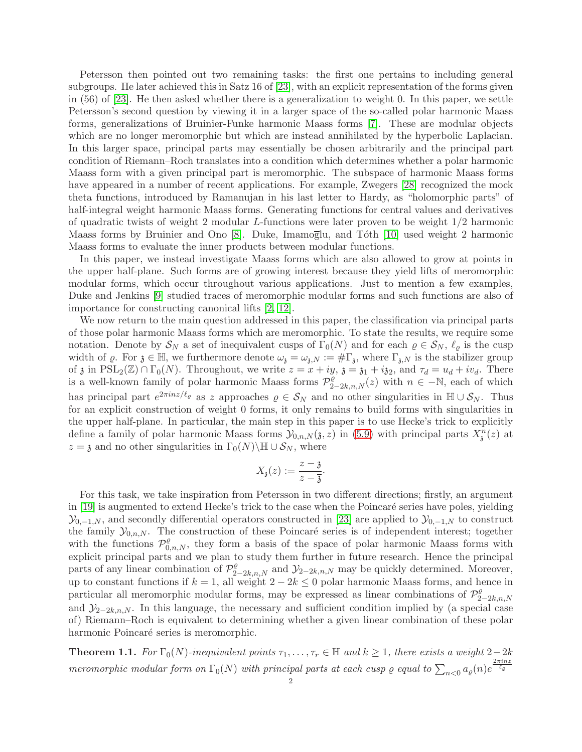Petersson then pointed out two remaining tasks: the first one pertains to including general subgroups. He later achieved this in Satz 16 of [23], with an explicit representation of the forms given in (56) of [23]. He then asked whether there is a generalization to weight 0. In this paper, we settle Petersson's second question by viewing it in a larger space of the so-called polar harmonic Maass forms, generalizations of Bruinier-Funke harmonic Maass forms [7]. These are modular objects which are no longer meromorphic but which are instead annihilated by the hyperbolic Laplacian. In this larger space, principal parts may essentially be chosen arbitrarily and the principal part condition of Riemann–Roch translates into a condition which determines whether a polar harmonic Maass form with a given principal part is meromorphic. The subspace of harmonic Maass forms have appeared in a number of recent applications. For example, Zwegers [28] recognized the mock theta functions, introduced by Ramanujan in his last letter to Hardy, as "holomorphic parts" of half-integral weight harmonic Maass forms. Generating functions for central values and derivatives of quadratic twists of weight 2 modular $L$-functions were later proven to be weight $1/2$ harmonic Maass forms by Bruinier and Ono [8]. Duke, Imamoḡlu, and Tóth [10] used weight 2 harmonic Maass forms to evaluate the inner products between modular functions.

In this paper, we instead investigate Maass forms which are also allowed to grow at points in the upper half-plane. Such forms are of growing interest because they yield lifts of meromorphic modular forms, which occur throughout various applications. Just to mention a few examples, Duke and Jenkins [9] studied traces of meromorphic modular forms and such functions are also of importance for constructing canonical lifts [2, 12].

We now return to the main question addressed in this paper, the classification via principal parts of those polar harmonic Maass forms which are meromorphic. To state the results, we require some notation. Denote by $\mathcal{S}_N$ a set of inequivalent cusps of $\Gamma_0(N)$ and for each $\varrho \in \mathcal{S}_N$, $\ell_\varrho$ is the cusp width of $\varrho$. For $\mathfrak{z} \in \mathbb{H}$, we furthermore denote $\omega_{\mathfrak{z}} = \omega_{\mathfrak{z},N} := \#\Gamma_{\mathfrak{z}}$, where $\Gamma_{\mathfrak{z},N}$ is the stabilizer group of $\mathfrak{z}$ in $\mathrm{PSL}_2(\mathbb{Z}) \cap \Gamma_0(N)$. Throughout, we write $z = x + iy$, $\mathfrak{z} = \mathfrak{z}_1 + i\mathfrak{z}_2$, and $\tau_d = u_d + iv_d$. There is a well-known family of polar harmonic Maass forms $\mathcal{P}^{\varrho}_{2-2k,n,N}(z)$ with $n \in -\mathbb{N}$, each of which has principal part $e^{2\pi i n z/\ell_\varrho}$ as $z$ approaches $\varrho \in \mathcal{S}_N$ and no other singularities in $\mathbb{H} \cup \mathcal{S}_N$. Thus for an explicit construction of weight 0 forms, it only remains to build forms with singularities in the upper half-plane. In particular, the main step in this paper is to use Hecke's trick to explicitly define a family of polar harmonic Maass forms $\mathcal{Y}_{0,n,N}(\mathfrak{z}, z)$ in (5.9) with principal parts $X^n_{\mathfrak{z}}(z)$ at $z = \mathfrak{z}$ and no other singularities in $\Gamma_0(N)\backslash\mathbb{H} \cup \mathcal{S}_N$, where

$$X_{\mathfrak{z}}(z) := \frac{z - \mathfrak{z}}{z - \overline{\mathfrak{z}}}.$$

For this task, we take inspiration from Petersson in two different directions; firstly, an argument in [19] is augmented to extend Hecke's trick to the case when the Poincaré series have poles, yielding $\mathcal{Y}_{0,-1,N}$, and secondly differential operators constructed in [23] are applied to $\mathcal{Y}_{0,-1,N}$ to construct the family $\mathcal{Y}_{0,n,N}$. The construction of these Poincaré series is of independent interest; together with the functions $\mathcal{P}^{\varrho}_{0,n,N}$, they form a basis of the space of polar harmonic Maass forms with explicit principal parts and we plan to study them further in future research. Hence the principal parts of any linear combination of $\mathcal{P}^{\varrho}_{2-2k,n,N}$ and $\mathcal{Y}_{2-2k,n,N}$ may be quickly determined. Moreover, up to constant functions if $k = 1$, all weight $2 - 2k \leq 0$ polar harmonic Maass forms, and hence in particular all meromorphic modular forms, may be expressed as linear combinations of $\mathcal{P}^{\varrho}_{2-2k,n,N}$ and $\mathcal{Y}_{2-2k,n,N}$. In this language, the necessary and sufficient condition implied by (a special case of) Riemann–Roch is equivalent to determining whether a given linear combination of these polar harmonic Poincaré series is meromorphic.

**Theorem 1.1.** *For $\Gamma_0(N)$-inequivalent points $\tau_1, \ldots, \tau_r \in \mathbb{H}$ and $k \geq 1$, there exists a weight $2-2k$ meromorphic modular form on $\Gamma_0(N)$ with principal parts at each cusp $\varrho$ equal to $\sum_{n<0} a_\varrho(n) e^{\frac{2\pi i n z}{\ell_\varrho}}$*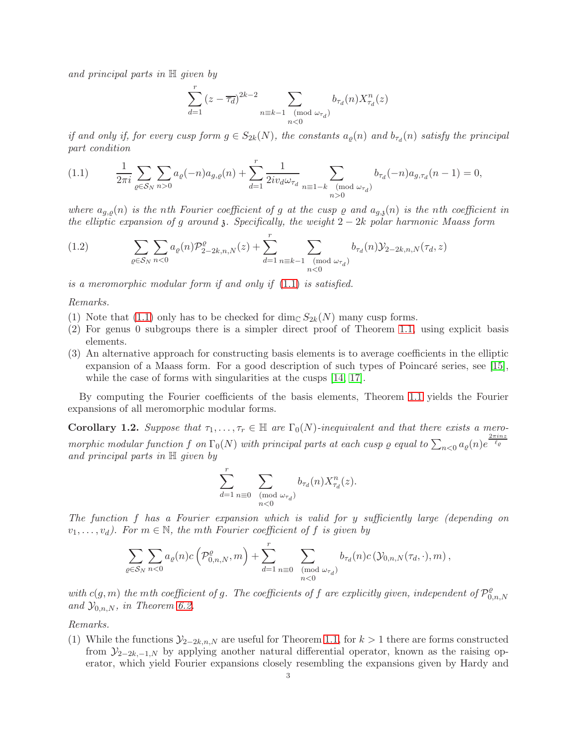*and principal parts in $\mathbb{H}$ given by*

$$\sum_{d=1}^{r} (z - \overline{\tau_d})^{2k-2} \sum_{\substack{n \equiv k-1 \pmod{\omega_{\tau_d}} \\ n<0}} b_{\tau_d}(n) X_{\tau_d}^n(z)$$

*if and only if, for every cusp form $g \in S_{2k}(N)$, the constants $a_\varrho(n)$ and $b_{\tau_d}(n)$ satisfy the principal part condition*

$$\frac{1}{2\pi i} \sum_{\varrho \in \mathcal{S}_N} \sum_{n>0} a_\varrho(-n) a_{g,\varrho}(n) + \sum_{d=1}^{r} \frac{1}{2iv_d\omega_{\tau_d}} \sum_{\substack{n \equiv 1-k \pmod{\omega_{\tau_d}} \\ n>0}} b_{\tau_d}(-n) a_{g,\tau_d}(n-1) = 0, \tag{1.1}$$

*where $a_{g,\varrho}(n)$ is the $n$th Fourier coefficient of $g$ at the cusp $\varrho$ and $a_{g,\mathfrak{z}}(n)$ is the $n$th coefficient in the elliptic expansion of $g$ around $\mathfrak{z}$. Specifically, the weight $2-2k$ polar harmonic Maass form*

$$\sum_{\varrho \in \mathcal{S}_N} \sum_{n<0} a_\varrho(n) \mathcal{P}^{\varrho}_{2-2k,n,N}(z) + \sum_{d=1}^{r} \sum_{\substack{n \equiv k-1 \pmod{\omega_{\tau_d}} \\ n<0}} b_{\tau_d}(n) \mathcal{Y}_{2-2k,n,N}(\tau_d, z) \tag{1.2}$$

*is a meromorphic modular form if and only if (1.1) is satisfied.*

*Remarks.*

(1) Note that (1.1) only has to be checked for $\dim_{\mathbb{C}} S_{2k}(N)$ many cusp forms.
(2) For genus 0 subgroups there is a simpler direct proof of Theorem 1.1, using explicit basis elements.
(3) An alternative approach for constructing basis elements is to average coefficients in the elliptic expansion of a Maass form. For a good description of such types of Poincaré series, see [15], while the case of forms with singularities at the cusps [14, 17].

By computing the Fourier coefficients of the basis elements, Theorem 1.1 yields the Fourier expansions of all meromorphic modular forms.

**Corollary 1.2.** *Suppose that $\tau_1, \ldots, \tau_r \in \mathbb{H}$ are $\Gamma_0(N)$-inequivalent and that there exists a meromorphic modular function $f$ on $\Gamma_0(N)$ with principal parts at each cusp $\varrho$ equal to $\sum_{n<0} a_\varrho(n) e^{\frac{2\pi i n z}{\ell_\varrho}}$ and principal parts in $\mathbb{H}$ given by*

$$\sum_{d=1}^{r} \sum_{\substack{n \equiv 0 \pmod{\omega_{\tau_d}} \\ n<0}} b_{\tau_d}(n) X_{\tau_d}^n(z).$$

*The function $f$ has a Fourier expansion which is valid for $y$ sufficiently large (depending on $v_1, \ldots, v_d$). For $m \in \mathbb{N}$, the $m$th Fourier coefficient of $f$ is given by*

$$\sum_{\varrho \in \mathcal{S}_N} \sum_{n<0} a_\varrho(n) c\left(\mathcal{P}^{\varrho}_{0,n,N}, m\right) + \sum_{d=1}^{r} \sum_{\substack{n \equiv 0 \pmod{\omega_{\tau_d}} \\ n<0}} b_{\tau_d}(n) c\left(\mathcal{Y}_{0,n,N}(\tau_d, \cdot), m\right),$$

*with $c(g,m)$ the $m$th coefficient of $g$. The coefficients of $f$ are explicitly given, independent of $\mathcal{P}^{\varrho}_{0,n,N}$ and $\mathcal{Y}_{0,n,N}$, in Theorem 6.2.*

*Remarks.*

(1) While the functions $\mathcal{Y}_{2-2k,n,N}$ are useful for Theorem 1.1, for $k > 1$ there are forms constructed from $\mathcal{Y}_{2-2k,-1,N}$ by applying another natural differential operator, known as the raising operator, which yield Fourier expansions closely resembling the expansions given by Hardy and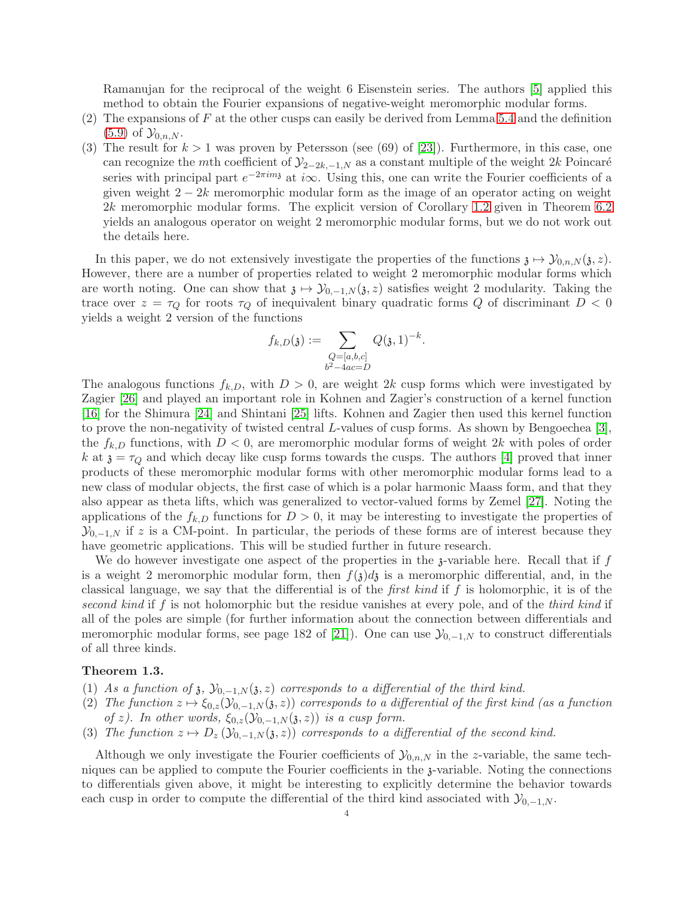Ramanujan for the reciprocal of the weight 6 Eisenstein series. The authors [5] applied this method to obtain the Fourier expansions of negative-weight meromorphic modular forms.

(2) The expansions of $F$ at the other cusps can easily be derived from Lemma 5.4 and the definition (5.9) of $\mathcal{Y}_{0,n,N}$.

(3) The result for $k > 1$ was proven by Petersson (see (69) of [23]). Furthermore, in this case, one can recognize the $m$th coefficient of $\mathcal{Y}_{2-2k,-1,N}$ as a constant multiple of the weight $2k$ Poincaré series with principal part $e^{-2\pi i m \mathfrak{z}}$ at $i\infty$. Using this, one can write the Fourier coefficients of a given weight $2-2k$ meromorphic modular form as the image of an operator acting on weight $2k$ meromorphic modular forms. The explicit version of Corollary 1.2 given in Theorem 6.2 yields an analogous operator on weight 2 meromorphic modular forms, but we do not work out the details here.

In this paper, we do not extensively investigate the properties of the functions $\mathfrak{z} \mapsto \mathcal{Y}_{0,n,N}(\mathfrak{z}, z)$. However, there are a number of properties related to weight 2 meromorphic modular forms which are worth noting. One can show that $\mathfrak{z} \mapsto \mathcal{Y}_{0,-1,N}(\mathfrak{z}, z)$ satisfies weight 2 modularity. Taking the trace over $z = \tau_Q$ for roots $\tau_Q$ of inequivalent binary quadratic forms $Q$ of discriminant $D < 0$ yields a weight 2 version of the functions

$$f_{k,D}(\mathfrak{z}) := \sum_{\substack{Q=[a,b,c]\\ b^2-4ac=D}} Q(\mathfrak{z}, 1)^{-k}.$$

The analogous functions $f_{k,D}$, with $D > 0$, are weight $2k$ cusp forms which were investigated by Zagier [26] and played an important role in Kohnen and Zagier's construction of a kernel function [16] for the Shimura [24] and Shintani [25] lifts. Kohnen and Zagier then used this kernel function to prove the non-negativity of twisted central $L$-values of cusp forms. As shown by Bengoechea [3], the $f_{k,D}$ functions, with $D < 0$, are meromorphic modular forms of weight $2k$ with poles of order $k$ at $\mathfrak{z} = \tau_Q$ and which decay like cusp forms towards the cusps. The authors [4] proved that inner products of these meromorphic modular forms with other meromorphic modular forms lead to a new class of modular objects, the first case of which is a polar harmonic Maass form, and that they also appear as theta lifts, which was generalized to vector-valued forms by Zemel [27]. Noting the applications of the $f_{k,D}$ functions for $D > 0$, it may be interesting to investigate the properties of $\mathcal{Y}_{0,-1,N}$ if $z$ is a CM-point. In particular, the periods of these forms are of interest because they have geometric applications. This will be studied further in future research.

We do however investigate one aspect of the properties in the $\mathfrak{z}$-variable here. Recall that if $f$ is a weight 2 meromorphic modular form, then $f(\mathfrak{z})d\mathfrak{z}$ is a meromorphic differential, and, in the classical language, we say that the differential is of the *first kind* if $f$ is holomorphic, it is of the *second kind* if $f$ is not holomorphic but the residue vanishes at every pole, and of the *third kind* if all of the poles are simple (for further information about the connection between differentials and meromorphic modular forms, see page 182 of [21]). One can use $\mathcal{Y}_{0,-1,N}$ to construct differentials of all three kinds.

**Theorem 1.3.**

(1) *As a function of $\mathfrak{z}$, $\mathcal{Y}_{0,-1,N}(\mathfrak{z}, z)$ corresponds to a differential of the third kind.*

(2) *The function $z \mapsto \xi_{0,z}(\mathcal{Y}_{0,-1,N}(\mathfrak{z}, z))$ corresponds to a differential of the first kind (as a function of $z$). In other words, $\xi_{0,z}(\mathcal{Y}_{0,-1,N}(\mathfrak{z}, z))$ is a cusp form.*

(3) *The function $z \mapsto D_z\left(\mathcal{Y}_{0,-1,N}(\mathfrak{z}, z)\right)$ corresponds to a differential of the second kind.*

Although we only investigate the Fourier coefficients of $\mathcal{Y}_{0,n,N}$ in the $z$-variable, the same techniques can be applied to compute the Fourier coefficients in the $\mathfrak{z}$-variable. Noting the connections to differentials given above, it might be interesting to explicitly determine the behavior towards each cusp in order to compute the differential of the third kind associated with $\mathcal{Y}_{0,-1,N}$.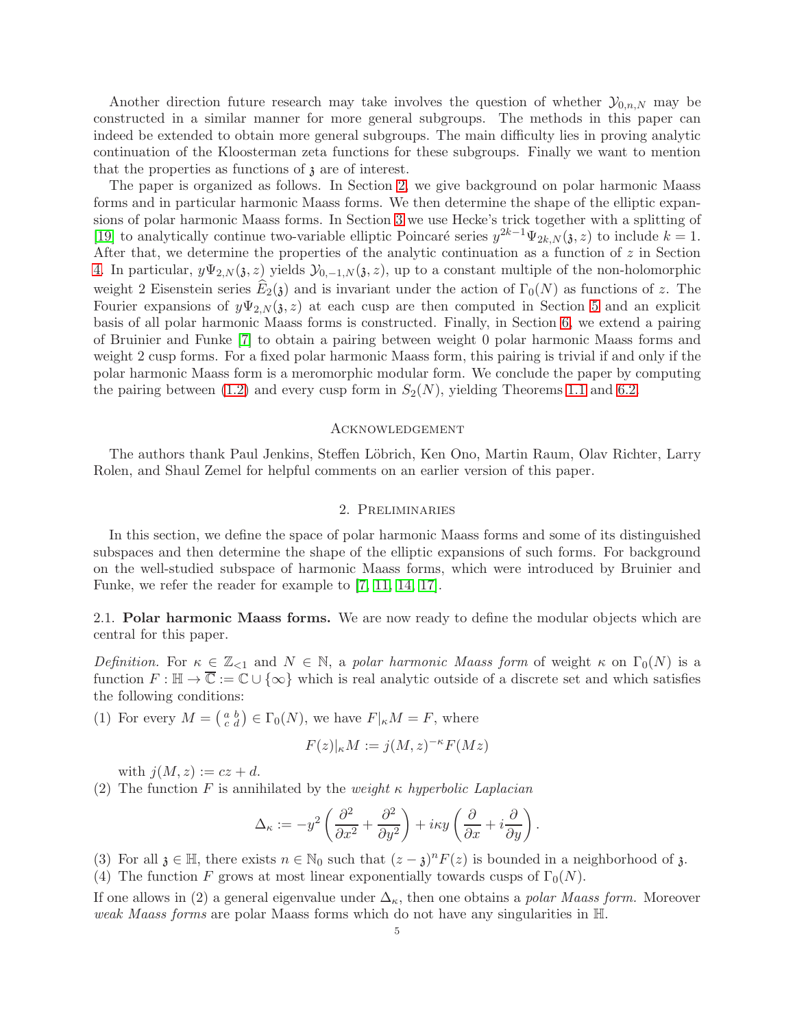Another direction future research may take involves the question of whether $\mathcal{Y}_{0,n,N}$ may be constructed in a similar manner for more general subgroups. The methods in this paper can indeed be extended to obtain more general subgroups. The main difficulty lies in proving analytic continuation of the Kloosterman zeta functions for these subgroups. Finally we want to mention that the properties as functions of $\mathfrak{z}$ are of interest.

The paper is organized as follows. In Section 2, we give background on polar harmonic Maass forms and in particular harmonic Maass forms. We then determine the shape of the elliptic expansions of polar harmonic Maass forms. In Section 3 we use Hecke's trick together with a splitting of [19] to analytically continue two-variable elliptic Poincaré series $y^{2k-1}\Psi_{2k,N}(\mathfrak{z},z)$ to include $k=1$. After that, we determine the properties of the analytic continuation as a function of $z$ in Section 4. In particular, $y\Psi_{2,N}(\mathfrak{z},z)$ yields $\mathcal{Y}_{0,-1,N}(\mathfrak{z},z)$, up to a constant multiple of the non-holomorphic weight 2 Eisenstein series $\widehat{E}_2(\mathfrak{z})$ and is invariant under the action of $\Gamma_0(N)$ as functions of $z$. The Fourier expansions of $y\Psi_{2,N}(\mathfrak{z},z)$ at each cusp are then computed in Section 5 and an explicit basis of all polar harmonic Maass forms is constructed. Finally, in Section 6, we extend a pairing of Bruinier and Funke [7] to obtain a pairing between weight 0 polar harmonic Maass forms and weight 2 cusp forms. For a fixed polar harmonic Maass form, this pairing is trivial if and only if the polar harmonic Maass form is a meromorphic modular form. We conclude the paper by computing the pairing between (1.2) and every cusp form in $S_2(N)$, yielding Theorems 1.1 and 6.2.

## Acknowledgement

The authors thank Paul Jenkins, Steffen Löbrich, Ken Ono, Martin Raum, Olav Richter, Larry Rolen, and Shaul Zemel for helpful comments on an earlier version of this paper.

## 2. Preliminaries

In this section, we define the space of polar harmonic Maass forms and some of its distinguished subspaces and then determine the shape of the elliptic expansions of such forms. For background on the well-studied subspace of harmonic Maass forms, which were introduced by Bruinier and Funke, we refer the reader for example to [7, 11, 14, 17].

### 2.1. Polar harmonic Maass forms.

We are now ready to define the modular objects which are central for this paper.

*Definition.* For $\kappa \in \mathbb{Z}_{<1}$ and $N \in \mathbb{N}$, a *polar harmonic Maass form* of weight $\kappa$ on $\Gamma_0(N)$ is a function $F : \mathbb{H} \to \overline{\mathbb{C}} := \mathbb{C} \cup \{\infty\}$ which is real analytic outside of a discrete set and which satisfies the following conditions:

(1) For every $M = \left(\begin{smallmatrix} a & b \\ c & d \end{smallmatrix}\right) \in \Gamma_0(N)$, we have $F|_\kappa M = F$, where

$$F(z)|_\kappa M := j(M,z)^{-\kappa} F(Mz)$$

with $j(M,z) := cz + d$.

(2) The function $F$ is annihilated by the *weight $\kappa$ hyperbolic Laplacian*

$$\Delta_\kappa := -y^2\left(\frac{\partial^2}{\partial x^2} + \frac{\partial^2}{\partial y^2}\right) + i\kappa y\left(\frac{\partial}{\partial x} + i\frac{\partial}{\partial y}\right).$$

(3) For all $\mathfrak{z} \in \mathbb{H}$, there exists $n \in \mathbb{N}_0$ such that $(z-\mathfrak{z})^n F(z)$ is bounded in a neighborhood of $\mathfrak{z}$.

(4) The function $F$ grows at most linear exponentially towards cusps of $\Gamma_0(N)$.

If one allows in (2) a general eigenvalue under $\Delta_\kappa$, then one obtains a *polar Maass form.* Moreover *weak Maass forms* are polar Maass forms which do not have any singularities in $\mathbb{H}$.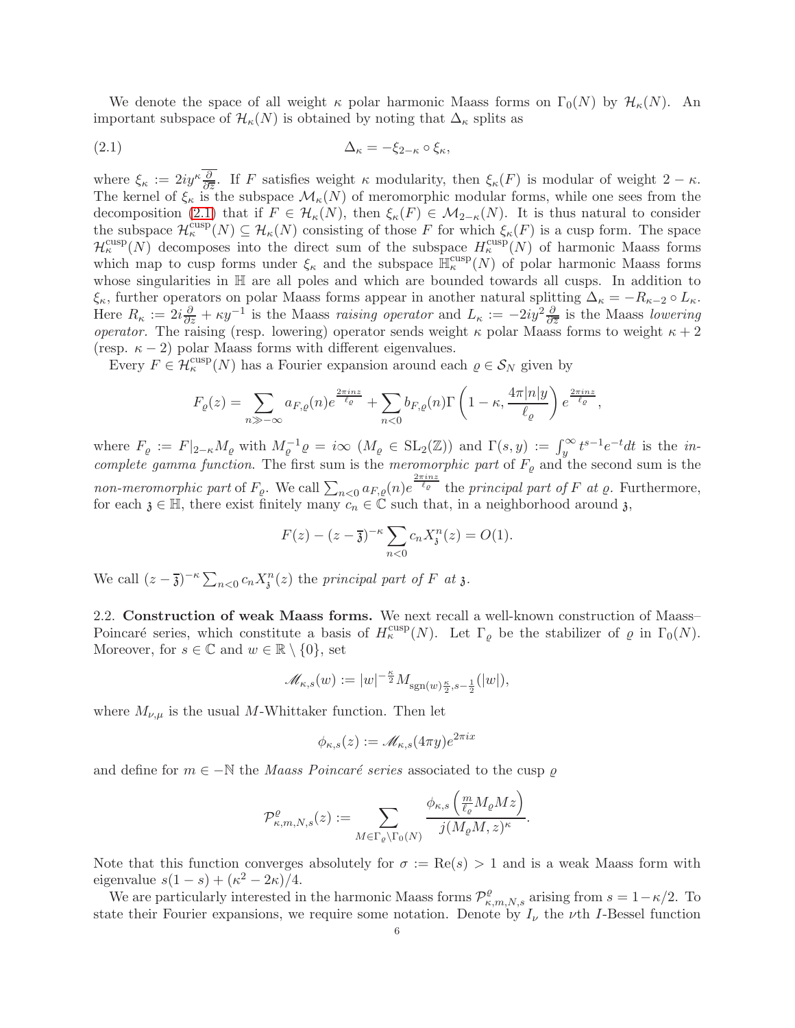We denote the space of all weight $\kappa$ polar harmonic Maass forms on $\Gamma_0(N)$ by $\mathcal{H}_\kappa(N)$. An important subspace of $\mathcal{H}_\kappa(N)$ is obtained by noting that $\Delta_\kappa$ splits as

$$\Delta_\kappa = -\xi_{2-\kappa} \circ \xi_\kappa, \tag{2.1}$$

where $\xi_\kappa := 2iy^\kappa \overline{\frac{\partial}{\partial \overline{z}}}$. If $F$ satisfies weight $\kappa$ modularity, then $\xi_\kappa(F)$ is modular of weight $2-\kappa$. The kernel of $\xi_\kappa$ is the subspace $\mathcal{M}_\kappa(N)$ of meromorphic modular forms, while one sees from the decomposition (2.1) that if $F \in \mathcal{H}_\kappa(N)$, then $\xi_\kappa(F) \in \mathcal{M}_{2-\kappa}(N)$. It is thus natural to consider the subspace $\mathcal{H}_\kappa^{\text{cusp}}(N) \subseteq \mathcal{H}_\kappa(N)$ consisting of those $F$ for which $\xi_\kappa(F)$ is a cusp form. The space $\mathcal{H}_\kappa^{\text{cusp}}(N)$ decomposes into the direct sum of the subspace $H_\kappa^{\text{cusp}}(N)$ of harmonic Maass forms which map to cusp forms under $\xi_\kappa$ and the subspace $\mathbb{H}_\kappa^{\text{cusp}}(N)$ of polar harmonic Maass forms whose singularities in $\mathbb{H}$ are all poles and which are bounded towards all cusps. In addition to $\xi_\kappa$, further operators on polar Maass forms appear in another natural splitting $\Delta_\kappa = -R_{\kappa-2} \circ L_\kappa$. Here $R_\kappa := 2i\frac{\partial}{\partial z} + \kappa y^{-1}$ is the Maass *raising operator* and $L_\kappa := -2iy^2 \frac{\partial}{\partial \overline{z}}$ is the Maass *lowering operator*. The raising (resp. lowering) operator sends weight $\kappa$ polar Maass forms to weight $\kappa+2$ (resp. $\kappa-2$) polar Maass forms with different eigenvalues.

Every $F \in \mathcal{H}_\kappa^{\text{cusp}}(N)$ has a Fourier expansion around each $\varrho \in \mathcal{S}_N$ given by

$$F_\varrho(z) = \sum_{n \gg -\infty} a_{F,\varrho}(n) e^{\frac{2\pi i n z}{\ell_\varrho}} + \sum_{n<0} b_{F,\varrho}(n) \Gamma\left(1-\kappa, \frac{4\pi |n| y}{\ell_\varrho}\right) e^{\frac{2\pi i n z}{\ell_\varrho}},$$

where $F_\varrho := F|_{2-\kappa} M_\varrho$ with $M_\varrho^{-1}\varrho = i\infty$ ($M_\varrho \in \mathrm{SL}_2(\mathbb{Z})$) and $\Gamma(s,y) := \int_y^\infty t^{s-1}e^{-t}dt$ is the *incomplete gamma function*. The first sum is the *meromorphic part* of $F_\varrho$ and the second sum is the *non-meromorphic part* of $F_\varrho$. We call $\sum_{n<0} a_{F,\varrho}(n) e^{\frac{2\pi i n z}{\ell_\varrho}}$ the *principal part of* $F$ *at* $\varrho$. Furthermore, for each $\mathfrak{z} \in \mathbb{H}$, there exist finitely many $c_n \in \mathbb{C}$ such that, in a neighborhood around $\mathfrak{z}$,

$$F(z) - (z-\overline{\mathfrak{z}})^{-\kappa} \sum_{n<0} c_n X_{\mathfrak{z}}^n(z) = O(1).$$

We call $(z-\overline{\mathfrak{z}})^{-\kappa} \sum_{n<0} c_n X_{\mathfrak{z}}^n(z)$ the *principal part of* $F$ *at* $\mathfrak{z}$.

## 2.2. Construction of weak Maass forms.

We next recall a well-known construction of Maass–Poincaré series, which constitute a basis of $H_\kappa^{\text{cusp}}(N)$. Let $\Gamma_\varrho$ be the stabilizer of $\varrho$ in $\Gamma_0(N)$. Moreover, for $s \in \mathbb{C}$ and $w \in \mathbb{R} \setminus \{0\}$, set

$$\mathscr{M}_{\kappa,s}(w) := |w|^{-\frac{\kappa}{2}} M_{\operatorname{sgn}(w)\frac{\kappa}{2}, s-\frac{1}{2}}(|w|),$$

where $M_{\nu,\mu}$ is the usual $M$-Whittaker function. Then let

$$\phi_{\kappa,s}(z) := \mathscr{M}_{\kappa,s}(4\pi y) e^{2\pi i x}$$

and define for $m \in -\mathbb{N}$ the *Maass Poincaré series* associated to the cusp $\varrho$

$$\mathcal{P}_{\kappa,m,N,s}^{\varrho}(z) := \sum_{M \in \Gamma_\varrho \backslash \Gamma_0(N)} \frac{\phi_{\kappa,s}\left(\frac{m}{\ell_\varrho} M_\varrho M z\right)}{j(M_\varrho M, z)^\kappa}.$$

Note that this function converges absolutely for $\sigma := \mathrm{Re}(s) > 1$ and is a weak Maass form with eigenvalue $s(1-s) + (\kappa^2 - 2\kappa)/4$.

We are particularly interested in the harmonic Maass forms $\mathcal{P}_{\kappa,m,N,s}^{\varrho}$ arising from $s = 1-\kappa/2$. To state their Fourier expansions, we require some notation. Denote by $I_\nu$ the $\nu$th $I$-Bessel function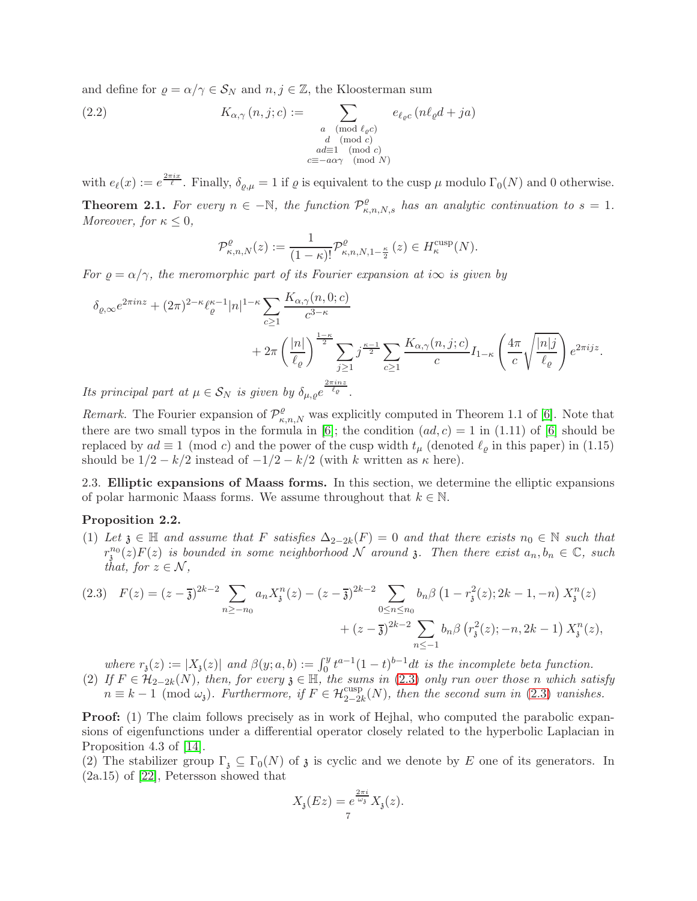and define for $\varrho = \alpha/\gamma \in \mathcal{S}_N$ and $n, j \in \mathbb{Z}$, the Kloosterman sum

$$K_{\alpha,\gamma}(n, j; c) := \sum_{\substack{a \pmod{\ell_\varrho c} \\ d \pmod{c} \\ ad \equiv 1 \pmod{c} \\ c \equiv -a\alpha\gamma \pmod{N}}} e_{\ell_\varrho c}\left(n\ell_\varrho d + ja\right) \tag{2.2}$$

with $e_\ell(x) := e^{\frac{2\pi i x}{\ell}}$. Finally, $\delta_{\varrho,\mu} = 1$ if $\varrho$ is equivalent to the cusp $\mu$ modulo $\Gamma_0(N)$ and 0 otherwise.

**Theorem 2.1.** *For every $n \in -\mathbb{N}$, the function $\mathcal{P}^{\varrho}_{\kappa,n,N,s}$ has an analytic continuation to $s = 1$. Moreover, for $\kappa \leq 0$,*

$$\mathcal{P}^{\varrho}_{\kappa,n,N}(z) := \frac{1}{(1-\kappa)!}\mathcal{P}^{\varrho}_{\kappa,n,N,1-\frac{\kappa}{2}}(z) \in H^{\text{cusp}}_{\kappa}(N).$$

*For $\varrho = \alpha/\gamma$, the meromorphic part of its Fourier expansion at $i\infty$ is given by*

$$\delta_{\varrho,\infty}e^{2\pi i n z} + (2\pi)^{2-\kappa}\ell_\varrho^{\kappa-1}|n|^{1-\kappa}\sum_{c\geq 1}\frac{K_{\alpha,\gamma}(n,0;c)}{c^{3-\kappa}} + 2\pi\left(\frac{|n|}{\ell_\varrho}\right)^{\frac{1-\kappa}{2}}\sum_{j\geq 1} j^{\frac{\kappa-1}{2}}\sum_{c\geq 1}\frac{K_{\alpha,\gamma}(n,j;c)}{c}I_{1-\kappa}\left(\frac{4\pi}{c}\sqrt{\frac{|n|j}{\ell_\varrho}}\right)e^{2\pi i j z}.$$

*Its principal part at $\mu \in \mathcal{S}_N$ is given by $\delta_{\mu,\varrho}e^{\frac{2\pi i n z}{\ell_\varrho}}$.*

*Remark.* The Fourier expansion of $\mathcal{P}^{\varrho}_{\kappa,n,N}$ was explicitly computed in Theorem 1.1 of [6]. Note that there are two small typos in the formula in [6]; the condition $(ad, c) = 1$ in (1.11) of [6] should be replaced by $ad \equiv 1 \pmod{c}$ and the power of the cusp width $t_\mu$ (denoted $\ell_\varrho$ in this paper) in (1.15) should be $1/2 - k/2$ instead of $-1/2 - k/2$ (with $k$ written as $\kappa$ here).

2.3. **Elliptic expansions of Maass forms.** In this section, we determine the elliptic expansions of polar harmonic Maass forms. We assume throughout that $k \in \mathbb{N}$.

**Proposition 2.2.**

(1) *Let $\mathfrak{z} \in \mathbb{H}$ and assume that $F$ satisfies $\Delta_{2-2k}(F) = 0$ and that there exists $n_0 \in \mathbb{N}$ such that $r_{\mathfrak{z}}^{n_0}(z)F(z)$ is bounded in some neighborhood $\mathcal{N}$ around $\mathfrak{z}$. Then there exist $a_n, b_n \in \mathbb{C}$, such that, for $z \in \mathcal{N}$,*

$$F(z) = (z-\overline{\mathfrak{z}})^{2k-2}\sum_{n\geq -n_0} a_n X_{\mathfrak{z}}^n(z) - (z-\overline{\mathfrak{z}})^{2k-2}\sum_{0\leq n\leq n_0} b_n\beta\left(1-r_{\mathfrak{z}}^2(z); 2k-1, -n\right)X_{\mathfrak{z}}^n(z) + (z-\overline{\mathfrak{z}})^{2k-2}\sum_{n\leq -1} b_n\beta\left(r_{\mathfrak{z}}^2(z); -n, 2k-1\right)X_{\mathfrak{z}}^n(z), \tag{2.3}$$

*where $r_{\mathfrak{z}}(z) := |X_{\mathfrak{z}}(z)|$ and $\beta(y; a, b) := \int_0^y t^{a-1}(1-t)^{b-1}dt$ is the incomplete beta function.*

(2) *If $F \in \mathcal{H}_{2-2k}(N)$, then, for every $\mathfrak{z} \in \mathbb{H}$, the sums in (2.3) only run over those $n$ which satisfy $n \equiv k-1 \pmod{\omega_{\mathfrak{z}}}$. Furthermore, if $F \in \mathcal{H}^{\text{cusp}}_{2-2k}(N)$, then the second sum in (2.3) vanishes.*

**Proof:** (1) The claim follows precisely as in work of Hejhal, who computed the parabolic expansions of eigenfunctions under a differential operator closely related to the hyperbolic Laplacian in Proposition 4.3 of [14].

(2) The stabilizer group $\Gamma_{\mathfrak{z}} \subseteq \Gamma_0(N)$ of $\mathfrak{z}$ is cyclic and we denote by $E$ one of its generators. In (2a.15) of [22], Petersson showed that

$$X_{\mathfrak{z}}(Ez) = e^{\frac{2\pi i}{\omega_{\mathfrak{z}}}}X_{\mathfrak{z}}(z).$$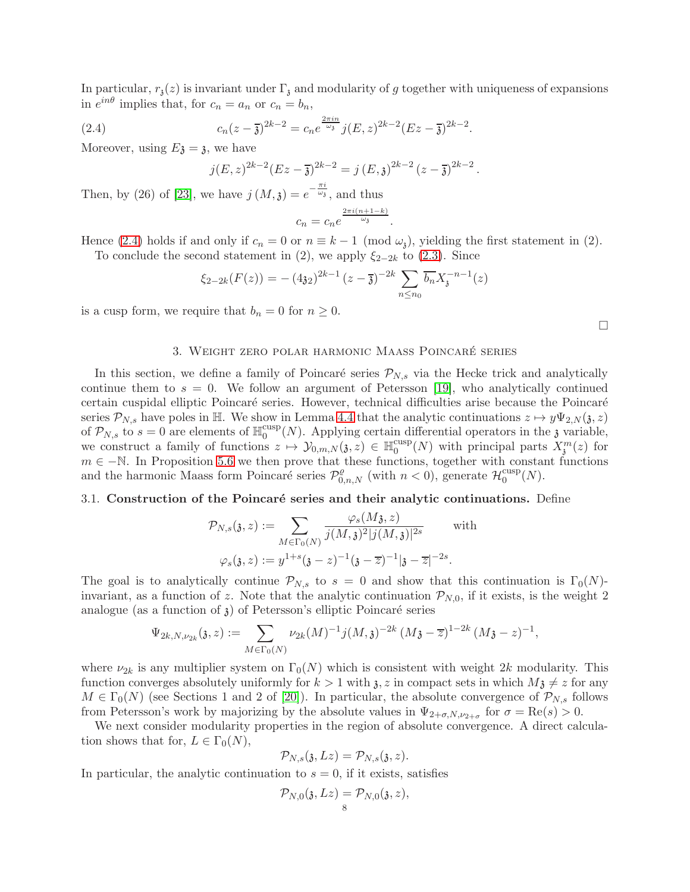In particular, $r_{\mathfrak{z}}(z)$ is invariant under $\Gamma_{\mathfrak{z}}$ and modularity of $g$ together with uniqueness of expansions in $e^{in\theta}$ implies that, for $c_n = a_n$ or $c_n = b_n$,

$$c_n(z-\overline{\mathfrak{z}})^{2k-2} = c_n e^{\frac{2\pi i n}{\omega_{\mathfrak{z}}}} j(E,z)^{2k-2}(Ez-\overline{\mathfrak{z}})^{2k-2}. \tag{2.4}$$

Moreover, using $E\mathfrak{z} = \mathfrak{z}$, we have

$$j(E,z)^{2k-2}(Ez-\overline{\mathfrak{z}})^{2k-2} = j\left(E,\mathfrak{z}\right)^{2k-2}\left(z-\overline{\mathfrak{z}}\right)^{2k-2}.$$

Then, by (26) of [23], we have $j\left(M,\mathfrak{z}\right) = e^{-\frac{\pi i}{\omega_{\mathfrak{z}}}}$, and thus

$$c_n = c_n e^{\frac{2\pi i(n+1-k)}{\omega_{\mathfrak{z}}}}.$$

Hence (2.4) holds if and only if $c_n = 0$ or $n \equiv k-1 \pmod{\omega_{\mathfrak{z}}}$, yielding the first statement in (2).

To conclude the second statement in (2), we apply $\xi_{2-2k}$ to (2.3). Since

$$\xi_{2-2k}(F(z)) = -\left(4\mathfrak{z}_2\right)^{2k-1}\left(z-\overline{\mathfrak{z}}\right)^{-2k}\sum_{n\leq n_0}\overline{b_n}X_{\mathfrak{z}}^{-n-1}(z)$$

is a cusp form, we require that $b_n = 0$ for $n \geq 0$.

$\square$

## 3. Weight zero polar harmonic Maass Poincaré series

In this section, we define a family of Poincaré series $\mathcal{P}_{N,s}$ via the Hecke trick and analytically continue them to $s=0$. We follow an argument of Petersson [19], who analytically continued certain cuspidal elliptic Poincaré series. However, technical difficulties arise because the Poincaré series $\mathcal{P}_{N,s}$ have poles in $\mathbb{H}$. We show in Lemma 4.4 that the analytic continuations $z \mapsto y\Psi_{2,N}(\mathfrak{z},z)$ of $\mathcal{P}_{N,s}$ to $s=0$ are elements of $\mathbb{H}_0^{\mathrm{cusp}}(N)$. Applying certain differential operators in the $\mathfrak{z}$ variable, we construct a family of functions $z \mapsto \mathcal{Y}_{0,m,N}(\mathfrak{z},z) \in \mathbb{H}_0^{\mathrm{cusp}}(N)$ with principal parts $X_{\mathfrak{z}}^m(z)$ for $m \in -\mathbb{N}$. In Proposition 5.6 we then prove that these functions, together with constant functions and the harmonic Maass form Poincaré series $\mathcal{P}_{0,n,N}^{\varrho}$ (with $n<0$), generate $\mathcal{H}_0^{\mathrm{cusp}}(N)$.

### 3.1. Construction of the Poincaré series and their analytic continuations.

Define

$$\mathcal{P}_{N,s}(\mathfrak{z},z) := \sum_{M\in\Gamma_0(N)}\frac{\varphi_s(M\mathfrak{z},z)}{j(M,\mathfrak{z})^2|j(M,\mathfrak{z})|^{2s}} \qquad \text{with}$$

$$\varphi_s(\mathfrak{z},z) := y^{1+s}(\mathfrak{z}-z)^{-1}(\mathfrak{z}-\overline{z})^{-1}|\mathfrak{z}-\overline{z}|^{-2s}.$$

The goal is to analytically continue $\mathcal{P}_{N,s}$ to $s=0$ and show that this continuation is $\Gamma_0(N)$-invariant, as a function of $z$. Note that the analytic continuation $\mathcal{P}_{N,0}$, if it exists, is the weight 2 analogue (as a function of $\mathfrak{z}$) of Petersson's elliptic Poincaré series

$$\Psi_{2k,N,\nu_{2k}}(\mathfrak{z},z) := \sum_{M\in\Gamma_0(N)}\nu_{2k}(M)^{-1}j(M,\mathfrak{z})^{-2k}\left(M\mathfrak{z}-\overline{z}\right)^{1-2k}\left(M\mathfrak{z}-z\right)^{-1},$$

where $\nu_{2k}$ is any multiplier system on $\Gamma_0(N)$ which is consistent with weight $2k$ modularity. This function converges absolutely uniformly for $k>1$ with $\mathfrak{z}, z$ in compact sets in which $M\mathfrak{z} \neq z$ for any $M \in \Gamma_0(N)$ (see Sections 1 and 2 of [20]). In particular, the absolute convergence of $\mathcal{P}_{N,s}$ follows from Petersson's work by majorizing by the absolute values in $\Psi_{2+\sigma,N,\nu_{2+\sigma}}$ for $\sigma = \mathrm{Re}(s) > 0$.

We next consider modularity properties in the region of absolute convergence. A direct calculation shows that for, $L \in \Gamma_0(N)$,

$$\mathcal{P}_{N,s}(\mathfrak{z},Lz) = \mathcal{P}_{N,s}(\mathfrak{z},z).$$

In particular, the analytic continuation to $s=0$, if it exists, satisfies

$$\mathcal{P}_{N,0}(\mathfrak{z},Lz) = \mathcal{P}_{N,0}(\mathfrak{z},z),$$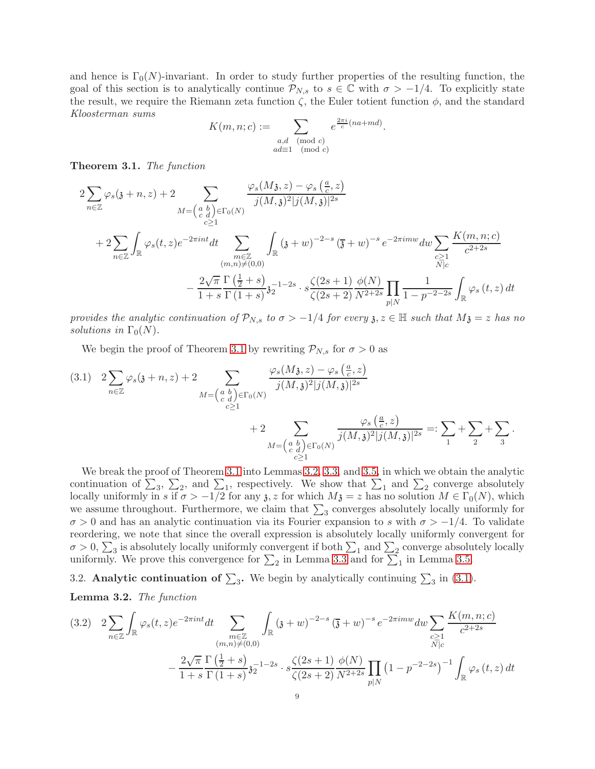and hence is $\Gamma_0(N)$-invariant. In order to study further properties of the resulting function, the goal of this section is to analytically continue $\mathcal{P}_{N,s}$ to $s \in \mathbb{C}$ with $\sigma > -1/4$. To explicitly state the result, we require the Riemann zeta function $\zeta$, the Euler totient function $\phi$, and the standard *Kloosterman sums*

$$K(m,n;c) := \sum_{\substack{a,d \pmod c \\ ad \equiv 1 \pmod c}} e^{\frac{2\pi i}{c}(na+md)}.$$

**Theorem 3.1.** *The function*

$$2\sum_{n\in\mathbb{Z}} \varphi_s(\mathfrak{z}+n, z) + 2 \sum_{\substack{M=\left(\begin{smallmatrix} a & b \\ c & d\end{smallmatrix}\right)\in\Gamma_0(N) \\ c\geq 1}} \frac{\varphi_s(M\mathfrak{z}, z) - \varphi_s\left(\frac{a}{c}, z\right)}{j(M,\mathfrak{z})^2 |j(M,\mathfrak{z})|^{2s}}$$
$$+ 2\sum_{n\in\mathbb{Z}} \int_{\mathbb{R}} \varphi_s(t,z) e^{-2\pi i n t} dt \sum_{\substack{m\in\mathbb{Z} \\ (m,n)\neq(0,0)}} \int_{\mathbb{R}} (\mathfrak{z}+w)^{-2-s} \left(\overline{\mathfrak{z}}+w\right)^{-s} e^{-2\pi i m w} dw \sum_{\substack{c\geq 1 \\ N|c}} \frac{K(m,n;c)}{c^{2+2s}}$$
$$- \frac{2\sqrt{\pi}}{1+s} \frac{\Gamma\left(\frac{1}{2}+s\right)}{\Gamma(1+s)} \mathfrak{z}_2^{-1-2s} \cdot s \frac{\zeta(2s+1)}{\zeta(2s+2)} \frac{\phi(N)}{N^{2+2s}} \prod_{p|N} \frac{1}{1-p^{-2-2s}} \int_{\mathbb{R}} \varphi_s(t,z)\, dt$$

*provides the analytic continuation of $\mathcal{P}_{N,s}$ to $\sigma > -1/4$ for every $\mathfrak{z}, z \in \mathbb{H}$ such that $M\mathfrak{z} = z$ has no solutions in $\Gamma_0(N)$.*

We begin the proof of Theorem 3.1 by rewriting $\mathcal{P}_{N,s}$ for $\sigma > 0$ as

$$(3.1)\quad 2\sum_{n\in\mathbb{Z}} \varphi_s(\mathfrak{z}+n, z) + 2 \sum_{\substack{M=\left(\begin{smallmatrix} a & b \\ c & d\end{smallmatrix}\right)\in\Gamma_0(N) \\ c\geq 1}} \frac{\varphi_s(M\mathfrak{z}, z) - \varphi_s\left(\frac{a}{c}, z\right)}{j(M,\mathfrak{z})^2 |j(M,\mathfrak{z})|^{2s}}$$
$$+ 2 \sum_{\substack{M=\left(\begin{smallmatrix} a & b \\ c & d\end{smallmatrix}\right)\in\Gamma_0(N) \\ c\geq 1}} \frac{\varphi_s\left(\frac{a}{c}, z\right)}{j(M,\mathfrak{z})^2 |j(M,\mathfrak{z})|^{2s}} =: \sum_1 + \sum_2 + \sum_3.$$

We break the proof of Theorem 3.1 into Lemmas 3.2, 3.3, and 3.5, in which we obtain the analytic continuation of $\sum_3$, $\sum_2$, and $\sum_1$, respectively. We show that $\sum_1$ and $\sum_2$ converge absolutely locally uniformly in $s$ if $\sigma > -1/2$ for any $\mathfrak{z}, z$ for which $M\mathfrak{z} = z$ has no solution $M \in \Gamma_0(N)$, which we assume throughout. Furthermore, we claim that $\sum_3$ converges absolutely locally uniformly for $\sigma > 0$ and has an analytic continuation via its Fourier expansion to $s$ with $\sigma > -1/4$. To validate reordering, we note that since the overall expression is absolutely locally uniformly convergent for $\sigma > 0$, $\sum_3$ is absolutely locally uniformly convergent if both $\sum_1$ and $\sum_2$ converge absolutely locally uniformly. We prove this convergence for $\sum_2$ in Lemma 3.3 and for $\sum_1$ in Lemma 3.5.

3.2. **Analytic continuation of $\sum_3$.** We begin by analytically continuing $\sum_3$ in (3.1).

**Lemma 3.2.** *The function*

$$(3.2)\quad 2\sum_{n\in\mathbb{Z}} \int_{\mathbb{R}} \varphi_s(t,z) e^{-2\pi i n t} dt \sum_{\substack{m\in\mathbb{Z} \\ (m,n)\neq(0,0)}} \int_{\mathbb{R}} (\mathfrak{z}+w)^{-2-s} \left(\overline{\mathfrak{z}}+w\right)^{-s} e^{-2\pi i m w} dw \sum_{\substack{c\geq 1 \\ N|c}} \frac{K(m,n;c)}{c^{2+2s}}$$
$$- \frac{2\sqrt{\pi}}{1+s} \frac{\Gamma\left(\frac{1}{2}+s\right)}{\Gamma(1+s)} \mathfrak{z}_2^{-1-2s} \cdot s \frac{\zeta(2s+1)}{\zeta(2s+2)} \frac{\phi(N)}{N^{2+2s}} \prod_{p|N} \left(1-p^{-2-2s}\right)^{-1} \int_{\mathbb{R}} \varphi_s(t,z)\, dt$$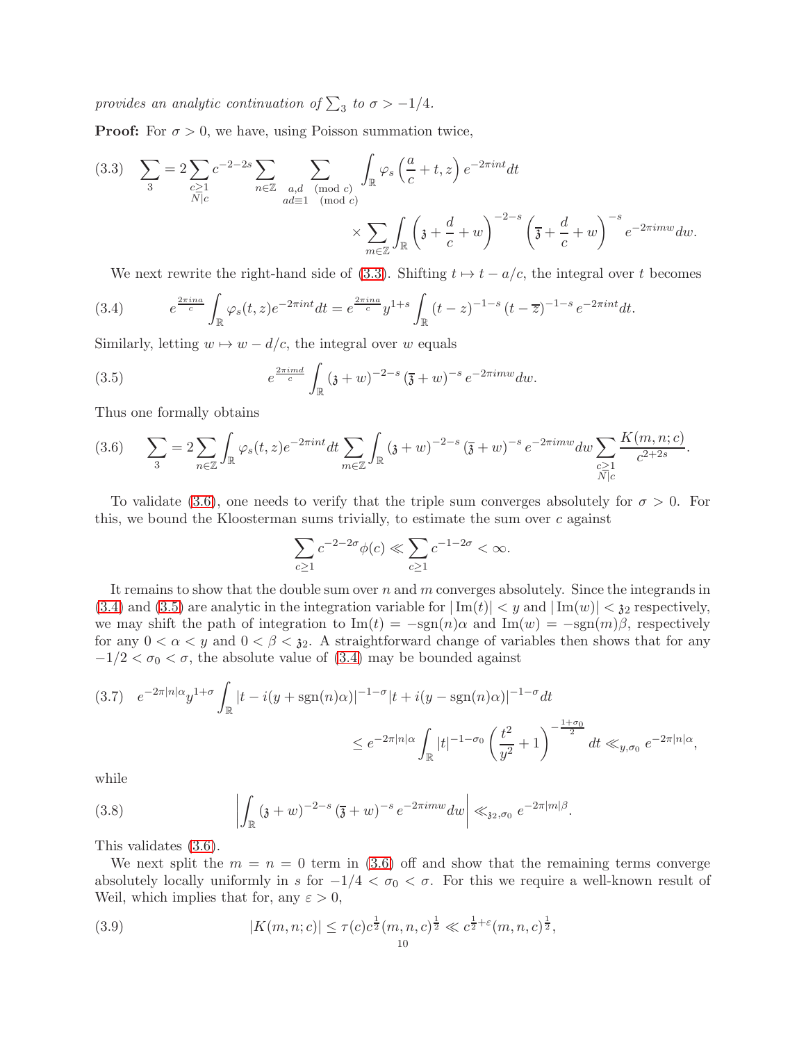*provides an analytic continuation of $\sum_3$ to $\sigma > -1/4$.*

**Proof:** For $\sigma > 0$, we have, using Poisson summation twice,

$$\sum_3 = 2\sum_{\substack{c\geq 1\\ N|c}} c^{-2-2s} \sum_{n\in\mathbb{Z}} \sum_{\substack{a,d \pmod c\\ ad\equiv 1 \pmod c}} \int_{\mathbb{R}} \varphi_s\left(\frac{a}{c}+t, z\right) e^{-2\pi i n t} dt \times \sum_{m\in\mathbb{Z}} \int_{\mathbb{R}} \left(\mathfrak{z}+\frac{d}{c}+w\right)^{-2-s} \left(\overline{\mathfrak{z}}+\frac{d}{c}+w\right)^{-s} e^{-2\pi i m w} dw. \tag{3.3}$$

We next rewrite the right-hand side of (3.3). Shifting $t\mapsto t-a/c$, the integral over $t$ becomes

$$e^{\frac{2\pi i n a}{c}} \int_{\mathbb{R}} \varphi_s(t,z) e^{-2\pi i n t} dt = e^{\frac{2\pi i n a}{c}} y^{1+s} \int_{\mathbb{R}} (t-z)^{-1-s} (t-\overline{z})^{-1-s} e^{-2\pi i n t} dt. \tag{3.4}$$

Similarly, letting $w\mapsto w-d/c$, the integral over $w$ equals

$$e^{\frac{2\pi i m d}{c}} \int_{\mathbb{R}} (\mathfrak{z}+w)^{-2-s} (\overline{\mathfrak{z}}+w)^{-s} e^{-2\pi i m w} dw. \tag{3.5}$$

Thus one formally obtains

$$\sum_3 = 2\sum_{n\in\mathbb{Z}} \int_{\mathbb{R}} \varphi_s(t,z) e^{-2\pi i n t} dt \sum_{m\in\mathbb{Z}} \int_{\mathbb{R}} (\mathfrak{z}+w)^{-2-s} (\overline{\mathfrak{z}}+w)^{-s} e^{-2\pi i m w} dw \sum_{\substack{c\geq 1\\ N|c}} \frac{K(m,n;c)}{c^{2+2s}}. \tag{3.6}$$

To validate (3.6), one needs to verify that the triple sum converges absolutely for $\sigma > 0$. For this, we bound the Kloosterman sums trivially, to estimate the sum over $c$ against

$$\sum_{c\geq 1} c^{-2-2\sigma}\phi(c) \ll \sum_{c\geq 1} c^{-1-2\sigma} < \infty.$$

It remains to show that the double sum over $n$ and $m$ converges absolutely. Since the integrands in (3.4) and (3.5) are analytic in the integration variable for $|\operatorname{Im}(t)| < y$ and $|\operatorname{Im}(w)| < \mathfrak{z}_2$ respectively, we may shift the path of integration to $\operatorname{Im}(t) = -\operatorname{sgn}(n)\alpha$ and $\operatorname{Im}(w) = -\operatorname{sgn}(m)\beta$, respectively for any $0<\alpha<y$ and $0<\beta<\mathfrak{z}_2$. A straightforward change of variables then shows that for any $-1/2 < \sigma_0 < \sigma$, the absolute value of (3.4) may be bounded against

$$e^{-2\pi|n|\alpha} y^{1+\sigma} \int_{\mathbb{R}} |t-i(y+\operatorname{sgn}(n)\alpha)|^{-1-\sigma} |t+i(y-\operatorname{sgn}(n)\alpha)|^{-1-\sigma} dt \leq e^{-2\pi|n|\alpha} \int_{\mathbb{R}} |t|^{-1-\sigma_0} \left(\frac{t^2}{y^2}+1\right)^{-\frac{1+\sigma_0}{2}} dt \ll_{y,\sigma_0} e^{-2\pi|n|\alpha}, \tag{3.7}$$

while

$$\left| \int_{\mathbb{R}} (\mathfrak{z}+w)^{-2-s} (\overline{\mathfrak{z}}+w)^{-s} e^{-2\pi i m w} dw \right| \ll_{\mathfrak{z}_2,\sigma_0} e^{-2\pi|m|\beta}. \tag{3.8}$$

This validates (3.6).

We next split the $m=n=0$ term in (3.6) off and show that the remaining terms converge absolutely locally uniformly in $s$ for $-1/4 < \sigma_0 < \sigma$. For this we require a well-known result of Weil, which implies that for, any $\varepsilon > 0$,

$$|K(m,n;c)| \leq \tau(c) c^{\frac{1}{2}} (m,n,c)^{\frac{1}{2}} \ll c^{\frac{1}{2}+\varepsilon} (m,n,c)^{\frac{1}{2}}, \tag{3.9}$$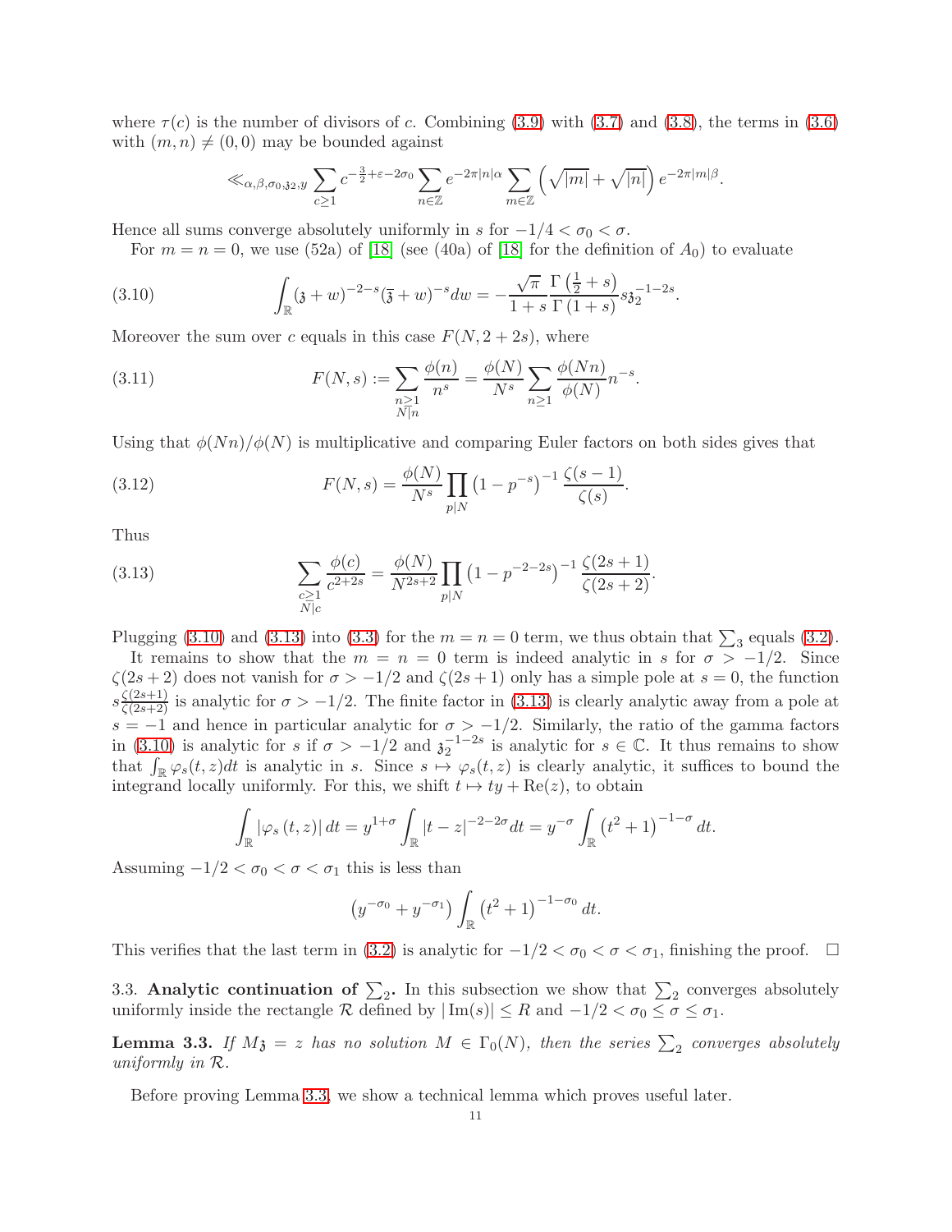where $\tau(c)$ is the number of divisors of $c$. Combining (3.9) with (3.7) and (3.8), the terms in (3.6) with $(m,n) \neq (0,0)$ may be bounded against

$$\ll_{\alpha,\beta,\sigma_0,\mathfrak{z}_2,y} \sum_{c\geq 1} c^{-\frac{3}{2}+\varepsilon-2\sigma_0} \sum_{n\in\mathbb{Z}} e^{-2\pi|n|\alpha} \sum_{m\in\mathbb{Z}} \left(\sqrt{|m|}+\sqrt{|n|}\right) e^{-2\pi|m|\beta}.$$

Hence all sums converge absolutely uniformly in $s$ for $-1/4 < \sigma_0 < \sigma$.

For $m = n = 0$, we use (52a) of [18] (see (40a) of [18] for the definition of $A_0$) to evaluate

$$\int_{\mathbb{R}} (\mathfrak{z}+w)^{-2-s}(\overline{\mathfrak{z}}+w)^{-s} dw = -\frac{\sqrt{\pi}}{1+s}\frac{\Gamma\left(\frac{1}{2}+s\right)}{\Gamma(1+s)} s\mathfrak{z}_2^{-1-2s}. \tag{3.10}$$

Moreover the sum over $c$ equals in this case $F(N, 2+2s)$, where

$$F(N,s) := \sum_{\substack{n\geq 1\\ N|n}} \frac{\phi(n)}{n^s} = \frac{\phi(N)}{N^s}\sum_{n\geq 1}\frac{\phi(Nn)}{\phi(N)} n^{-s}. \tag{3.11}$$

Using that $\phi(Nn)/\phi(N)$ is multiplicative and comparing Euler factors on both sides gives that

$$F(N,s) = \frac{\phi(N)}{N^s}\prod_{p|N}\left(1-p^{-s}\right)^{-1}\frac{\zeta(s-1)}{\zeta(s)}. \tag{3.12}$$

Thus

$$\sum_{\substack{c\geq 1\\ N|c}} \frac{\phi(c)}{c^{2+2s}} = \frac{\phi(N)}{N^{2s+2}}\prod_{p|N}\left(1-p^{-2-2s}\right)^{-1}\frac{\zeta(2s+1)}{\zeta(2s+2)}. \tag{3.13}$$

Plugging (3.10) and (3.13) into (3.3) for the $m = n = 0$ term, we thus obtain that $\sum_3$ equals (3.2).

It remains to show that the $m = n = 0$ term is indeed analytic in $s$ for $\sigma > -1/2$. Since $\zeta(2s+2)$ does not vanish for $\sigma > -1/2$ and $\zeta(2s+1)$ only has a simple pole at $s = 0$, the function $s\frac{\zeta(2s+1)}{\zeta(2s+2)}$ is analytic for $\sigma > -1/2$. The finite factor in (3.13) is clearly analytic away from a pole at $s = -1$ and hence in particular analytic for $\sigma > -1/2$. Similarly, the ratio of the gamma factors in (3.10) is analytic for $s$ if $\sigma > -1/2$ and $\mathfrak{z}_2^{-1-2s}$ is analytic for $s \in \mathbb{C}$. It thus remains to show that $\int_{\mathbb{R}} \varphi_s(t,z)dt$ is analytic in $s$. Since $s \mapsto \varphi_s(t,z)$ is clearly analytic, it suffices to bound the integrand locally uniformly. For this, we shift $t \mapsto ty + \mathrm{Re}(z)$, to obtain

$$\int_{\mathbb{R}} |\varphi_s(t,z)|\, dt = y^{1+\sigma}\int_{\mathbb{R}} |t-z|^{-2-2\sigma} dt = y^{-\sigma}\int_{\mathbb{R}} \left(t^2+1\right)^{-1-\sigma} dt.$$

Assuming $-1/2 < \sigma_0 < \sigma < \sigma_1$ this is less than

$$\left(y^{-\sigma_0}+y^{-\sigma_1}\right)\int_{\mathbb{R}}\left(t^2+1\right)^{-1-\sigma_0} dt.$$

This verifies that the last term in (3.2) is analytic for $-1/2 < \sigma_0 < \sigma < \sigma_1$, finishing the proof. $\square$

### 3.3. Analytic continuation of $\sum_2$.

In this subsection we show that $\sum_2$ converges absolutely uniformly inside the rectangle $\mathcal{R}$ defined by $|\mathrm{Im}(s)| \leq R$ and $-1/2 < \sigma_0 \leq \sigma \leq \sigma_1$.

**Lemma 3.3.** *If $M\mathfrak{z} = z$ has no solution $M \in \Gamma_0(N)$, then the series $\sum_2$ converges absolutely uniformly in $\mathcal{R}$.*

Before proving Lemma 3.3, we show a technical lemma which proves useful later.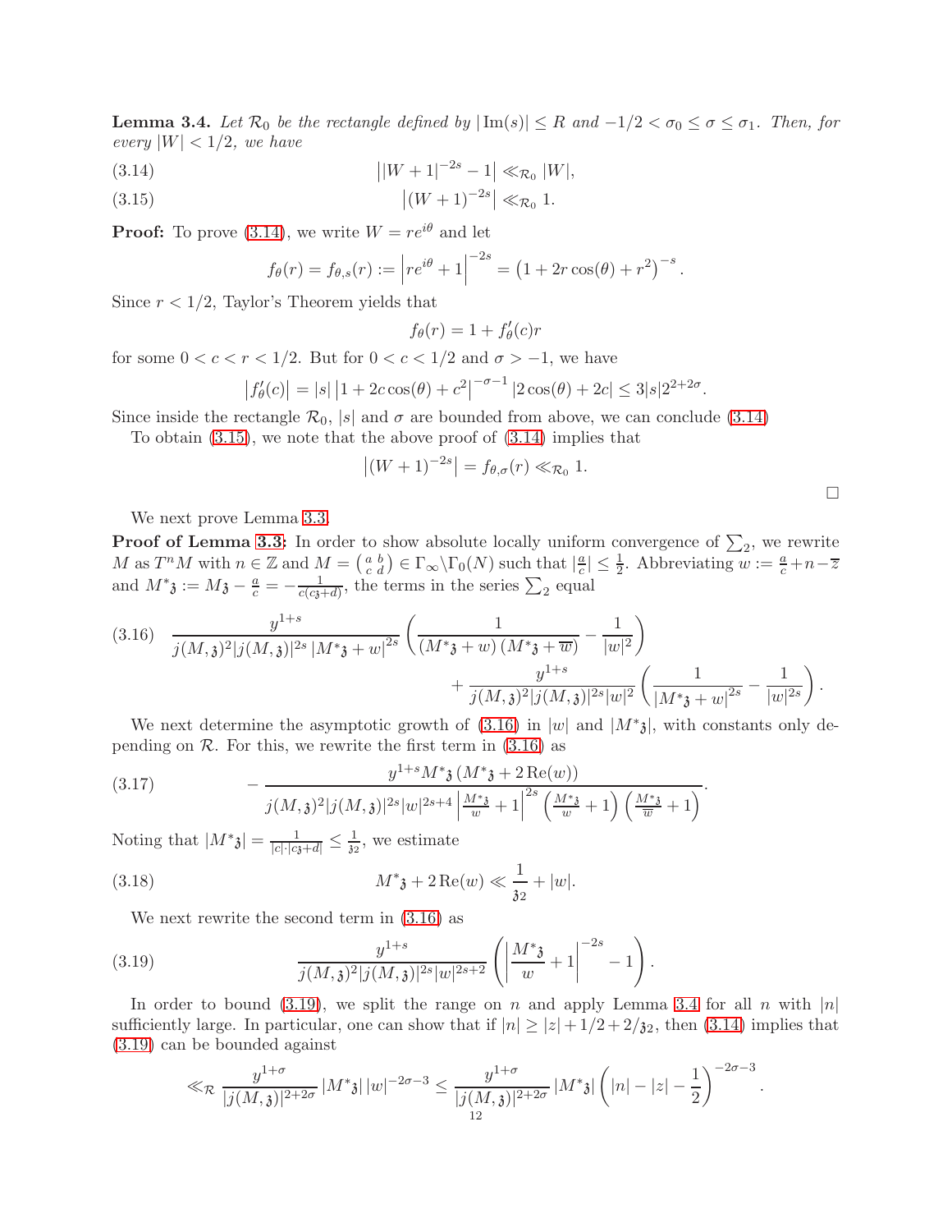**Lemma 3.4.** *Let $\mathcal{R}_0$ be the rectangle defined by $|\operatorname{Im}(s)| \le R$ and $-1/2 < \sigma_0 \le \sigma \le \sigma_1$. Then, for every $|W| < 1/2$, we have*

$$\left||W+1|^{-2s} - 1\right| \ll_{\mathcal{R}_0} |W|, \tag{3.14}$$

$$\left|(W+1)^{-2s}\right| \ll_{\mathcal{R}_0} 1. \tag{3.15}$$

**Proof:** To prove (3.14), we write $W = re^{i\theta}$ and let

$$f_\theta(r) = f_{\theta,s}(r) := \left|re^{i\theta}+1\right|^{-2s} = \left(1 + 2r\cos(\theta) + r^2\right)^{-s}.$$

Since $r < 1/2$, Taylor's Theorem yields that

$$f_\theta(r) = 1 + f_\theta'(c)r$$

for some $0 < c < r < 1/2$. But for $0 < c < 1/2$ and $\sigma > -1$, we have

$$\left|f_\theta'(c)\right| = |s| \left|1 + 2c\cos(\theta) + c^2\right|^{-\sigma-1} |2\cos(\theta) + 2c| \le 3|s|2^{2+2\sigma}.$$

Since inside the rectangle $\mathcal{R}_0$, $|s|$ and $\sigma$ are bounded from above, we can conclude (3.14)

To obtain (3.15), we note that the above proof of (3.14) implies that

$$\left|(W+1)^{-2s}\right| = f_{\theta,\sigma}(r) \ll_{\mathcal{R}_0} 1.$$

$\square$

We next prove Lemma 3.3.

**Proof of Lemma 3.3:** In order to show absolute locally uniform convergence of $\sum_2$, we rewrite $M$ as $T^n M$ with $n \in \mathbb{Z}$ and $M = \left(\begin{smallmatrix} a & b \\ c & d \end{smallmatrix}\right) \in \Gamma_\infty \backslash \Gamma_0(N)$ such that $|\frac{a}{c}| \le \frac{1}{2}$. Abbreviating $w := \frac{a}{c} + n - \overline{z}$ and $M^*\mathfrak{z} := M\mathfrak{z} - \frac{a}{c} = -\frac{1}{c(c\mathfrak{z}+d)}$, the terms in the series $\sum_2$ equal

$$\frac{y^{1+s}}{j(M,\mathfrak{z})^2 |j(M,\mathfrak{z})|^{2s} \left|M^*\mathfrak{z} + w\right|^{2s}} \left(\frac{1}{\left(M^*\mathfrak{z} + w\right)\left(M^*\mathfrak{z} + \overline{w}\right)} - \frac{1}{|w|^2}\right) \\ + \frac{y^{1+s}}{j(M,\mathfrak{z})^2 |j(M,\mathfrak{z})|^{2s} |w|^2} \left(\frac{1}{\left|M^*\mathfrak{z} + w\right|^{2s}} - \frac{1}{|w|^{2s}}\right). \tag{3.16}$$

We next determine the asymptotic growth of (3.16) in $|w|$ and $|M^*\mathfrak{z}|$, with constants only depending on $\mathcal{R}$. For this, we rewrite the first term in (3.16) as

$$-\frac{y^{1+s} M^*\mathfrak{z}\left(M^*\mathfrak{z} + 2\operatorname{Re}(w)\right)}{j(M,\mathfrak{z})^2 |j(M,\mathfrak{z})|^{2s} |w|^{2s+4} \left|\frac{M^*\mathfrak{z}}{w} + 1\right|^{2s} \left(\frac{M^*\mathfrak{z}}{w} + 1\right)\left(\frac{M^*\mathfrak{z}}{\overline{w}} + 1\right)}. \tag{3.17}$$

Noting that $|M^*\mathfrak{z}| = \frac{1}{|c|\cdot|c\mathfrak{z}+d|} \le \frac{1}{\mathfrak{z}_2}$, we estimate

$$M^*\mathfrak{z} + 2\operatorname{Re}(w) \ll \frac{1}{\mathfrak{z}_2} + |w|. \tag{3.18}$$

We next rewrite the second term in (3.16) as

$$\frac{y^{1+s}}{j(M,\mathfrak{z})^2 |j(M,\mathfrak{z})|^{2s} |w|^{2s+2}} \left(\left|\frac{M^*\mathfrak{z}}{w} + 1\right|^{-2s} - 1\right). \tag{3.19}$$

In order to bound (3.19), we split the range on $n$ and apply Lemma 3.4 for all $n$ with $|n|$ sufficiently large. In particular, one can show that if $|n| \ge |z| + 1/2 + 2/\mathfrak{z}_2$, then (3.14) implies that (3.19) can be bounded against

$$\ll_{\mathcal{R}} \frac{y^{1+\sigma}}{|j(M,\mathfrak{z})|^{2+2\sigma}} \left|M^*\mathfrak{z}\right| |w|^{-2\sigma-3} \le \frac{y^{1+\sigma}}{|j(M,\mathfrak{z})|^{2+2\sigma}} \left|M^*\mathfrak{z}\right| \left(|n| - |z| - \frac{1}{2}\right)^{-2\sigma-3}.$$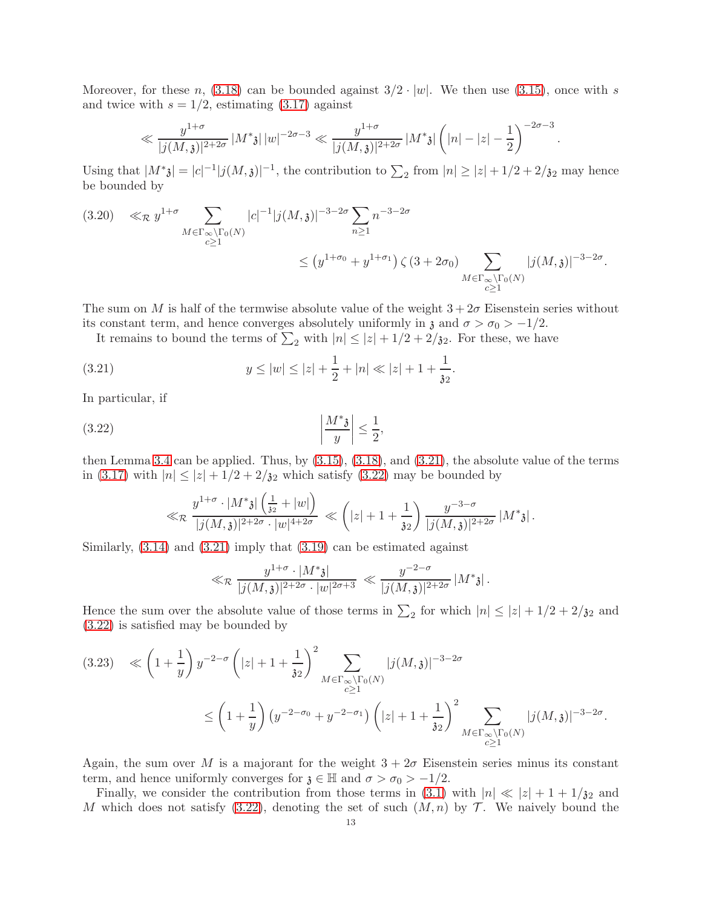Moreover, for these $n$, (3.18) can be bounded against $3/2 \cdot |w|$. We then use (3.15), once with $s$ and twice with $s = 1/2$, estimating (3.17) against

$$\ll \frac{y^{1+\sigma}}{|j(M,\mathfrak{z})|^{2+2\sigma}} |M^*\mathfrak{z}| \, |w|^{-2\sigma-3} \ll \frac{y^{1+\sigma}}{|j(M,\mathfrak{z})|^{2+2\sigma}} |M^*\mathfrak{z}| \left(|n| - |z| - \frac{1}{2}\right)^{-2\sigma-3}.$$

Using that $|M^*\mathfrak{z}| = |c|^{-1}|j(M,\mathfrak{z})|^{-1}$, the contribution to $\sum_2$ from $|n| \geq |z| + 1/2 + 2/\mathfrak{z}_2$ may hence be bounded by

$$\begin{aligned}(3.20) \quad &\ll_{\mathcal{R}} y^{1+\sigma} \sum_{\substack{M \in \Gamma_\infty \backslash \Gamma_0(N) \\ c \geq 1}} |c|^{-1} |j(M,\mathfrak{z})|^{-3-2\sigma} \sum_{n \geq 1} n^{-3-2\sigma} \\ &\leq \left(y^{1+\sigma_0} + y^{1+\sigma_1}\right) \zeta\left(3 + 2\sigma_0\right) \sum_{\substack{M \in \Gamma_\infty \backslash \Gamma_0(N) \\ c \geq 1}} |j(M,\mathfrak{z})|^{-3-2\sigma}.\end{aligned}$$

The sum on $M$ is half of the termwise absolute value of the weight $3+2\sigma$ Eisenstein series without its constant term, and hence converges absolutely uniformly in $\mathfrak{z}$ and $\sigma > \sigma_0 > -1/2$.

It remains to bound the terms of $\sum_2$ with $|n| \leq |z| + 1/2 + 2/\mathfrak{z}_2$. For these, we have

$$(3.21) \qquad y \leq |w| \leq |z| + \frac{1}{2} + |n| \ll |z| + 1 + \frac{1}{\mathfrak{z}_2}.$$

In particular, if

$$(3.22) \qquad \left| \frac{M^*\mathfrak{z}}{y} \right| \leq \frac{1}{2},$$

then Lemma 3.4 can be applied. Thus, by (3.15), (3.18), and (3.21), the absolute value of the terms in (3.17) with $|n| \leq |z| + 1/2 + 2/\mathfrak{z}_2$ which satisfy (3.22) may be bounded by

$$\ll_{\mathcal{R}} \frac{y^{1+\sigma} \cdot |M^*\mathfrak{z}| \left(\frac{1}{\mathfrak{z}_2} + |w|\right)}{|j(M,\mathfrak{z})|^{2+2\sigma} \cdot |w|^{4+2\sigma}} \ll \left(|z| + 1 + \frac{1}{\mathfrak{z}_2}\right) \frac{y^{-3-\sigma}}{|j(M,\mathfrak{z})|^{2+2\sigma}} |M^*\mathfrak{z}|.$$

Similarly, (3.14) and (3.21) imply that (3.19) can be estimated against

$$\ll_{\mathcal{R}} \frac{y^{1+\sigma} \cdot |M^*\mathfrak{z}|}{|j(M,\mathfrak{z})|^{2+2\sigma} \cdot |w|^{2\sigma+3}} \ll \frac{y^{-2-\sigma}}{|j(M,\mathfrak{z})|^{2+2\sigma}} |M^*\mathfrak{z}|.$$

Hence the sum over the absolute value of those terms in $\sum_2$ for which $|n| \leq |z| + 1/2 + 2/\mathfrak{z}_2$ and (3.22) is satisfied may be bounded by

$$\begin{aligned}(3.23) \quad &\ll \left(1 + \frac{1}{y}\right) y^{-2-\sigma} \left(|z| + 1 + \frac{1}{\mathfrak{z}_2}\right)^2 \sum_{\substack{M \in \Gamma_\infty \backslash \Gamma_0(N) \\ c \geq 1}} |j(M,\mathfrak{z})|^{-3-2\sigma} \\ &\leq \left(1 + \frac{1}{y}\right) \left(y^{-2-\sigma_0} + y^{-2-\sigma_1}\right) \left(|z| + 1 + \frac{1}{\mathfrak{z}_2}\right)^2 \sum_{\substack{M \in \Gamma_\infty \backslash \Gamma_0(N) \\ c \geq 1}} |j(M,\mathfrak{z})|^{-3-2\sigma}.\end{aligned}$$

Again, the sum over $M$ is a majorant for the weight $3+2\sigma$ Eisenstein series minus its constant term, and hence uniformly converges for $\mathfrak{z} \in \mathbb{H}$ and $\sigma > \sigma_0 > -1/2$.

Finally, we consider the contribution from those terms in (3.1) with $|n| \ll |z| + 1 + 1/\mathfrak{z}_2$ and $M$ which does not satisfy (3.22), denoting the set of such $(M, n)$ by $\mathcal{T}$. We naively bound the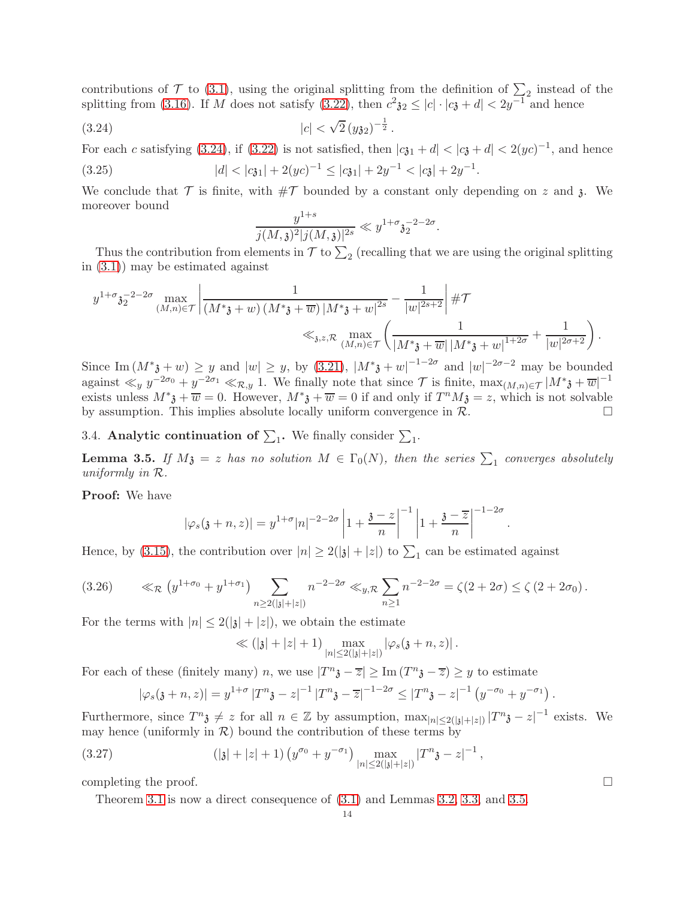contributions of $\mathcal{T}$ to (3.1), using the original splitting from the definition of $\sum_2$ instead of the splitting from (3.16). If $M$ does not satisfy (3.22), then $c^2\mathfrak{z}_2 \leq |c| \cdot |c\mathfrak{z}+d| < 2y^{-1}$ and hence

$$|c| < \sqrt{2}\,(y\mathfrak{z}_2)^{-\frac{1}{2}}\,. \tag{3.24}$$

For each $c$ satisfying (3.24), if (3.22) is not satisfied, then $|c\mathfrak{z}_1+d| < |c\mathfrak{z}+d| < 2(yc)^{-1}$, and hence

$$|d| < |c\mathfrak{z}_1| + 2(yc)^{-1} \leq |c\mathfrak{z}_1| + 2y^{-1} < |c\mathfrak{z}| + 2y^{-1}. \tag{3.25}$$

We conclude that $\mathcal{T}$ is finite, with $\#\mathcal{T}$ bounded by a constant only depending on $z$ and $\mathfrak{z}$. We moreover bound

$$\frac{y^{1+s}}{j(M,\mathfrak{z})^2|j(M,\mathfrak{z})|^{2s}} \ll y^{1+\sigma}\mathfrak{z}_2^{-2-2\sigma}.$$

Thus the contribution from elements in $\mathcal{T}$ to $\sum_2$ (recalling that we are using the original splitting in (3.1)) may be estimated against

$$y^{1+\sigma}\mathfrak{z}_2^{-2-2\sigma}\max_{(M,n)\in\mathcal{T}}\left|\frac{1}{\left(M^*\mathfrak{z}+w\right)\left(M^*\mathfrak{z}+\overline{w}\right)|M^*\mathfrak{z}+w|^{2s}} - \frac{1}{|w|^{2s+2}}\right|\#\mathcal{T}$$
$$\ll_{\mathfrak{z},z,\mathcal{R}} \max_{(M,n)\in\mathcal{T}}\left(\frac{1}{|M^*\mathfrak{z}+\overline{w}|\,|M^*\mathfrak{z}+w|^{1+2\sigma}} + \frac{1}{|w|^{2\sigma+2}}\right).$$

Since $\mathrm{Im}\left(M^*\mathfrak{z}+w\right) \geq y$ and $|w| \geq y$, by (3.21), $|M^*\mathfrak{z}+w|^{-1-2\sigma}$ and $|w|^{-2\sigma-2}$ may be bounded against $\ll_y y^{-2\sigma_0} + y^{-2\sigma_1} \ll_{\mathcal{R},y} 1$. We finally note that since $\mathcal{T}$ is finite, $\max_{(M,n)\in\mathcal{T}}|M^*\mathfrak{z}+\overline{w}|^{-1}$ exists unless $M^*\mathfrak{z}+\overline{w}=0$. However, $M^*\mathfrak{z}+\overline{w}=0$ if and only if $T^nM\mathfrak{z}=z$, which is not solvable by assumption. This implies absolute locally uniform convergence in $\mathcal{R}$. $\square$

### 3.4. Analytic continuation of $\sum_1$.

We finally consider $\sum_1$.

**Lemma 3.5.** *If $M\mathfrak{z}=z$ has no solution $M\in\Gamma_0(N)$, then the series $\sum_1$ converges absolutely uniformly in $\mathcal{R}$.*

**Proof:** We have

$$|\varphi_s(\mathfrak{z}+n,z)| = y^{1+\sigma}|n|^{-2-2\sigma}\left|1+\frac{\mathfrak{z}-z}{n}\right|^{-1}\left|1+\frac{\mathfrak{z}-\overline{z}}{n}\right|^{-1-2\sigma}.$$

Hence, by (3.15), the contribution over $|n| \geq 2(|\mathfrak{z}|+|z|)$ to $\sum_1$ can be estimated against

$$\ll_{\mathcal{R}} \left(y^{1+\sigma_0}+y^{1+\sigma_1}\right)\sum_{n\geq 2(|\mathfrak{z}|+|z|)} n^{-2-2\sigma} \ll_{y,\mathcal{R}} \sum_{n\geq 1} n^{-2-2\sigma} = \zeta(2+2\sigma) \leq \zeta\left(2+2\sigma_0\right). \tag{3.26}$$

For the terms with $|n| \leq 2(|\mathfrak{z}|+|z|)$, we obtain the estimate

$$\ll \left(|\mathfrak{z}|+|z|+1\right)\max_{|n|\leq 2(|\mathfrak{z}|+|z|)}|\varphi_s(\mathfrak{z}+n,z)|\,.$$

For each of these (finitely many) $n$, we use $|T^n\mathfrak{z}-\overline{z}| \geq \mathrm{Im}\left(T^n\mathfrak{z}-\overline{z}\right) \geq y$ to estimate

$$|\varphi_s(\mathfrak{z}+n,z)| = y^{1+\sigma}\left|T^n\mathfrak{z}-z\right|^{-1}\left|T^n\mathfrak{z}-\overline{z}\right|^{-1-2\sigma} \leq \left|T^n\mathfrak{z}-z\right|^{-1}\left(y^{-\sigma_0}+y^{-\sigma_1}\right).$$

Furthermore, since $T^n\mathfrak{z}\neq z$ for all $n\in\mathbb{Z}$ by assumption, $\max_{|n|\leq 2(|\mathfrak{z}|+|z|)}\left|T^n\mathfrak{z}-z\right|^{-1}$ exists. We may hence (uniformly in $\mathcal{R}$) bound the contribution of these terms by

$$\left(|\mathfrak{z}|+|z|+1\right)\left(y^{\sigma_0}+y^{-\sigma_1}\right)\max_{|n|\leq 2(|\mathfrak{z}|+|z|)}\left|T^n\mathfrak{z}-z\right|^{-1}, \tag{3.27}$$

completing the proof. $\square$

Theorem 3.1 is now a direct consequence of (3.1) and Lemmas 3.2, 3.3, and 3.5.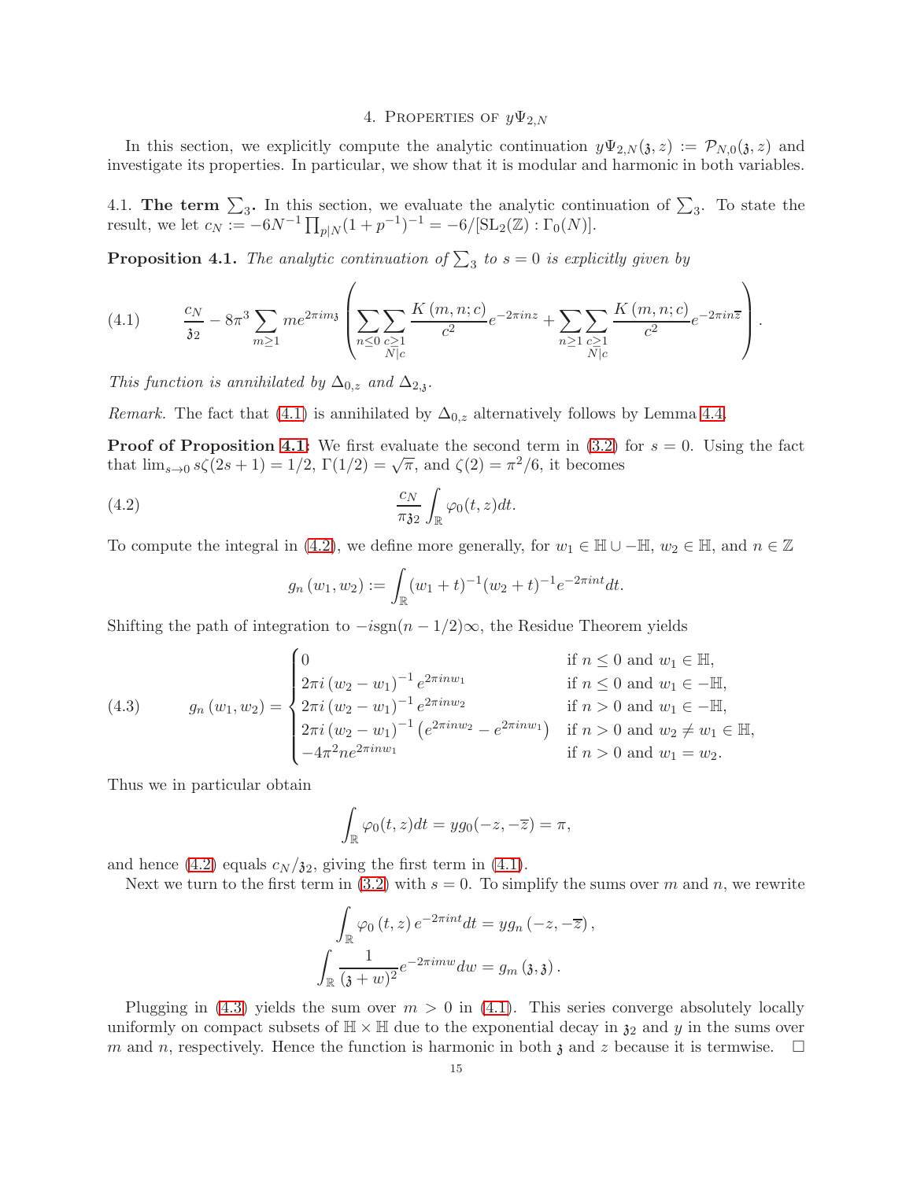## 4. Properties of $y\Psi_{2,N}$

In this section, we explicitly compute the analytic continuation $y\Psi_{2,N}(\mathfrak{z},z) := \mathcal{P}_{N,0}(\mathfrak{z},z)$ and investigate its properties. In particular, we show that it is modular and harmonic in both variables.

### 4.1. The term $\sum_3$.

In this section, we evaluate the analytic continuation of $\sum_3$. To state the result, we let $c_N := -6N^{-1}\prod_{p|N}(1+p^{-1})^{-1} = -6/[\mathrm{SL}_2(\mathbb{Z}):\Gamma_0(N)]$.

**Proposition 4.1.** *The analytic continuation of $\sum_3$ to $s=0$ is explicitly given by*

$$\frac{c_N}{\mathfrak{z}_2} - 8\pi^3 \sum_{m\geq 1} m e^{2\pi i m\mathfrak{z}} \left( \sum_{n\leq 0} \sum_{\substack{c\geq 1\\ N|c}} \frac{K(m,n;c)}{c^2} e^{-2\pi i n z} + \sum_{n\geq 1} \sum_{\substack{c\geq 1\\ N|c}} \frac{K(m,n;c)}{c^2} e^{-2\pi i n\overline{z}} \right). \tag{4.1}$$

*This function is annihilated by $\Delta_{0,z}$ and $\Delta_{2,\mathfrak{z}}$.*

*Remark.* The fact that (4.1) is annihilated by $\Delta_{0,z}$ alternatively follows by Lemma 4.4.

**Proof of Proposition 4.1:** We first evaluate the second term in (3.2) for $s=0$. Using the fact that $\lim_{s\to 0} s\zeta(2s+1) = 1/2$, $\Gamma(1/2)=\sqrt{\pi}$, and $\zeta(2)=\pi^2/6$, it becomes

$$\frac{c_N}{\pi\mathfrak{z}_2}\int_{\mathbb{R}} \varphi_0(t,z)dt. \tag{4.2}$$

To compute the integral in (4.2), we define more generally, for $w_1 \in \mathbb{H}\cup -\mathbb{H}$, $w_2\in\mathbb{H}$, and $n\in\mathbb{Z}$

$$g_n(w_1,w_2) := \int_{\mathbb{R}} (w_1+t)^{-1}(w_2+t)^{-1} e^{-2\pi i n t} dt.$$

Shifting the path of integration to $-i\operatorname{sgn}(n-1/2)\infty$, the Residue Theorem yields

$$g_n(w_1,w_2) = \begin{cases} 0 & \text{if } n\leq 0 \text{ and } w_1\in\mathbb{H},\\ 2\pi i (w_2-w_1)^{-1} e^{2\pi i n w_1} & \text{if } n\leq 0 \text{ and } w_1\in -\mathbb{H},\\ 2\pi i (w_2-w_1)^{-1} e^{2\pi i n w_2} & \text{if } n> 0 \text{ and } w_1\in -\mathbb{H},\\ 2\pi i (w_2-w_1)^{-1}\left(e^{2\pi i n w_2} - e^{2\pi i n w_1}\right) & \text{if } n> 0 \text{ and } w_2\neq w_1\in \mathbb{H},\\ -4\pi^2 n e^{2\pi i n w_1} & \text{if } n>0 \text{ and } w_1=w_2. \end{cases} \tag{4.3}$$

Thus we in particular obtain

$$\int_{\mathbb{R}} \varphi_0(t,z)dt = y g_0(-z,-\overline{z}) = \pi,$$

and hence (4.2) equals $c_N/\mathfrak{z}_2$, giving the first term in (4.1).

Next we turn to the first term in (3.2) with $s=0$. To simplify the sums over $m$ and $n$, we rewrite

$$\int_{\mathbb{R}} \varphi_0(t,z) e^{-2\pi i n t} dt = y g_n(-z,-\overline{z}),$$
$$\int_{\mathbb{R}} \frac{1}{(\mathfrak{z}+w)^2} e^{-2\pi i m w} dw = g_m(\mathfrak{z},\mathfrak{z}).$$

Plugging in (4.3) yields the sum over $m>0$ in (4.1). This series converge absolutely locally uniformly on compact subsets of $\mathbb{H}\times\mathbb{H}$ due to the exponential decay in $\mathfrak{z}_2$ and $y$ in the sums over $m$ and $n$, respectively. Hence the function is harmonic in both $\mathfrak{z}$ and $z$ because it is termwise. $\square$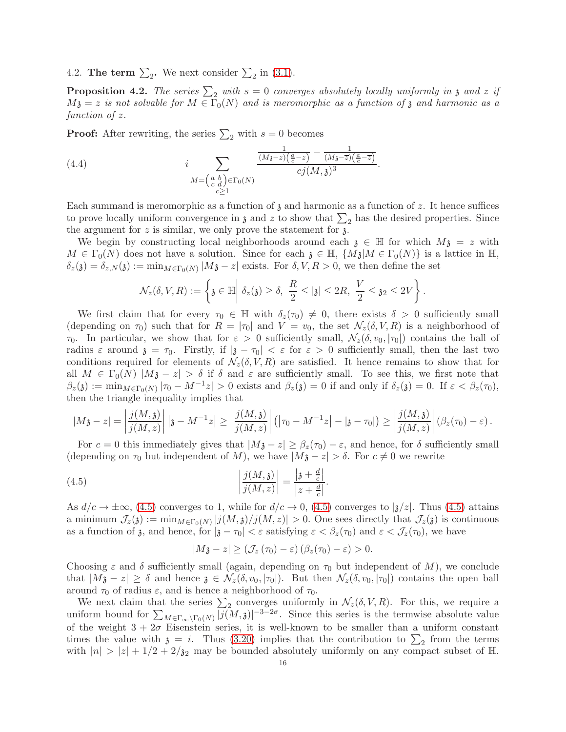4.2. **The term $\sum_2$.** We next consider $\sum_2$ in (3.1).

**Proposition 4.2.** *The series $\sum_2$ with $s = 0$ converges absolutely locally uniformly in $\mathfrak{z}$ and $z$ if $M\mathfrak{z} = z$ is not solvable for $M \in \Gamma_0(N)$ and is meromorphic as a function of $\mathfrak{z}$ and harmonic as a function of $z$.*

**Proof:** After rewriting, the series $\sum_2$ with $s = 0$ becomes

$$i \sum_{\substack{M=\left(\begin{smallmatrix} a & b \\ c & d \end{smallmatrix}\right)\in\Gamma_0(N) \\ c\geq 1}} \frac{\frac{1}{(M\mathfrak{z}-z)\left(\frac{a}{c}-z\right)} - \frac{1}{(M\mathfrak{z}-\overline{z})\left(\frac{a}{c}-\overline{z}\right)}}{cj(M,\mathfrak{z})^3}. \tag{4.4}$$

Each summand is meromorphic as a function of $\mathfrak{z}$ and harmonic as a function of $z$. It hence suffices to prove locally uniform convergence in $\mathfrak{z}$ and $z$ to show that $\sum_2$ has the desired properties. Since the argument for $z$ is similar, we only prove the statement for $\mathfrak{z}$.

We begin by constructing local neighborhoods around each $\mathfrak{z} \in \mathbb{H}$ for which $M\mathfrak{z} = z$ with $M \in \Gamma_0(N)$ does not have a solution. Since for each $\mathfrak{z} \in \mathbb{H}$, $\{M\mathfrak{z} | M \in \Gamma_0(N)\}$ is a lattice in $\mathbb{H}$, $\delta_z(\mathfrak{z}) = \delta_{z,N}(\mathfrak{z}) := \min_{M\in\Gamma_0(N)} |M\mathfrak{z} - z|$ exists. For $\delta, V, R > 0$, we then define the set

$$\mathcal{N}_z(\delta, V, R) := \left\{ \mathfrak{z} \in \mathbb{H} \middle| \ \delta_z(\mathfrak{z}) \geq \delta,\ \frac{R}{2} \leq |\mathfrak{z}| \leq 2R,\ \frac{V}{2} \leq \mathfrak{z}_2 \leq 2V \right\}.$$

We first claim that for every $\tau_0 \in \mathbb{H}$ with $\delta_z(\tau_0) \neq 0$, there exists $\delta > 0$ sufficiently small (depending on $\tau_0$) such that for $R = |\tau_0|$ and $V = v_0$, the set $\mathcal{N}_z(\delta, V, R)$ is a neighborhood of $\tau_0$. In particular, we show that for $\varepsilon > 0$ sufficiently small, $\mathcal{N}_z(\delta, v_0, |\tau_0|)$ contains the ball of radius $\varepsilon$ around $\mathfrak{z} = \tau_0$. Firstly, if $|\mathfrak{z} - \tau_0| < \varepsilon$ for $\varepsilon > 0$ sufficiently small, then the last two conditions required for elements of $\mathcal{N}_z(\delta, V, R)$ are satisfied. It hence remains to show that for all $M \in \Gamma_0(N)$ $|M\mathfrak{z} - z| > \delta$ if $\delta$ and $\varepsilon$ are sufficiently small. To see this, we first note that $\beta_z(\mathfrak{z}) := \min_{M\in\Gamma_0(N)} |\tau_0 - M^{-1}z| > 0$ exists and $\beta_z(\mathfrak{z}) = 0$ if and only if $\delta_z(\mathfrak{z}) = 0$. If $\varepsilon < \beta_z(\tau_0)$, then the triangle inequality implies that

$$|M\mathfrak{z} - z| = \left|\frac{j(M,\mathfrak{z})}{j(M,z)}\right| \left|\mathfrak{z} - M^{-1}z\right| \geq \left|\frac{j(M,\mathfrak{z})}{j(M,z)}\right| \left(\left|\tau_0 - M^{-1}z\right| - |\mathfrak{z} - \tau_0|\right) \geq \left|\frac{j(M,\mathfrak{z})}{j(M,z)}\right| \left(\beta_z(\tau_0) - \varepsilon\right).$$

For $c = 0$ this immediately gives that $|M\mathfrak{z} - z| \geq \beta_z(\tau_0) - \varepsilon$, and hence, for $\delta$ sufficiently small (depending on $\tau_0$ but independent of $M$), we have $|M\mathfrak{z} - z| > \delta$. For $c \neq 0$ we rewrite

$$\left|\frac{j(M,\mathfrak{z})}{j(M,z)}\right| = \frac{\left|\mathfrak{z} + \frac{d}{c}\right|}{\left|z + \frac{d}{c}\right|}. \tag{4.5}$$

As $d/c \to \pm\infty$, (4.5) converges to 1, while for $d/c \to 0$, (4.5) converges to $|\mathfrak{z}/z|$. Thus (4.5) attains a minimum $\mathcal{J}_z(\mathfrak{z}) := \min_{M\in\Gamma_0(N)} |j(M,\mathfrak{z})/j(M,z)| > 0$. One sees directly that $\mathcal{J}_z(\mathfrak{z})$ is continuous as a function of $\mathfrak{z}$, and hence, for $|\mathfrak{z} - \tau_0| < \varepsilon$ satisfying $\varepsilon < \beta_z(\tau_0)$ and $\varepsilon < \mathcal{J}_z(\tau_0)$, we have

$$|M\mathfrak{z} - z| \geq \left(\mathcal{J}_z\left(\tau_0\right) - \varepsilon\right)\left(\beta_z\left(\tau_0\right) - \varepsilon\right) > 0.$$

Choosing $\varepsilon$ and $\delta$ sufficiently small (again, depending on $\tau_0$ but independent of $M$), we conclude that $|M\mathfrak{z} - z| \geq \delta$ and hence $\mathfrak{z} \in \mathcal{N}_z(\delta, v_0, |\tau_0|)$. But then $\mathcal{N}_z(\delta, v_0, |\tau_0|)$ contains the open ball around $\tau_0$ of radius $\varepsilon$, and is hence a neighborhood of $\tau_0$.

We next claim that the series $\sum_2$ converges uniformly in $\mathcal{N}_z(\delta, V, R)$. For this, we require a uniform bound for $\sum_{M\in\Gamma_\infty\backslash\Gamma_0(N)} |j(M,\mathfrak{z})|^{-3-2\sigma}$. Since this series is the termwise absolute value of the weight $3 + 2\sigma$ Eisenstein series, it is well-known to be smaller than a uniform constant times the value with $\mathfrak{z} = i$. Thus (3.20) implies that the contribution to $\sum_2$ from the terms with $|n| > |z| + 1/2 + 2/\mathfrak{z}_2$ may be bounded absolutely uniformly on any compact subset of $\mathbb{H}$.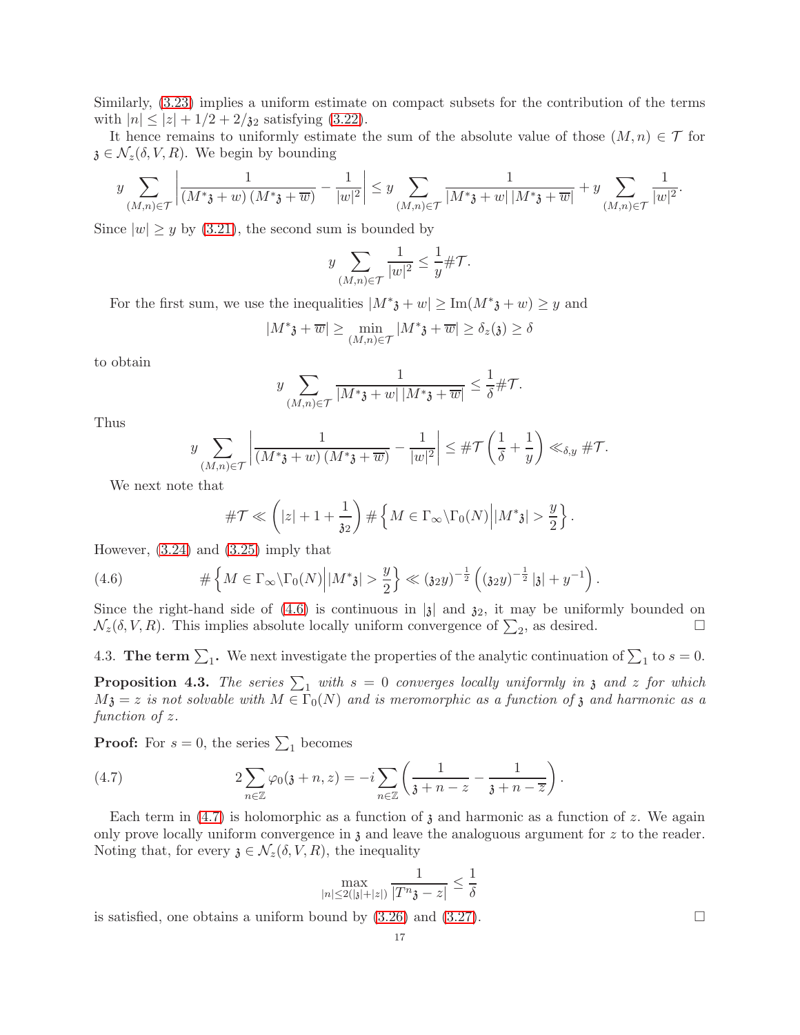Similarly, (3.23) implies a uniform estimate on compact subsets for the contribution of the terms with $|n| \leq |z| + 1/2 + 2/\mathfrak{z}_2$ satisfying (3.22).

It hence remains to uniformly estimate the sum of the absolute value of those $(M, n) \in \mathcal{T}$ for $\mathfrak{z} \in \mathcal{N}_z(\delta, V, R)$. We begin by bounding

$$y \sum_{(M,n)\in\mathcal{T}} \left| \frac{1}{(M^*\mathfrak{z} + w)\,(M^*\mathfrak{z} + \overline{w})} - \frac{1}{|w|^2} \right| \leq y \sum_{(M,n)\in\mathcal{T}} \frac{1}{|M^*\mathfrak{z} + w|\,|M^*\mathfrak{z} + \overline{w}|} + y \sum_{(M,n)\in\mathcal{T}} \frac{1}{|w|^2}.$$

Since $|w| \geq y$ by (3.21), the second sum is bounded by

$$y \sum_{(M,n)\in\mathcal{T}} \frac{1}{|w|^2} \leq \frac{1}{y}\#\mathcal{T}.$$

For the first sum, we use the inequalities $|M^*\mathfrak{z} + w| \geq \mathrm{Im}(M^*\mathfrak{z} + w) \geq y$ and

$$|M^*\mathfrak{z} + \overline{w}| \geq \min_{(M,n)\in\mathcal{T}} |M^*\mathfrak{z} + \overline{w}| \geq \delta_z(\mathfrak{z}) \geq \delta$$

to obtain

$$y \sum_{(M,n)\in\mathcal{T}} \frac{1}{|M^*\mathfrak{z} + w|\,|M^*\mathfrak{z} + \overline{w}|} \leq \frac{1}{\delta}\#\mathcal{T}.$$

Thus

$$y \sum_{(M,n)\in\mathcal{T}} \left| \frac{1}{(M^*\mathfrak{z} + w)\,(M^*\mathfrak{z} + \overline{w})} - \frac{1}{|w|^2} \right| \leq \#\mathcal{T}\left(\frac{1}{\delta} + \frac{1}{y}\right) \ll_{\delta,y} \#\mathcal{T}.$$

We next note that

$$\#\mathcal{T} \ll \left(|z| + 1 + \frac{1}{\mathfrak{z}_2}\right) \#\left\{ M \in \Gamma_\infty\backslash\Gamma_0(N) \Big| |M^*\mathfrak{z}| > \frac{y}{2} \right\}.$$

However, (3.24) and (3.25) imply that

$$\#\left\{ M \in \Gamma_\infty\backslash\Gamma_0(N) \Big| |M^*\mathfrak{z}| > \frac{y}{2} \right\} \ll (\mathfrak{z}_2 y)^{-\frac{1}{2}} \left( (\mathfrak{z}_2 y)^{-\frac{1}{2}} |\mathfrak{z}| + y^{-1} \right). \tag{4.6}$$

Since the right-hand side of (4.6) is continuous in $|\mathfrak{z}|$ and $\mathfrak{z}_2$, it may be uniformly bounded on $\mathcal{N}_z(\delta, V, R)$. This implies absolute locally uniform convergence of $\sum_2$, as desired. □

## 4.3. The term $\sum_1$.

We next investigate the properties of the analytic continuation of $\sum_1$ to $s = 0$.

**Proposition 4.3.** *The series $\sum_1$ with $s = 0$ converges locally uniformly in $\mathfrak{z}$ and $z$ for which $M\mathfrak{z} = z$ is not solvable with $M \in \Gamma_0(N)$ and is meromorphic as a function of $\mathfrak{z}$ and harmonic as a function of $z$.*

**Proof:** For $s = 0$, the series $\sum_1$ becomes

$$2\sum_{n\in\mathbb{Z}} \varphi_0(\mathfrak{z} + n, z) = -i \sum_{n\in\mathbb{Z}} \left( \frac{1}{\mathfrak{z} + n - z} - \frac{1}{\mathfrak{z} + n - \overline{z}} \right). \tag{4.7}$$

Each term in (4.7) is holomorphic as a function of $\mathfrak{z}$ and harmonic as a function of $z$. We again only prove locally uniform convergence in $\mathfrak{z}$ and leave the analoguous argument for $z$ to the reader. Noting that, for every $\mathfrak{z} \in \mathcal{N}_z(\delta, V, R)$, the inequality

$$\max_{|n|\leq 2(|\mathfrak{z}|+|z|)} \frac{1}{|T^n\mathfrak{z} - z|} \leq \frac{1}{\delta}$$

is satisfied, one obtains a uniform bound by (3.26) and (3.27). □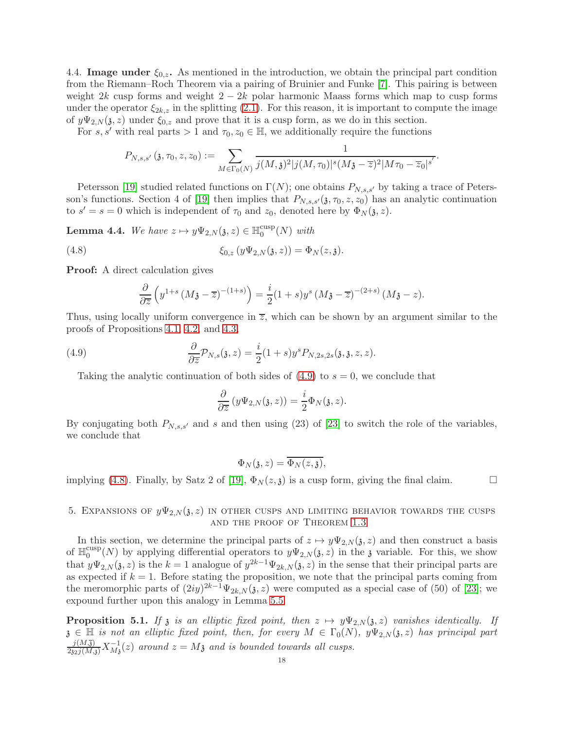4.4. **Image under $\xi_{0,z}$.** As mentioned in the introduction, we obtain the principal part condition from the Riemann–Roch Theorem via a pairing of Bruinier and Funke [7]. This pairing is between weight $2k$ cusp forms and weight $2-2k$ polar harmonic Maass forms which map to cusp forms under the operator $\xi_{2k,z}$ in the splitting (2.1). For this reason, it is important to compute the image of $y\Psi_{2,N}(\mathfrak{z},z)$ under $\xi_{0,z}$ and prove that it is a cusp form, as we do in this section.

For $s,s'$ with real parts $>1$ and $\tau_0,z_0\in\mathbb{H}$, we additionally require the functions

$$P_{N,s,s'}(\mathfrak{z},\tau_0,z,z_0) := \sum_{M\in\Gamma_0(N)} \frac{1}{j(M,\mathfrak{z})^2|j(M,\tau_0)|^s(M\mathfrak{z}-\overline{z})^2|M\tau_0-\overline{z}_0|^{s'}}.$$

Petersson [19] studied related functions on $\Gamma(N)$; one obtains $P_{N,s,s'}$ by taking a trace of Petersson's functions. Section 4 of [19] then implies that $P_{N,s,s'}(\mathfrak{z},\tau_0,z,z_0)$ has an analytic continuation to $s'=s=0$ which is independent of $\tau_0$ and $z_0$, denoted here by $\Phi_N(\mathfrak{z},z)$.

**Lemma 4.4.** *We have $z\mapsto y\Psi_{2,N}(\mathfrak{z},z)\in\mathbb{H}_0^{\text{cusp}}(N)$ with*

$$\xi_{0,z}\left(y\Psi_{2,N}(\mathfrak{z},z)\right)=\Phi_N(z,\mathfrak{z}). \tag{4.8}$$

**Proof:** A direct calculation gives

$$\frac{\partial}{\partial\overline{z}}\left(y^{1+s}\left(M\mathfrak{z}-\overline{z}\right)^{-(1+s)}\right)=\frac{i}{2}(1+s)y^s\left(M\mathfrak{z}-\overline{z}\right)^{-(2+s)}\left(M\mathfrak{z}-z\right).$$

Thus, using locally uniform convergence in $\overline{z}$, which can be shown by an argument similar to the proofs of Propositions 4.1, 4.2, and 4.3,

$$\frac{\partial}{\partial\overline{z}}\mathcal{P}_{N,s}(\mathfrak{z},z)=\frac{i}{2}(1+s)y^sP_{N,2s,2s}(\mathfrak{z},\mathfrak{z},z,z). \tag{4.9}$$

Taking the analytic continuation of both sides of (4.9) to $s=0$, we conclude that

$$\frac{\partial}{\partial\overline{z}}\left(y\Psi_{2,N}(\mathfrak{z},z)\right)=\frac{i}{2}\Phi_N(\mathfrak{z},z).$$

By conjugating both $P_{N,s,s'}$ and $s$ and then using (23) of [23] to switch the role of the variables, we conclude that

$$\Phi_N(\mathfrak{z},z)=\overline{\Phi_N(z,\mathfrak{z})},$$

implying (4.8). Finally, by Satz 2 of [19], $\Phi_N(z,\mathfrak{z})$ is a cusp form, giving the final claim. $\square$

## 5. Expansions of $y\Psi_{2,N}(\mathfrak{z},z)$ in other cusps and limiting behavior towards the cusps and the proof of Theorem 1.3

In this section, we determine the principal parts of $z\mapsto y\Psi_{2,N}(\mathfrak{z},z)$ and then construct a basis of $\mathbb{H}_0^{\text{cusp}}(N)$ by applying differential operators to $y\Psi_{2,N}(\mathfrak{z},z)$ in the $\mathfrak{z}$ variable. For this, we show that $y\Psi_{2,N}(\mathfrak{z},z)$ is the $k=1$ analogue of $y^{2k-1}\Psi_{2k,N}(\mathfrak{z},z)$ in the sense that their principal parts are as expected if $k=1$. Before stating the proposition, we note that the principal parts coming from the meromorphic parts of $(2iy)^{2k-1}\Psi_{2k,N}(\mathfrak{z},z)$ were computed as a special case of (50) of [23]; we expound further upon this analogy in Lemma 5.5.

**Proposition 5.1.** *If $\mathfrak{z}$ is an elliptic fixed point, then $z\mapsto y\Psi_{2,N}(\mathfrak{z},z)$ vanishes identically. If $\mathfrak{z}\in\mathbb{H}$ is not an elliptic fixed point, then, for every $M\in\Gamma_0(N)$, $y\Psi_{2,N}(\mathfrak{z},z)$ has principal part $\frac{j(M,\overline{\mathfrak{z}})}{2\mathfrak{z}_2 j(M,\mathfrak{z})}X_{M\mathfrak{z}}^{-1}(z)$ around $z=M\mathfrak{z}$ and is bounded towards all cusps.*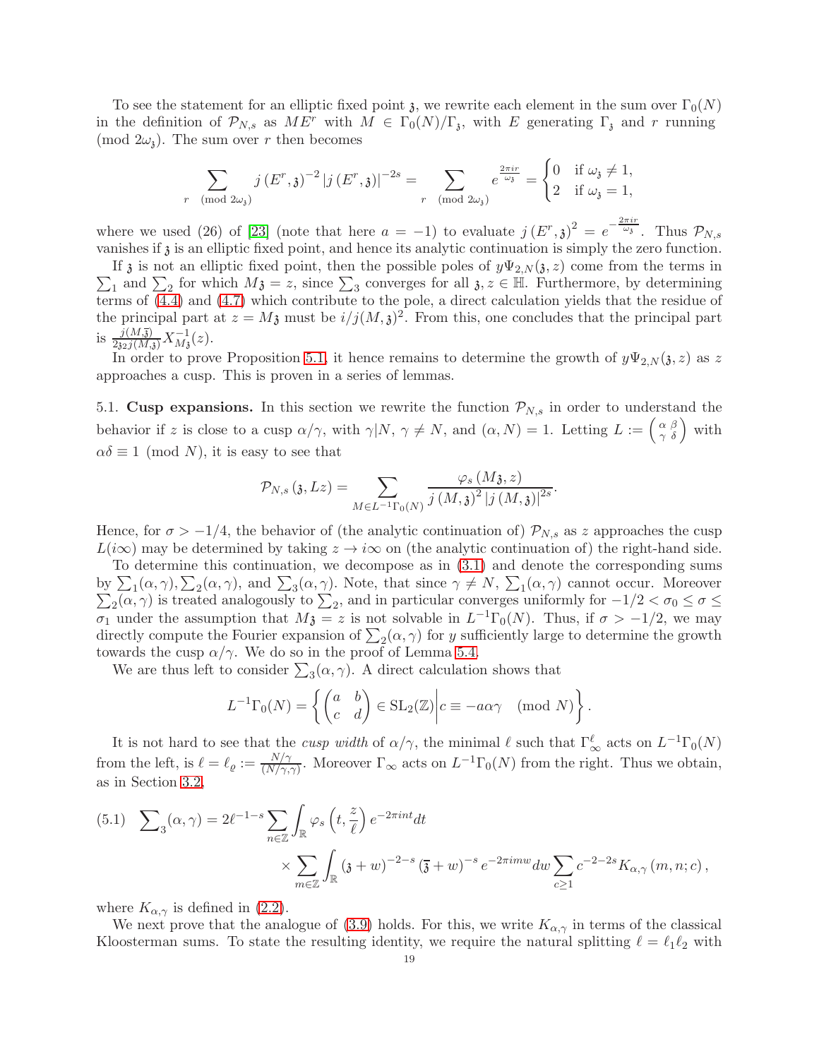To see the statement for an elliptic fixed point $\mathfrak{z}$, we rewrite each element in the sum over $\Gamma_0(N)$ in the definition of $\mathcal{P}_{N,s}$ as $ME^r$ with $M \in \Gamma_0(N)/\Gamma_{\mathfrak{z}}$, with $E$ generating $\Gamma_{\mathfrak{z}}$ and $r$ running $\pmod{2\omega_{\mathfrak{z}}}$. The sum over $r$ then becomes

$$\sum_{r \pmod{2\omega_{\mathfrak{z}}}} j\left(E^r, \mathfrak{z}\right)^{-2} \left|j\left(E^r, \mathfrak{z}\right)\right|^{-2s} = \sum_{r \pmod{2\omega_{\mathfrak{z}}}} e^{\frac{2\pi i r}{\omega_{\mathfrak{z}}}} = \begin{cases} 0 & \text{if } \omega_{\mathfrak{z}} \neq 1, \\ 2 & \text{if } \omega_{\mathfrak{z}} = 1, \end{cases}$$

where we used (26) of [23] (note that here $a = -1$) to evaluate $j\left(E^r, \mathfrak{z}\right)^2 = e^{-\frac{2\pi i r}{\omega_{\mathfrak{z}}}}$. Thus $\mathcal{P}_{N,s}$ vanishes if $\mathfrak{z}$ is an elliptic fixed point, and hence its analytic continuation is simply the zero function.

If $\mathfrak{z}$ is not an elliptic fixed point, then the possible poles of $y\Psi_{2,N}(\mathfrak{z}, z)$ come from the terms in $\sum_1$ and $\sum_2$ for which $M\mathfrak{z} = z$, since $\sum_3$ converges for all $\mathfrak{z}, z \in \mathbb{H}$. Furthermore, by determining terms of (4.4) and (4.7) which contribute to the pole, a direct calculation yields that the residue of the principal part at $z = M\mathfrak{z}$ must be $i/j(M, \mathfrak{z})^2$. From this, one concludes that the principal part is $\frac{j(M,\overline{\mathfrak{z}})}{2\mathfrak{z}_2 j(M,\mathfrak{z})} X_{M\mathfrak{z}}^{-1}(z)$.

In order to prove Proposition 5.1, it hence remains to determine the growth of $y\Psi_{2,N}(\mathfrak{z}, z)$ as $z$ approaches a cusp. This is proven in a series of lemmas.

**5.1. Cusp expansions.** In this section we rewrite the function $\mathcal{P}_{N,s}$ in order to understand the behavior if $z$ is close to a cusp $\alpha/\gamma$, with $\gamma | N$, $\gamma \neq N$, and $(\alpha, N) = 1$. Letting $L := \left(\begin{smallmatrix} \alpha & \beta \\ \gamma & \delta \end{smallmatrix}\right)$ with $\alpha\delta \equiv 1 \pmod{N}$, it is easy to see that

$$\mathcal{P}_{N,s}\left(\mathfrak{z}, Lz\right) = \sum_{M \in L^{-1}\Gamma_0(N)} \frac{\varphi_s\left(M\mathfrak{z}, z\right)}{j\left(M, \mathfrak{z}\right)^2 \left|j\left(M, \mathfrak{z}\right)\right|^{2s}}.$$

Hence, for $\sigma > -1/4$, the behavior of (the analytic continuation of) $\mathcal{P}_{N,s}$ as $z$ approaches the cusp $L(i\infty)$ may be determined by taking $z \to i\infty$ on (the analytic continuation of) the right-hand side.

To determine this continuation, we decompose as in (3.1) and denote the corresponding sums by $\sum_1(\alpha, \gamma), \sum_2(\alpha, \gamma)$, and $\sum_3(\alpha, \gamma)$. Note, that since $\gamma \neq N$, $\sum_1(\alpha, \gamma)$ cannot occur. Moreover $\sum_2(\alpha, \gamma)$ is treated analogously to $\sum_2$, and in particular converges uniformly for $-1/2 < \sigma_0 \leq \sigma \leq \sigma_1$ under the assumption that $M\mathfrak{z} = z$ is not solvable in $L^{-1}\Gamma_0(N)$. Thus, if $\sigma > -1/2$, we may directly compute the Fourier expansion of $\sum_2(\alpha, \gamma)$ for $y$ sufficiently large to determine the growth towards the cusp $\alpha/\gamma$. We do so in the proof of Lemma 5.4.

We are thus left to consider $\sum_3(\alpha, \gamma)$. A direct calculation shows that

$$L^{-1}\Gamma_0(N) = \left\{ \begin{pmatrix} a & b \\ c & d \end{pmatrix} \in \mathrm{SL}_2(\mathbb{Z}) \middle| c \equiv -a\alpha\gamma \pmod{N} \right\}.$$

It is not hard to see that the *cusp width* of $\alpha/\gamma$, the minimal $\ell$ such that $\Gamma_\infty^\ell$ acts on $L^{-1}\Gamma_0(N)$ from the left, is $\ell = \ell_\varrho := \frac{N/\gamma}{(N/\gamma, \gamma)}$. Moreover $\Gamma_\infty$ acts on $L^{-1}\Gamma_0(N)$ from the right. Thus we obtain, as in Section 3.2,

$$\begin{aligned}(5.1) \quad \sum\nolimits_3(\alpha, \gamma) = 2\ell^{-1-s} \sum_{n \in \mathbb{Z}} \int_{\mathbb{R}} \varphi_s\left(t, \frac{z}{\ell}\right) e^{-2\pi i n t} dt \\ \times \sum_{m \in \mathbb{Z}} \int_{\mathbb{R}} \left(\mathfrak{z} + w\right)^{-2-s} \left(\overline{\mathfrak{z}} + w\right)^{-s} e^{-2\pi i m w} dw \sum_{c \geq 1} c^{-2-2s} K_{\alpha,\gamma}\left(m, n; c\right),\end{aligned}$$

where $K_{\alpha,\gamma}$ is defined in (2.2).

We next prove that the analogue of (3.9) holds. For this, we write $K_{\alpha,\gamma}$ in terms of the classical Kloosterman sums. To state the resulting identity, we require the natural splitting $\ell = \ell_1\ell_2$ with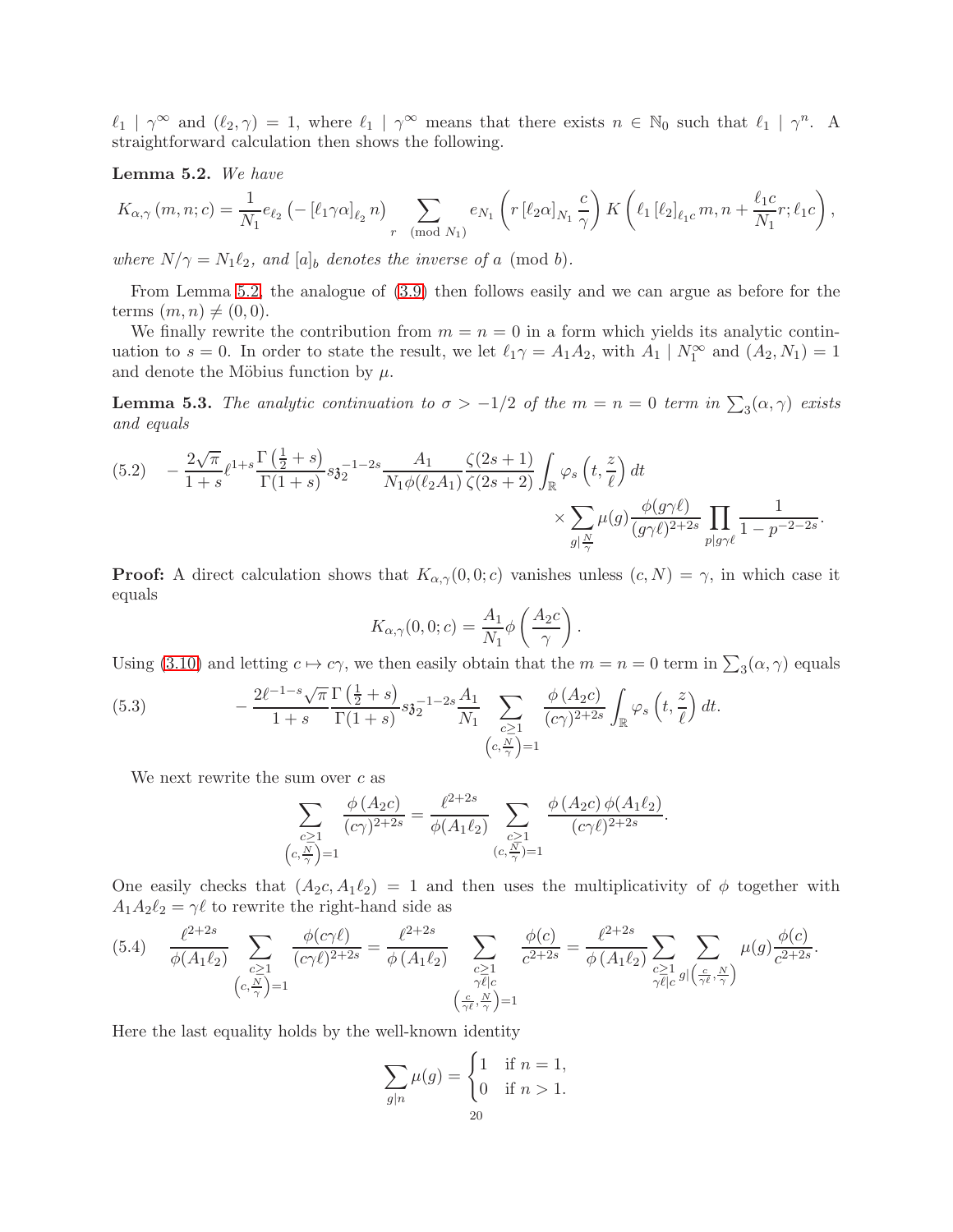$\ell_1 \mid \gamma^\infty$ and $(\ell_2, \gamma) = 1$, where $\ell_1 \mid \gamma^\infty$ means that there exists $n \in \mathbb{N}_0$ such that $\ell_1 \mid \gamma^n$. A straightforward calculation then shows the following.

**Lemma 5.2.** *We have*

$$K_{\alpha,\gamma}(m,n;c) = \frac{1}{N_1} e_{\ell_2}\left(-\left[\ell_1\gamma\alpha\right]_{\ell_2} n\right) \sum_{r \pmod{N_1}} e_{N_1}\left(r\left[\ell_2\alpha\right]_{N_1} \frac{c}{\gamma}\right) K\left(\ell_1 \left[\ell_2\right]_{\ell_1 c} m, n + \frac{\ell_1 c}{N_1} r; \ell_1 c\right),$$

*where $N/\gamma = N_1\ell_2$, and $[a]_b$ denotes the inverse of $a \pmod b$.*

From Lemma 5.2, the analogue of (3.9) then follows easily and we can argue as before for the terms $(m,n) \neq (0,0)$.

We finally rewrite the contribution from $m = n = 0$ in a form which yields its analytic continuation to $s = 0$. In order to state the result, we let $\ell_1\gamma = A_1A_2$, with $A_1 \mid N_1^\infty$ and $(A_2, N_1) = 1$ and denote the Möbius function by $\mu$.

**Lemma 5.3.** *The analytic continuation to $\sigma > -1/2$ of the $m = n = 0$ term in $\sum_3(\alpha,\gamma)$ exists and equals*

$$(5.2) \quad -\frac{2\sqrt{\pi}}{1+s}\ell^{1+s}\frac{\Gamma\left(\frac{1}{2}+s\right)}{\Gamma(1+s)} s\mathfrak{z}_2^{-1-2s}\frac{A_1}{N_1\phi(\ell_2 A_1)}\frac{\zeta(2s+1)}{\zeta(2s+2)}\int_{\mathbb{R}}\varphi_s\left(t,\frac{z}{\ell}\right)dt \times \sum_{g \mid \frac{N}{\gamma}} \mu(g)\frac{\phi(g\gamma\ell)}{(g\gamma\ell)^{2+2s}}\prod_{p \mid g\gamma\ell}\frac{1}{1-p^{-2-2s}}.$$

**Proof:** A direct calculation shows that $K_{\alpha,\gamma}(0,0;c)$ vanishes unless $(c,N) = \gamma$, in which case it equals

$$K_{\alpha,\gamma}(0,0;c) = \frac{A_1}{N_1}\phi\left(\frac{A_2 c}{\gamma}\right).$$

Using (3.10) and letting $c \mapsto c\gamma$, we then easily obtain that the $m = n = 0$ term in $\sum_3(\alpha,\gamma)$ equals

$$(5.3) \qquad -\frac{2\ell^{-1-s}\sqrt{\pi}}{1+s}\frac{\Gamma\left(\frac{1}{2}+s\right)}{\Gamma(1+s)} s\mathfrak{z}_2^{-1-2s}\frac{A_1}{N_1}\sum_{\substack{c \geq 1 \\ \left(c,\frac{N}{\gamma}\right)=1}}\frac{\phi\left(A_2 c\right)}{(c\gamma)^{2+2s}}\int_{\mathbb{R}}\varphi_s\left(t,\frac{z}{\ell}\right)dt.$$

We next rewrite the sum over $c$ as

$$\sum_{\substack{c \geq 1 \\ \left(c,\frac{N}{\gamma}\right)=1}}\frac{\phi\left(A_2 c\right)}{(c\gamma)^{2+2s}} = \frac{\ell^{2+2s}}{\phi(A_1\ell_2)}\sum_{\substack{c \geq 1 \\ \left(c,\frac{N}{\gamma}\right)=1}}\frac{\phi\left(A_2 c\right)\phi(A_1\ell_2)}{(c\gamma\ell)^{2+2s}}.$$

One easily checks that $(A_2c, A_1\ell_2) = 1$ and then uses the multiplicativity of $\phi$ together with $A_1A_2\ell_2 = \gamma\ell$ to rewrite the right-hand side as

$$(5.4) \quad \frac{\ell^{2+2s}}{\phi(A_1\ell_2)}\sum_{\substack{c \geq 1 \\ \left(c,\frac{N}{\gamma}\right)=1}}\frac{\phi(c\gamma\ell)}{(c\gamma\ell)^{2+2s}} = \frac{\ell^{2+2s}}{\phi\left(A_1\ell_2\right)}\sum_{\substack{c \geq 1 \\ \gamma\ell \mid c \\ \left(\frac{c}{\gamma\ell},\frac{N}{\gamma}\right)=1}}\frac{\phi(c)}{c^{2+2s}} = \frac{\ell^{2+2s}}{\phi\left(A_1\ell_2\right)}\sum_{\substack{c \geq 1 \\ \gamma\ell \mid c}}\sum_{g \mid \left(\frac{c}{\gamma\ell},\frac{N}{\gamma}\right)}\mu(g)\frac{\phi(c)}{c^{2+2s}}.$$

Here the last equality holds by the well-known identity

$$\sum_{g \mid n}\mu(g) = \begin{cases} 1 & \text{if } n = 1, \\ 0 & \text{if } n > 1. \end{cases}$$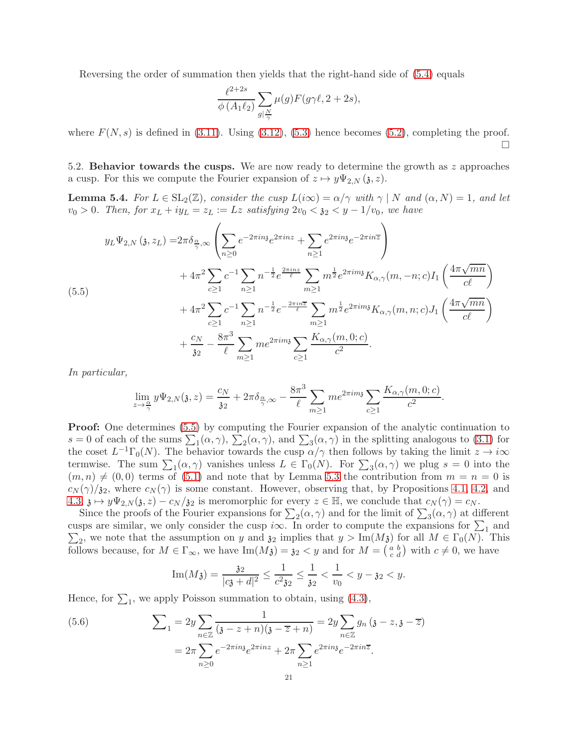Reversing the order of summation then yields that the right-hand side of (5.4) equals

$$\frac{\ell^{2+2s}}{\phi\left(A_1\ell_2\right)}\sum_{g\mid\frac{N}{\gamma}}\mu(g)F(g\gamma\ell,2+2s),$$

where $F(N,s)$ is defined in (3.11). Using (3.12), (5.3) hence becomes (5.2), completing the proof. $\square$

5.2. **Behavior towards the cusps.** We are now ready to determine the growth as $z$ approaches a cusp. For this we compute the Fourier expansion of $z\mapsto y\Psi_{2,N}(\mathfrak{z},z)$.

**Lemma 5.4.** *For $L\in\mathrm{SL}_2(\mathbb{Z})$, consider the cusp $L(i\infty)=\alpha/\gamma$ with $\gamma\mid N$ and $(\alpha,N)=1$, and let $v_0>0$. Then, for $x_L+iy_L=z_L:=Lz$ satisfying $2v_0<\mathfrak{z}_2<y-1/v_0$, we have*

$$\begin{aligned}
y_L\Psi_{2,N}\left(\mathfrak{z},z_L\right)=&2\pi\delta_{\frac{\alpha}{\gamma},\infty}\left(\sum_{n\geq0}e^{-2\pi in\mathfrak{z}}e^{2\pi inz}+\sum_{n\geq1}e^{2\pi in\mathfrak{z}}e^{-2\pi in\overline{z}}\right)\\
&+4\pi^2\sum_{c\geq1}c^{-1}\sum_{n\geq1}n^{-\frac12}e^{\frac{2\pi inz}{\ell}}\sum_{m\geq1}m^{\frac12}e^{2\pi im\mathfrak{z}}K_{\alpha,\gamma}(m,-n;c)I_1\left(\frac{4\pi\sqrt{mn}}{c\ell}\right)\\
&+4\pi^2\sum_{c\geq1}c^{-1}\sum_{n\geq1}n^{-\frac12}e^{-\frac{2\pi in\overline{z}}{\ell}}\sum_{m\geq1}m^{\frac12}e^{2\pi im\mathfrak{z}}K_{\alpha,\gamma}(m,n;c)J_1\left(\frac{4\pi\sqrt{mn}}{c\ell}\right)\\
&+\frac{c_N}{\mathfrak{z}_2}-\frac{8\pi^3}{\ell}\sum_{m\geq1}me^{2\pi im\mathfrak{z}}\sum_{c\geq1}\frac{K_{\alpha,\gamma}(m,0;c)}{c^2}.
\end{aligned}\tag{5.5}$$

*In particular,*

$$\lim_{z\to\frac{\alpha}{\gamma}}y\Psi_{2,N}(\mathfrak{z},z)=\frac{c_N}{\mathfrak{z}_2}+2\pi\delta_{\frac{\alpha}{\gamma},\infty}-\frac{8\pi^3}{\ell}\sum_{m\geq1}me^{2\pi im\mathfrak{z}}\sum_{c\geq1}\frac{K_{\alpha,\gamma}(m,0;c)}{c^2}.$$

**Proof:** One determines (5.5) by computing the Fourier expansion of the analytic continuation to $s=0$ of each of the sums $\sum_1(\alpha,\gamma)$, $\sum_2(\alpha,\gamma)$, and $\sum_3(\alpha,\gamma)$ in the splitting analogous to (3.1) for the coset $L^{-1}\Gamma_0(N)$. The behavior towards the cusp $\alpha/\gamma$ then follows by taking the limit $z\to i\infty$ termwise. The sum $\sum_1(\alpha,\gamma)$ vanishes unless $L\in\Gamma_0(N)$. For $\sum_3(\alpha,\gamma)$ we plug $s=0$ into the $(m,n)\neq(0,0)$ terms of (5.1) and note that by Lemma 5.3 the contribution from $m=n=0$ is $c_N(\gamma)/\mathfrak{z}_2$, where $c_N(\gamma)$ is some constant. However, observing that, by Propositions 4.1, 4.2, and 4.3, $\mathfrak{z}\mapsto y\Psi_{2,N}(\mathfrak{z},z)-c_N/\mathfrak{z}_2$ is meromorphic for every $z\in\mathbb{H}$, we conclude that $c_N(\gamma)=c_N$.

Since the proofs of the Fourier expansions for $\sum_2(\alpha,\gamma)$ and for the limit of $\sum_3(\alpha,\gamma)$ at different cusps are similar, we only consider the cusp $i\infty$. In order to compute the expansions for $\sum_1$ and $\sum_2$, we note that the assumption on $y$ and $\mathfrak{z}_2$ implies that $y>\mathrm{Im}(M\mathfrak{z})$ for all $M\in\Gamma_0(N)$. This follows because, for $M\in\Gamma_\infty$, we have $\mathrm{Im}(M\mathfrak{z})=\mathfrak{z}_2<y$ and for $M=\left(\begin{smallmatrix}a&b\\c&d\end{smallmatrix}\right)$ with $c\neq0$, we have

$$\mathrm{Im}(M\mathfrak{z})=\frac{\mathfrak{z}_2}{|c\mathfrak{z}+d|^2}\leq\frac{1}{c^2\mathfrak{z}_2}\leq\frac{1}{\mathfrak{z}_2}<\frac{1}{v_0}<y-\mathfrak{z}_2<y.$$

Hence, for $\sum_1$, we apply Poisson summation to obtain, using (4.3),

$$\begin{aligned}
\sum\nolimits_1&=2y\sum_{n\in\mathbb{Z}}\frac{1}{(\mathfrak{z}-z+n)(\mathfrak{z}-\overline{z}+n)}=2y\sum_{n\in\mathbb{Z}}g_n\left(\mathfrak{z}-z,\mathfrak{z}-\overline{z}\right)\\
&=2\pi\sum_{n\geq0}e^{-2\pi in\mathfrak{z}}e^{2\pi inz}+2\pi\sum_{n\geq1}e^{2\pi in\mathfrak{z}}e^{-2\pi in\overline{z}}.
\end{aligned}\tag{5.6}$$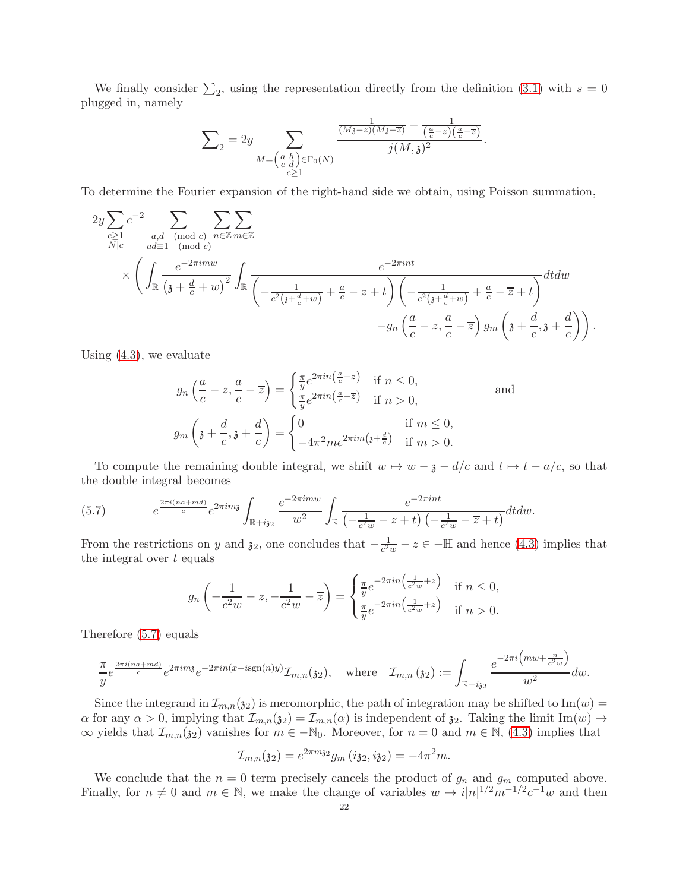We finally consider $\sum_2$, using the representation directly from the definition (3.1) with $s = 0$ plugged in, namely

$$\sum\nolimits_2 = 2y \sum_{\substack{M=\left(\begin{smallmatrix} a & b \\ c & d\end{smallmatrix}\right)\in\Gamma_0(N)\\ c\geq 1}} \frac{\frac{1}{(M\mathfrak{z}-z)(M\mathfrak{z}-\overline{z})} - \frac{1}{\left(\frac{a}{c}-z\right)\left(\frac{a}{c}-\overline{z}\right)}}{j(M,\mathfrak{z})^2}.$$

To determine the Fourier expansion of the right-hand side we obtain, using Poisson summation,

$$\begin{aligned}
&2y\sum_{\substack{c\geq 1\\ N|c}} c^{-2} \sum_{\substack{a,d \pmod c\\ ad\equiv 1 \pmod c}} \sum_{n\in\mathbb{Z}}\sum_{m\in\mathbb{Z}} \\
&\quad\times\left(\int_{\mathbb{R}} \frac{e^{-2\pi i m w}}{\left(\mathfrak{z}+\frac{d}{c}+w\right)^2}\int_{\mathbb{R}} \frac{e^{-2\pi i n t}}{\left(-\frac{1}{c^2\left(\mathfrak{z}+\frac{d}{c}+w\right)}+\frac{a}{c}-z+t\right)\left(-\frac{1}{c^2\left(\mathfrak{z}+\frac{d}{c}+w\right)}+\frac{a}{c}-\overline{z}+t\right)}dtdw\right.\\
&\qquad\qquad\left. -g_n\left(\frac{a}{c}-z,\frac{a}{c}-\overline{z}\right)g_m\left(\mathfrak{z}+\frac{d}{c},\mathfrak{z}+\frac{d}{c}\right)\right).
\end{aligned}$$

Using (4.3), we evaluate

$$g_n\left(\frac{a}{c}-z,\frac{a}{c}-\overline{z}\right) = \begin{cases} \frac{\pi}{y}e^{2\pi i n\left(\frac{a}{c}-z\right)} & \text{if } n\leq 0,\\ \frac{\pi}{y}e^{2\pi i n\left(\frac{a}{c}-\overline{z}\right)} & \text{if } n>0,\end{cases} \qquad \text{and}$$

$$g_m\left(\mathfrak{z}+\frac{d}{c},\mathfrak{z}+\frac{d}{c}\right) = \begin{cases} 0 & \text{if } m\leq 0,\\ -4\pi^2 m e^{2\pi i m\left(\mathfrak{z}+\frac{d}{c}\right)} & \text{if } m>0.\end{cases}$$

To compute the remaining double integral, we shift $w\mapsto w-\mathfrak{z}-d/c$ and $t\mapsto t-a/c$, so that the double integral becomes

$$e^{\frac{2\pi i(na+md)}{c}}e^{2\pi i m\mathfrak{z}}\int_{\mathbb{R}+i\mathfrak{z}_2}\frac{e^{-2\pi i m w}}{w^2}\int_{\mathbb{R}}\frac{e^{-2\pi i n t}}{\left(-\frac{1}{c^2 w}-z+t\right)\left(-\frac{1}{c^2w}-\overline{z}+t\right)}dtdw. \tag{5.7}$$

From the restrictions on $y$ and $\mathfrak{z}_2$, one concludes that $-\frac{1}{c^2w}-z\in-\mathbb{H}$ and hence (4.3) implies that the integral over $t$ equals

$$g_n\left(-\frac{1}{c^2w}-z,-\frac{1}{c^2w}-\overline{z}\right) = \begin{cases} \frac{\pi}{y}e^{-2\pi i n\left(\frac{1}{c^2w}+z\right)} & \text{if } n\leq 0,\\ \frac{\pi}{y}e^{-2\pi i n\left(\frac{1}{c^2w}+\overline{z}\right)} & \text{if } n>0.\end{cases}$$

Therefore (5.7) equals

$$\frac{\pi}{y}e^{\frac{2\pi i(na+md)}{c}}e^{2\pi i m\mathfrak{z}}e^{-2\pi i n(x-i\operatorname{sgn}(n)y)}\mathcal{I}_{m,n}(\mathfrak{z}_2), \quad \text{where} \quad \mathcal{I}_{m,n}(\mathfrak{z}_2) := \int_{\mathbb{R}+i\mathfrak{z}_2}\frac{e^{-2\pi i\left(mw+\frac{n}{c^2w}\right)}}{w^2}dw.$$

Since the integrand in $\mathcal{I}_{m,n}(\mathfrak{z}_2)$ is meromorphic, the path of integration may be shifted to $\operatorname{Im}(w) = \alpha$ for any $\alpha>0$, implying that $\mathcal{I}_{m,n}(\mathfrak{z}_2) = \mathcal{I}_{m,n}(\alpha)$ is independent of $\mathfrak{z}_2$. Taking the limit $\operatorname{Im}(w)\to\infty$ yields that $\mathcal{I}_{m,n}(\mathfrak{z}_2)$ vanishes for $m\in-\mathbb{N}_0$. Moreover, for $n=0$ and $m\in\mathbb{N}$, (4.3) implies that

$$\mathcal{I}_{m,n}(\mathfrak{z}_2) = e^{2\pi m\mathfrak{z}_2}g_m(i\mathfrak{z}_2,i\mathfrak{z}_2) = -4\pi^2 m.$$

We conclude that the $n=0$ term precisely cancels the product of $g_n$ and $g_m$ computed above. Finally, for $n\neq 0$ and $m\in\mathbb{N}$, we make the change of variables $w\mapsto i|n|^{1/2}m^{-1/2}c^{-1}w$ and then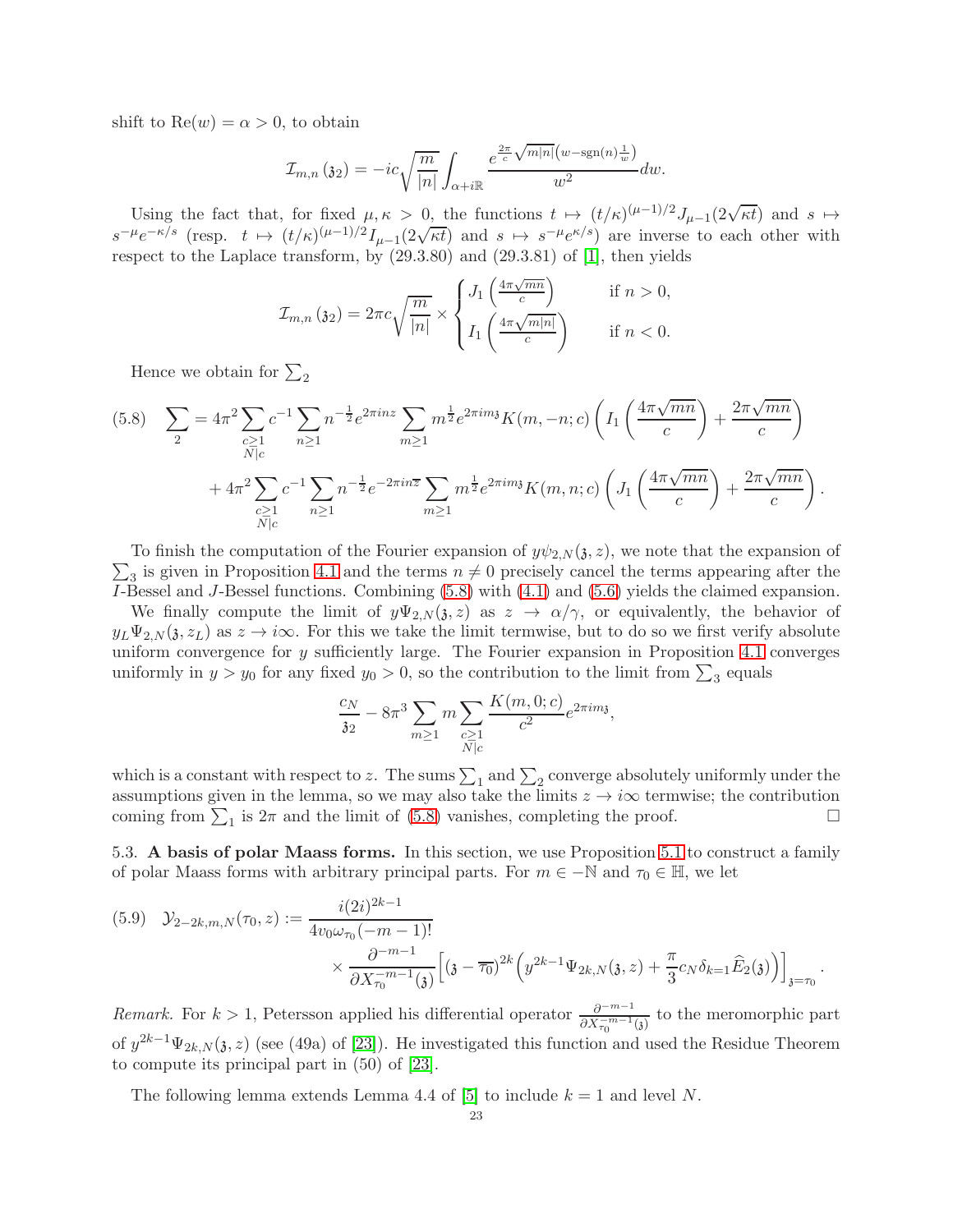shift to $\mathrm{Re}(w) = \alpha > 0$, to obtain

$$\mathcal{I}_{m,n}(\mathfrak{z}_2) = -ic\sqrt{\frac{m}{|n|}} \int_{\alpha + i\mathbb{R}} \frac{e^{\frac{2\pi}{c}\sqrt{m|n|}\left(w - \mathrm{sgn}(n)\frac{1}{w}\right)}}{w^2} dw.$$

Using the fact that, for fixed $\mu, \kappa > 0$, the functions $t \mapsto (t/\kappa)^{(\mu-1)/2} J_{\mu-1}(2\sqrt{\kappa t})$ and $s \mapsto s^{-\mu} e^{-\kappa/s}$ (resp. $t \mapsto (t/\kappa)^{(\mu-1)/2} I_{\mu-1}(2\sqrt{\kappa t})$ and $s \mapsto s^{-\mu} e^{\kappa/s}$) are inverse to each other with respect to the Laplace transform, by (29.3.80) and (29.3.81) of [1], then yields

$$\mathcal{I}_{m,n}(\mathfrak{z}_2) = 2\pi c\sqrt{\frac{m}{|n|}} \times \begin{cases} J_1\left(\frac{4\pi\sqrt{mn}}{c}\right) & \text{if } n > 0, \\ I_1\left(\frac{4\pi\sqrt{m|n|}}{c}\right) & \text{if } n < 0. \end{cases}$$

Hence we obtain for $\sum_2$

$$(5.8) \quad \sum_2 = 4\pi^2 \sum_{\substack{c \geq 1 \\ N|c}} c^{-1} \sum_{n \geq 1} n^{-\frac{1}{2}} e^{2\pi i n z} \sum_{m \geq 1} m^{\frac{1}{2}} e^{2\pi i m \mathfrak{z}} K(m, -n; c) \left( I_1\left(\frac{4\pi\sqrt{mn}}{c}\right) + \frac{2\pi\sqrt{mn}}{c} \right)$$
$$+ 4\pi^2 \sum_{\substack{c \geq 1 \\ N|c}} c^{-1} \sum_{n \geq 1} n^{-\frac{1}{2}} e^{-2\pi i n \overline{z}} \sum_{m \geq 1} m^{\frac{1}{2}} e^{2\pi i m \mathfrak{z}} K(m, n; c) \left( J_1\left(\frac{4\pi\sqrt{mn}}{c}\right) + \frac{2\pi\sqrt{mn}}{c} \right).$$

To finish the computation of the Fourier expansion of $y\psi_{2,N}(\mathfrak{z}, z)$, we note that the expansion of $\sum_3$ is given in Proposition 4.1 and the terms $n \neq 0$ precisely cancel the terms appearing after the $I$-Bessel and $J$-Bessel functions. Combining (5.8) with (4.1) and (5.6) yields the claimed expansion.

We finally compute the limit of $y\Psi_{2,N}(\mathfrak{z}, z)$ as $z \to \alpha/\gamma$, or equivalently, the behavior of $y_L \Psi_{2,N}(\mathfrak{z}, z_L)$ as $z \to i\infty$. For this we take the limit termwise, but to do so we first verify absolute uniform convergence for $y$ sufficiently large. The Fourier expansion in Proposition 4.1 converges uniformly in $y > y_0$ for any fixed $y_0 > 0$, so the contribution to the limit from $\sum_3$ equals

$$\frac{c_N}{\mathfrak{z}_2} - 8\pi^3 \sum_{m \geq 1} m \sum_{\substack{c \geq 1 \\ N|c}} \frac{K(m, 0; c)}{c^2} e^{2\pi i m \mathfrak{z}},$$

which is a constant with respect to $z$. The sums $\sum_1$ and $\sum_2$ converge absolutely uniformly under the assumptions given in the lemma, so we may also take the limits $z \to i\infty$ termwise; the contribution coming from $\sum_1$ is $2\pi$ and the limit of (5.8) vanishes, completing the proof. $\square$

5.3. **A basis of polar Maass forms.** In this section, we use Proposition 5.1 to construct a family of polar Maass forms with arbitrary principal parts. For $m \in -\mathbb{N}$ and $\tau_0 \in \mathbb{H}$, we let

$$(5.9) \quad \mathcal{Y}_{2-2k,m,N}(\tau_0, z) := \frac{i(2i)^{2k-1}}{4v_0\omega_{\tau_0}(-m-1)!} \times \frac{\partial^{-m-1}}{\partial X_{\tau_0}^{-m-1}(\mathfrak{z})} \left[ (\mathfrak{z} - \overline{\tau_0})^{2k} \left( y^{2k-1}\Psi_{2k,N}(\mathfrak{z}, z) + \frac{\pi}{3} c_N \delta_{k=1} \widehat{E}_2(\mathfrak{z}) \right) \right]_{\mathfrak{z} = \tau_0}.$$

*Remark.* For $k > 1$, Petersson applied his differential operator $\frac{\partial^{-m-1}}{\partial X_{\tau_0}^{-m-1}(\mathfrak{z})}$ to the meromorphic part of $y^{2k-1}\Psi_{2k,N}(\mathfrak{z}, z)$ (see (49a) of [23]). He investigated this function and used the Residue Theorem to compute its principal part in (50) of [23].

The following lemma extends Lemma 4.4 of [5] to include $k = 1$ and level $N$.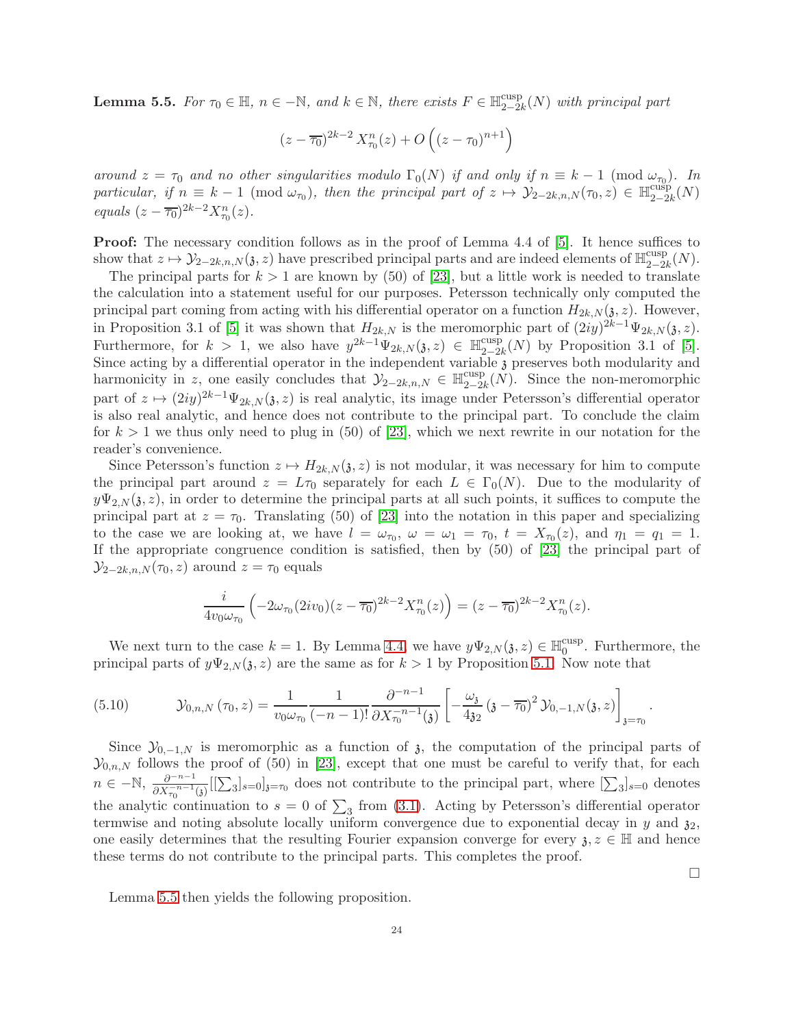**Lemma 5.5.** *For $\tau_0 \in \mathbb{H}$, $n \in -\mathbb{N}$, and $k \in \mathbb{N}$, there exists $F \in \mathbb{H}_{2-2k}^{\mathrm{cusp}}(N)$ with principal part*

$$(z - \overline{\tau_0})^{2k-2} X_{\tau_0}^n(z) + O\left((z - \tau_0)^{n+1}\right)$$

*around $z = \tau_0$ and no other singularities modulo $\Gamma_0(N)$ if and only if $n \equiv k - 1 \pmod{\omega_{\tau_0}}$. In particular, if $n \equiv k - 1 \pmod{\omega_{\tau_0}}$, then the principal part of $z \mapsto \mathcal{Y}_{2-2k,n,N}(\tau_0, z) \in \mathbb{H}_{2-2k}^{\mathrm{cusp}}(N)$ equals $(z - \overline{\tau_0})^{2k-2} X_{\tau_0}^n(z)$.*

**Proof:** The necessary condition follows as in the proof of Lemma 4.4 of [5]. It hence suffices to show that $z \mapsto \mathcal{Y}_{2-2k,n,N}(\mathfrak{z}, z)$ have prescribed principal parts and are indeed elements of $\mathbb{H}_{2-2k}^{\mathrm{cusp}}(N)$.

The principal parts for $k > 1$ are known by (50) of [23], but a little work is needed to translate the calculation into a statement useful for our purposes. Petersson technically only computed the principal part coming from acting with his differential operator on a function $H_{2k,N}(\mathfrak{z}, z)$. However, in Proposition 3.1 of [5] it was shown that $H_{2k,N}$ is the meromorphic part of $(2iy)^{2k-1}\Psi_{2k,N}(\mathfrak{z}, z)$. Furthermore, for $k > 1$, we also have $y^{2k-1}\Psi_{2k,N}(\mathfrak{z}, z) \in \mathbb{H}_{2-2k}^{\mathrm{cusp}}(N)$ by Proposition 3.1 of [5]. Since acting by a differential operator in the independent variable $\mathfrak{z}$ preserves both modularity and harmonicity in $z$, one easily concludes that $\mathcal{Y}_{2-2k,n,N} \in \mathbb{H}_{2-2k}^{\mathrm{cusp}}(N)$. Since the non-meromorphic part of $z \mapsto (2iy)^{2k-1}\Psi_{2k,N}(\mathfrak{z}, z)$ is real analytic, its image under Petersson's differential operator is also real analytic, and hence does not contribute to the principal part. To conclude the claim for $k > 1$ we thus only need to plug in (50) of [23], which we next rewrite in our notation for the reader's convenience.

Since Petersson's function $z \mapsto H_{2k,N}(\mathfrak{z}, z)$ is not modular, it was necessary for him to compute the principal part around $z = L\tau_0$ separately for each $L \in \Gamma_0(N)$. Due to the modularity of $y\Psi_{2,N}(\mathfrak{z}, z)$, in order to determine the principal parts at all such points, it suffices to compute the principal part at $z = \tau_0$. Translating (50) of [23] into the notation in this paper and specializing to the case we are looking at, we have $l = \omega_{\tau_0}$, $\omega = \omega_1 = \tau_0$, $t = X_{\tau_0}(z)$, and $\eta_1 = q_1 = 1$. If the appropriate congruence condition is satisfied, then by (50) of [23] the principal part of $\mathcal{Y}_{2-2k,n,N}(\tau_0, z)$ around $z = \tau_0$ equals

$$\frac{i}{4v_0\omega_{\tau_0}}\left(-2\omega_{\tau_0}(2iv_0)(z - \overline{\tau_0})^{2k-2}X_{\tau_0}^n(z)\right) = (z - \overline{\tau_0})^{2k-2}X_{\tau_0}^n(z).$$

We next turn to the case $k = 1$. By Lemma 4.4, we have $y\Psi_{2,N}(\mathfrak{z}, z) \in \mathbb{H}_0^{\mathrm{cusp}}$. Furthermore, the principal parts of $y\Psi_{2,N}(\mathfrak{z}, z)$ are the same as for $k > 1$ by Proposition 5.1. Now note that

$$\mathcal{Y}_{0,n,N}(\tau_0, z) = \frac{1}{v_0\omega_{\tau_0}}\frac{1}{(-n-1)!}\frac{\partial^{-n-1}}{\partial X_{\tau_0}^{-n-1}(\mathfrak{z})}\left[-\frac{\omega_{\mathfrak{z}}}{4\mathfrak{z}_2}(\mathfrak{z} - \overline{\tau_0})^2\mathcal{Y}_{0,-1,N}(\mathfrak{z}, z)\right]_{\mathfrak{z}=\tau_0}. \tag{5.10}$$

Since $\mathcal{Y}_{0,-1,N}$ is meromorphic as a function of $\mathfrak{z}$, the computation of the principal parts of $\mathcal{Y}_{0,n,N}$ follows the proof of (50) in [23], except that one must be careful to verify that, for each $n \in -\mathbb{N}$, $\frac{\partial^{-n-1}}{\partial X_{\tau_0}^{-n-1}(\mathfrak{z})}[[\sum_3]_{s=0}]_{\mathfrak{z}=\tau_0}$ does not contribute to the principal part, where $[\sum_3]_{s=0}$ denotes the analytic continuation to $s = 0$ of $\sum_3$ from (3.1). Acting by Petersson's differential operator termwise and noting absolute locally uniform convergence due to exponential decay in $y$ and $\mathfrak{z}_2$, one easily determines that the resulting Fourier expansion converge for every $\mathfrak{z}, z \in \mathbb{H}$ and hence these terms do not contribute to the principal parts. This completes the proof.

$\square$

Lemma 5.5 then yields the following proposition.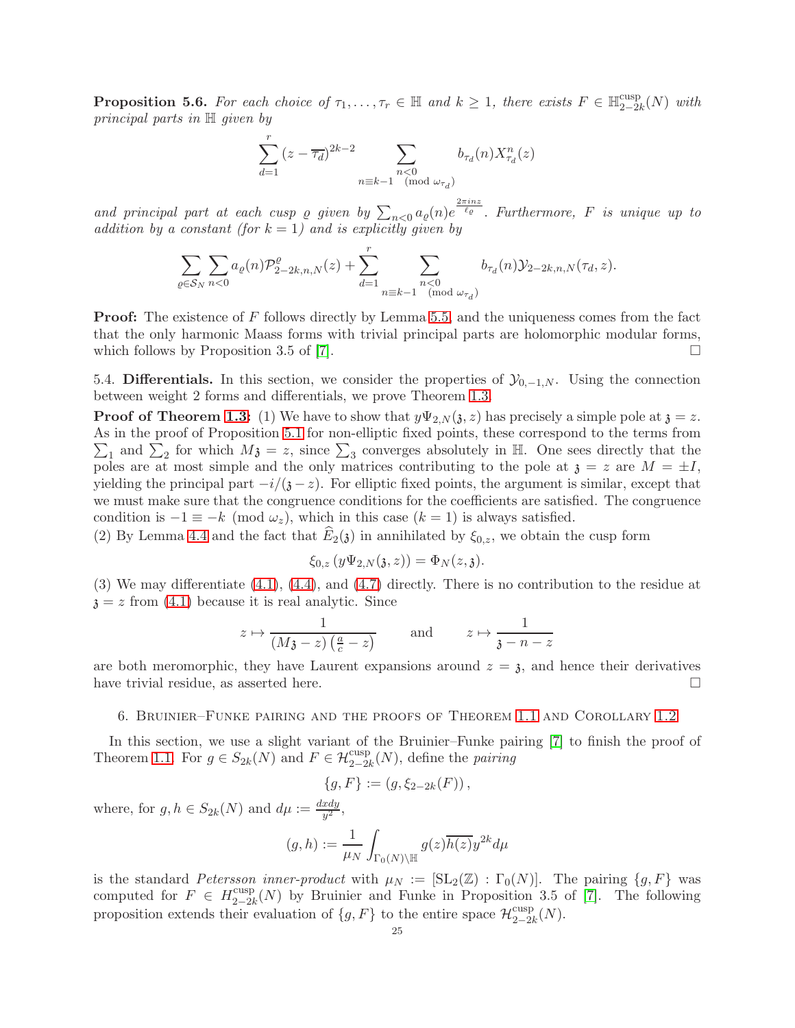**Proposition 5.6.** *For each choice of $\tau_1, \dots, \tau_r \in \mathbb{H}$ and $k \geq 1$, there exists $F \in \mathbb{H}^{\text{cusp}}_{2-2k}(N)$ with principal parts in $\mathbb{H}$ given by*

$$\sum_{d=1}^{r} (z - \overline{\tau_d})^{2k-2} \sum_{\substack{n<0 \\ n \equiv k-1 \pmod{\omega_{\tau_d}}}} b_{\tau_d}(n) X^n_{\tau_d}(z)$$

*and principal part at each cusp $\varrho$ given by $\sum_{n<0} a_\varrho(n) e^{\frac{2\pi i n z}{\ell_\varrho}}$. Furthermore, $F$ is unique up to addition by a constant (for $k=1$) and is explicitly given by*

$$\sum_{\varrho \in \mathcal{S}_N} \sum_{n<0} a_\varrho(n) \mathcal{P}^{\varrho}_{2-2k,n,N}(z) + \sum_{d=1}^{r} \sum_{\substack{n<0 \\ n \equiv k-1 \pmod{\omega_{\tau_d}}}} b_{\tau_d}(n) \mathcal{Y}_{2-2k,n,N}(\tau_d, z).$$

**Proof:** The existence of $F$ follows directly by Lemma 5.5, and the uniqueness comes from the fact that the only harmonic Maass forms with trivial principal parts are holomorphic modular forms, which follows by Proposition 3.5 of [7]. $\square$

5.4. **Differentials.** In this section, we consider the properties of $\mathcal{Y}_{0,-1,N}$. Using the connection between weight 2 forms and differentials, we prove Theorem 1.3.

**Proof of Theorem 1.3:** (1) We have to show that $y\Psi_{2,N}(\mathfrak{z}, z)$ has precisely a simple pole at $\mathfrak{z} = z$. As in the proof of Proposition 5.1 for non-elliptic fixed points, these correspond to the terms from $\sum_1$ and $\sum_2$ for which $M\mathfrak{z} = z$, since $\sum_3$ converges absolutely in $\mathbb{H}$. One sees directly that the poles are at most simple and the only matrices contributing to the pole at $\mathfrak{z} = z$ are $M = \pm I$, yielding the principal part $-i/(\mathfrak{z} - z)$. For elliptic fixed points, the argument is similar, except that we must make sure that the congruence conditions for the coefficients are satisfied. The congruence condition is $-1 \equiv -k \pmod{\omega_z}$, which in this case ($k=1$) is always satisfied.
(2) By Lemma 4.4 and the fact that $\widehat{E}_2(\mathfrak{z})$ in annihilated by $\xi_{0,z}$, we obtain the cusp form

$$\xi_{0,z}\left(y\Psi_{2,N}(\mathfrak{z}, z)\right) = \Phi_N(z, \mathfrak{z}).$$

(3) We may differentiate (4.1), (4.4), and (4.7) directly. There is no contribution to the residue at $\mathfrak{z} = z$ from (4.1) because it is real analytic. Since

$$z \mapsto \frac{1}{(M\mathfrak{z} - z)\left(\frac{a}{c} - z\right)} \qquad \text{and} \qquad z \mapsto \frac{1}{\mathfrak{z} - n - z}$$

are both meromorphic, they have Laurent expansions around $z = \mathfrak{z}$, and hence their derivatives have trivial residue, as asserted here. $\square$

## 6. Bruinier–Funke pairing and the proofs of Theorem 1.1 and Corollary 1.2

In this section, we use a slight variant of the Bruinier–Funke pairing [7] to finish the proof of Theorem 1.1. For $g \in S_{2k}(N)$ and $F \in \mathcal{H}^{\text{cusp}}_{2-2k}(N)$, define the *pairing*

$$\{g, F\} := \left(g, \xi_{2-2k}(F)\right),$$

where, for $g, h \in S_{2k}(N)$ and $d\mu := \frac{dxdy}{y^2}$,

$$(g, h) := \frac{1}{\mu_N} \int_{\Gamma_0(N)\backslash\mathbb{H}} g(z)\overline{h(z)} y^{2k} d\mu$$

is the standard *Petersson inner-product* with $\mu_N := [\text{SL}_2(\mathbb{Z}) : \Gamma_0(N)]$. The pairing $\{g, F\}$ was computed for $F \in H^{\text{cusp}}_{2-2k}(N)$ by Bruinier and Funke in Proposition 3.5 of [7]. The following proposition extends their evaluation of $\{g, F\}$ to the entire space $\mathcal{H}^{\text{cusp}}_{2-2k}(N)$.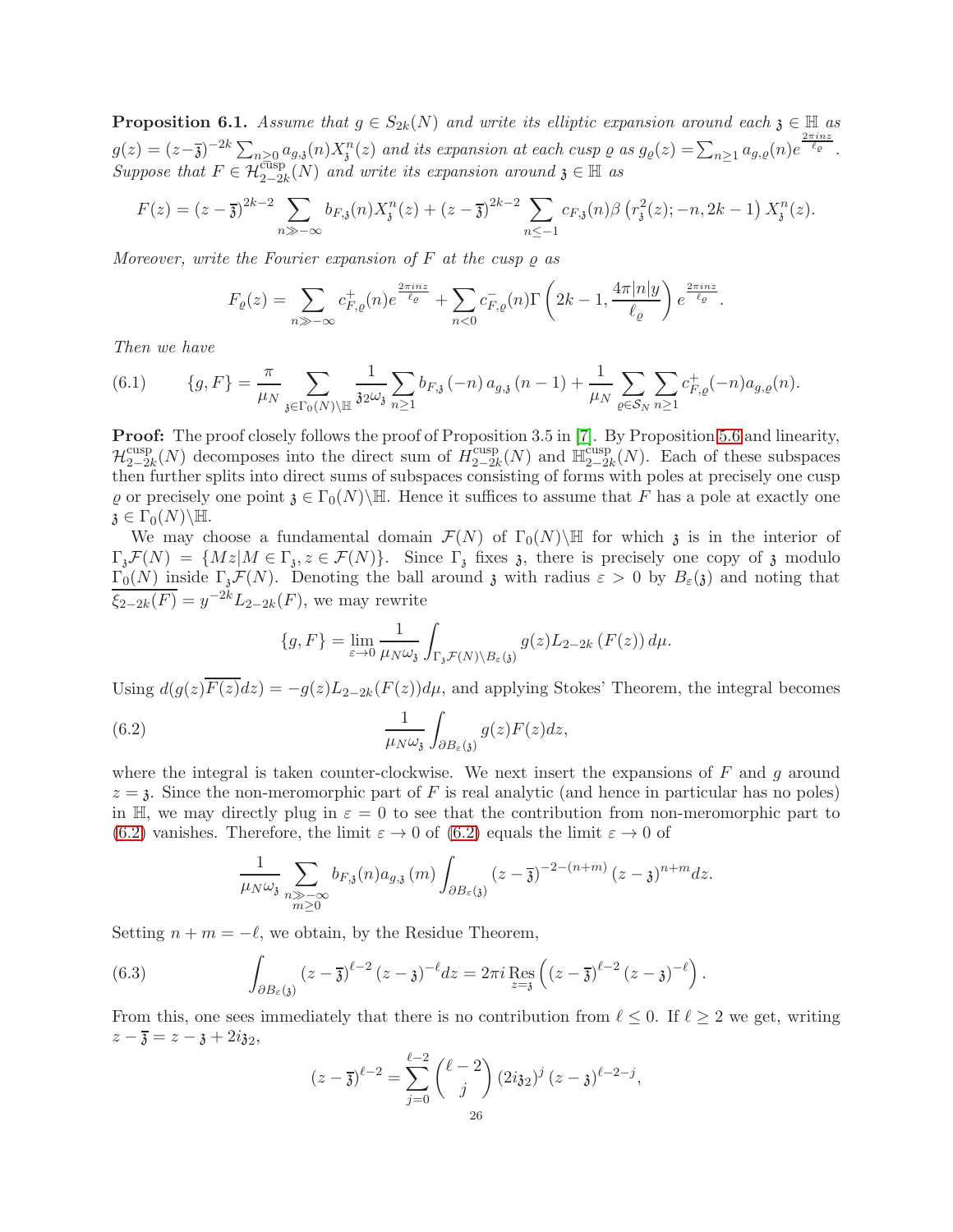**Proposition 6.1.** *Assume that $g \in S_{2k}(N)$ and write its elliptic expansion around each $\mathfrak{z} \in \mathbb{H}$ as $g(z) = (z - \overline{\mathfrak{z}})^{-2k} \sum_{n \geq 0} a_{g,\mathfrak{z}}(n) X_{\mathfrak{z}}^n(z)$ and its expansion at each cusp $\varrho$ as $g_\varrho(z) = \sum_{n\geq 1} a_{g,\varrho}(n) e^{\frac{2\pi i n z}{\ell_\varrho}}$. Suppose that $F \in \mathcal{H}_{2-2k}^{\text{cusp}}(N)$ and write its expansion around $\mathfrak{z} \in \mathbb{H}$ as*

$$F(z) = (z - \overline{\mathfrak{z}})^{2k-2} \sum_{n \gg -\infty} b_{F,\mathfrak{z}}(n) X_{\mathfrak{z}}^n(z) + (z - \overline{\mathfrak{z}})^{2k-2} \sum_{n \leq -1} c_{F,\mathfrak{z}}(n) \beta\left(r_{\mathfrak{z}}^2(z); -n, 2k-1\right) X_{\mathfrak{z}}^n(z).$$

*Moreover, write the Fourier expansion of $F$ at the cusp $\varrho$ as*

$$F_\varrho(z) = \sum_{n \gg -\infty} c_{F,\varrho}^+(n) e^{\frac{2\pi i n z}{\ell_\varrho}} + \sum_{n<0} c_{F,\varrho}^-(n) \Gamma\left(2k-1, \frac{4\pi |n| y}{\ell_\varrho}\right) e^{\frac{2\pi i n z}{\ell_\varrho}}.$$

*Then we have*

$$\{g, F\} = \frac{\pi}{\mu_N} \sum_{\mathfrak{z} \in \Gamma_0(N)\backslash\mathbb{H}} \frac{1}{\mathfrak{z}_2 \omega_{\mathfrak{z}}} \sum_{n \geq 1} b_{F,\mathfrak{z}}(-n)\, a_{g,\mathfrak{z}}(n-1) + \frac{1}{\mu_N} \sum_{\varrho \in \mathcal{S}_N} \sum_{n\geq 1} c_{F,\varrho}^+(-n) a_{g,\varrho}(n). \tag{6.1}$$

**Proof:** The proof closely follows the proof of Proposition 3.5 in [7]. By Proposition 5.6 and linearity, $\mathcal{H}_{2-2k}^{\text{cusp}}(N)$ decomposes into the direct sum of $H_{2-2k}^{\text{cusp}}(N)$ and $\mathbb{H}_{2-2k}^{\text{cusp}}(N)$. Each of these subspaces then further splits into direct sums of subspaces consisting of forms with poles at precisely one cusp $\varrho$ or precisely one point $\mathfrak{z} \in \Gamma_0(N)\backslash\mathbb{H}$. Hence it suffices to assume that $F$ has a pole at exactly one $\mathfrak{z} \in \Gamma_0(N)\backslash\mathbb{H}$.

We may choose a fundamental domain $\mathcal{F}(N)$ of $\Gamma_0(N)\backslash\mathbb{H}$ for which $\mathfrak{z}$ is in the interior of $\Gamma_{\mathfrak{z}}\mathcal{F}(N) = \{Mz | M \in \Gamma_{\mathfrak{z}}, z \in \mathcal{F}(N)\}$. Since $\Gamma_{\mathfrak{z}}$ fixes $\mathfrak{z}$, there is precisely one copy of $\mathfrak{z}$ modulo $\Gamma_0(N)$ inside $\Gamma_{\mathfrak{z}}\mathcal{F}(N)$. Denoting the ball around $\mathfrak{z}$ with radius $\varepsilon > 0$ by $B_\varepsilon(\mathfrak{z})$ and noting that $\overline{\xi_{2-2k}(F)} = y^{-2k} L_{2-2k}(F)$, we may rewrite

$$\{g, F\} = \lim_{\varepsilon \to 0} \frac{1}{\mu_N \omega_{\mathfrak{z}}} \int_{\Gamma_{\mathfrak{z}}\mathcal{F}(N)\backslash B_\varepsilon(\mathfrak{z})} g(z) L_{2-2k}\left(F(z)\right) d\mu.$$

Using $d(g(z)\overline{F(z)}dz) = -g(z)L_{2-2k}(F(z))d\mu$, and applying Stokes' Theorem, the integral becomes

$$\frac{1}{\mu_N \omega_{\mathfrak{z}}} \int_{\partial B_\varepsilon(\mathfrak{z})} g(z) F(z) dz, \tag{6.2}$$

where the integral is taken counter-clockwise. We next insert the expansions of $F$ and $g$ around $z = \mathfrak{z}$. Since the non-meromorphic part of $F$ is real analytic (and hence in particular has no poles) in $\mathbb{H}$, we may directly plug in $\varepsilon = 0$ to see that the contribution from non-meromorphic part to (6.2) vanishes. Therefore, the limit $\varepsilon \to 0$ of (6.2) equals the limit $\varepsilon \to 0$ of

$$\frac{1}{\mu_N \omega_{\mathfrak{z}}} \sum_{\substack{n \gg -\infty \\ m \geq 0}} b_{F,\mathfrak{z}}(n) a_{g,\mathfrak{z}}(m) \int_{\partial B_\varepsilon(\mathfrak{z})} (z - \overline{\mathfrak{z}})^{-2-(n+m)} (z - \mathfrak{z})^{n+m} dz.$$

Setting $n + m = -\ell$, we obtain, by the Residue Theorem,

$$\int_{\partial B_\varepsilon(\mathfrak{z})} (z - \overline{\mathfrak{z}})^{\ell-2} (z - \mathfrak{z})^{-\ell} dz = 2\pi i \operatorname*{Res}_{z=\mathfrak{z}} \left( (z - \overline{\mathfrak{z}})^{\ell-2} (z - \mathfrak{z})^{-\ell} \right). \tag{6.3}$$

From this, one sees immediately that there is no contribution from $\ell \leq 0$. If $\ell \geq 2$ we get, writing $z - \overline{\mathfrak{z}} = z - \mathfrak{z} + 2i\mathfrak{z}_2$,

$$(z - \overline{\mathfrak{z}})^{\ell-2} = \sum_{j=0}^{\ell-2} \binom{\ell-2}{j} (2i\mathfrak{z}_2)^j (z - \mathfrak{z})^{\ell-2-j},$$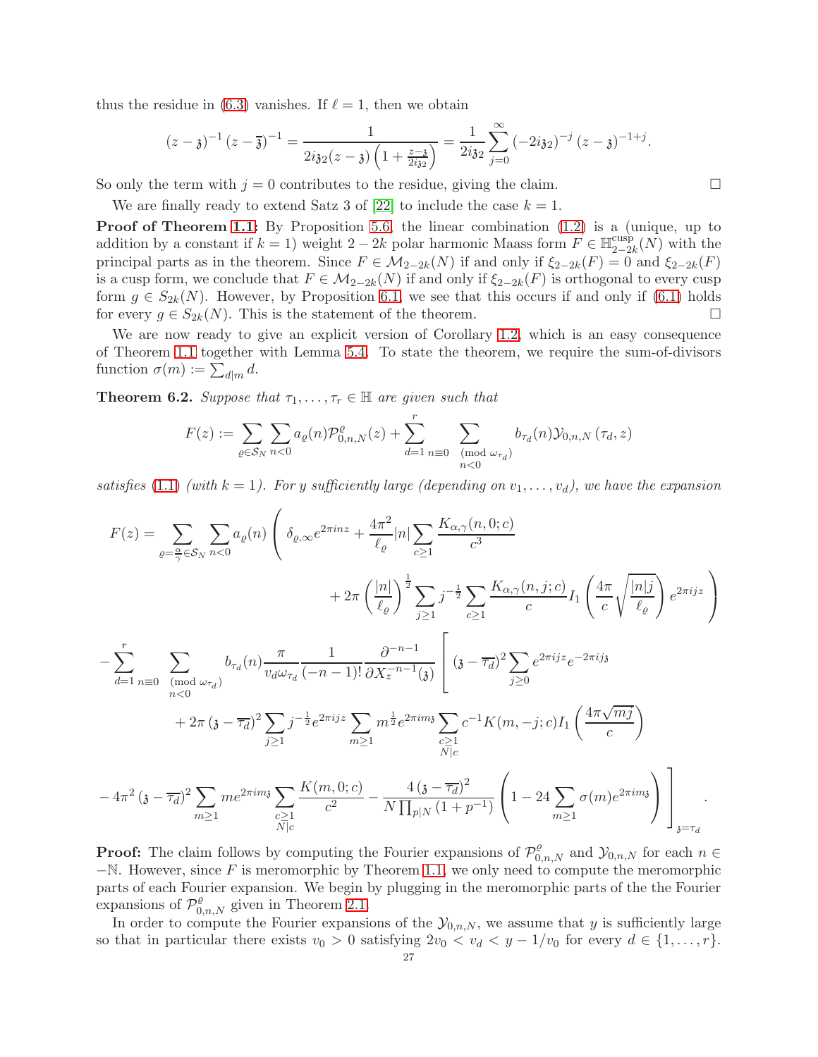thus the residue in (6.3) vanishes. If $\ell = 1$, then we obtain

$$(z-\mathfrak{z})^{-1}\left(z-\overline{\mathfrak{z}}\right)^{-1} = \frac{1}{2i\mathfrak{z}_2(z-\mathfrak{z})\left(1+\frac{z-\mathfrak{z}}{2i\mathfrak{z}_2}\right)} = \frac{1}{2i\mathfrak{z}_2}\sum_{j=0}^{\infty}\left(-2i\mathfrak{z}_2\right)^{-j}(z-\mathfrak{z})^{-1+j}.$$

So only the term with $j=0$ contributes to the residue, giving the claim. □

We are finally ready to extend Satz 3 of [22] to include the case $k=1$.

**Proof of Theorem 1.1:** By Proposition 5.6, the linear combination (1.2) is a (unique, up to addition by a constant if $k=1$) weight $2-2k$ polar harmonic Maass form $F \in \mathbb{H}_{2-2k}^{\mathrm{cusp}}(N)$ with the principal parts as in the theorem. Since $F \in \mathcal{M}_{2-2k}(N)$ if and only if $\xi_{2-2k}(F) = 0$ and $\xi_{2-2k}(F)$ is a cusp form, we conclude that $F \in \mathcal{M}_{2-2k}(N)$ if and only if $\xi_{2-2k}(F)$ is orthogonal to every cusp form $g \in S_{2k}(N)$. However, by Proposition 6.1, we see that this occurs if and only if (6.1) holds for every $g \in S_{2k}(N)$. This is the statement of the theorem. □

We are now ready to give an explicit version of Corollary 1.2, which is an easy consequence of Theorem 1.1 together with Lemma 5.4. To state the theorem, we require the sum-of-divisors function $\sigma(m) := \sum_{d|m} d$.

**Theorem 6.2.** *Suppose that $\tau_1, \dots, \tau_r \in \mathbb{H}$ are given such that*

$$F(z) := \sum_{\varrho\in\mathcal{S}_N}\sum_{n<0} a_\varrho(n)\mathcal{P}_{0,n,N}^{\varrho}(z) + \sum_{d=1}^{r}\sum_{\substack{n\equiv 0 \pmod{\omega_{\tau_d}}\\ n<0}} b_{\tau_d}(n)\mathcal{Y}_{0,n,N}\left(\tau_d, z\right)$$

*satisfies (1.1) (with $k=1$). For $y$ sufficiently large (depending on $v_1, \dots, v_d$), we have the expansion*

$$\begin{aligned}
F(z) = &\sum_{\varrho=\frac{\alpha}{\gamma}\in\mathcal{S}_N}\sum_{n<0} a_\varrho(n)\Bigg(\delta_{\varrho,\infty}e^{2\pi i n z} + \frac{4\pi^2}{\ell_\varrho}|n|\sum_{c\geq 1}\frac{K_{\alpha,\gamma}(n,0;c)}{c^3}\\
&\qquad + 2\pi\left(\frac{|n|}{\ell_\varrho}\right)^{\frac{1}{2}}\sum_{j\geq 1} j^{-\frac{1}{2}}\sum_{c\geq 1}\frac{K_{\alpha,\gamma}(n,j;c)}{c}I_1\left(\frac{4\pi}{c}\sqrt{\frac{|n|j}{\ell_\varrho}}\right)e^{2\pi i j z}\Bigg)\\
&-\sum_{d=1}^{r}\sum_{\substack{n\equiv 0 \pmod{\omega_{\tau_d}}\\ n<0}} b_{\tau_d}(n)\frac{\pi}{v_d\omega_{\tau_d}}\frac{1}{(-n-1)!}\frac{\partial^{-n-1}}{\partial X_z^{-n-1}(\mathfrak{z})}\Bigg[\left(\mathfrak{z}-\overline{\tau_d}\right)^2\sum_{j\geq 0} e^{2\pi i j z}e^{-2\pi i j \mathfrak{z}}\\
&\qquad + 2\pi\left(\mathfrak{z}-\overline{\tau_d}\right)^2\sum_{j\geq 1} j^{-\frac{1}{2}}e^{2\pi i j z}\sum_{m\geq 1} m^{\frac{1}{2}}e^{2\pi i m \mathfrak{z}}\sum_{\substack{c\geq 1\\ N|c}} c^{-1}K(m,-j;c)I_1\left(\frac{4\pi\sqrt{mj}}{c}\right)\\
&\qquad - 4\pi^2\left(\mathfrak{z}-\overline{\tau_d}\right)^2\sum_{m\geq 1} m e^{2\pi i m \mathfrak{z}}\sum_{\substack{c\geq 1\\ N|c}}\frac{K(m,0;c)}{c^2} - \frac{4\left(\mathfrak{z}-\overline{\tau_d}\right)^2}{N\prod_{p|N}\left(1+p^{-1}\right)}\left(1-24\sum_{m\geq 1}\sigma(m)e^{2\pi i m \mathfrak{z}}\right)\Bigg]_{\mathfrak{z}=\tau_d}.
\end{aligned}$$

**Proof:** The claim follows by computing the Fourier expansions of $\mathcal{P}_{0,n,N}^{\varrho}$ and $\mathcal{Y}_{0,n,N}$ for each $n \in -\mathbb{N}$. However, since $F$ is meromorphic by Theorem 1.1, we only need to compute the meromorphic parts of each Fourier expansion. We begin by plugging in the meromorphic parts of the the Fourier expansions of $\mathcal{P}_{0,n,N}^{\varrho}$ given in Theorem 2.1.

In order to compute the Fourier expansions of the $\mathcal{Y}_{0,n,N}$, we assume that $y$ is sufficiently large so that in particular there exists $v_0 > 0$ satisfying $2v_0 < v_d < y - 1/v_0$ for every $d \in \{1, \dots, r\}$.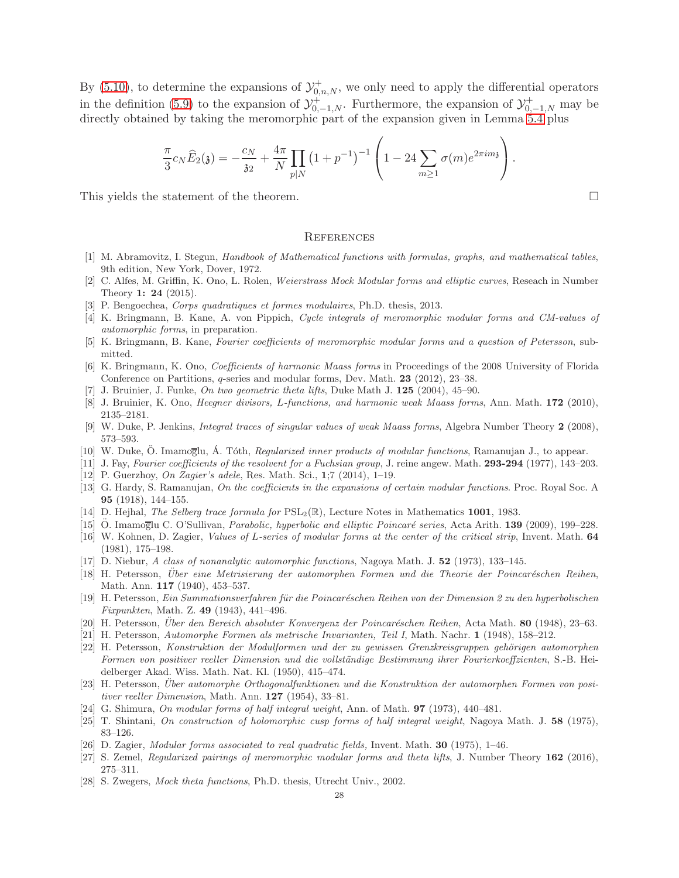By (5.10), to determine the expansions of $\mathcal{Y}_{0,n,N}^{+}$, we only need to apply the differential operators in the definition (5.9) to the expansion of $\mathcal{Y}_{0,-1,N}^{+}$. Furthermore, the expansion of $\mathcal{Y}_{0,-1,N}^{+}$ may be directly obtained by taking the meromorphic part of the expansion given in Lemma 5.4 plus

$$\frac{\pi}{3}c_N\widehat{E}_2(\mathfrak{z}) = -\frac{c_N}{\mathfrak{z}_2} + \frac{4\pi}{N}\prod_{p|N}\left(1+p^{-1}\right)^{-1}\left(1-24\sum_{m\geq 1}\sigma(m)e^{2\pi i m\mathfrak{z}}\right).$$

This yields the statement of the theorem. □

## References

[1] M. Abramovitz, I. Stegun, *Handbook of Mathematical functions with formulas, graphs, and mathematical tables*, 9th edition, New York, Dover, 1972.

[2] C. Alfes, M. Griffin, K. Ono, L. Rolen, *Weierstrass Mock Modular forms and elliptic curves*, Reseach in Number Theory **1: 24** (2015).

[3] P. Bengoechea, *Corps quadratiques et formes modulaires*, Ph.D. thesis, 2013.

[4] K. Bringmann, B. Kane, A. von Pippich, *Cycle integrals of meromorphic modular forms and CM-values of automorphic forms*, in preparation.

[5] K. Bringmann, B. Kane, *Fourier coefficients of meromorphic modular forms and a question of Petersson*, submitted.

[6] K. Bringmann, K. Ono, *Coefficients of harmonic Maass forms* in Proceedings of the 2008 University of Florida Conference on Partitions, $q$-series and modular forms, Dev. Math. **23** (2012), 23–38.

[7] J. Bruinier, J. Funke, *On two geometric theta lifts*, Duke Math J. **125** (2004), 45–90.

[8] J. Bruinier, K. Ono, *Heegner divisors, L-functions, and harmonic weak Maass forms*, Ann. Math. **172** (2010), 2135–2181.

[9] W. Duke, P. Jenkins, *Integral traces of singular values of weak Maass forms*, Algebra Number Theory **2** (2008), 573–593.

[10] W. Duke, Ö. Imamoḡlu, Á. Tóth, *Regularized inner products of modular functions*, Ramanujan J., to appear.

[11] J. Fay, *Fourier coefficients of the resolvent for a Fuchsian group*, J. reine angew. Math. **293-294** (1977), 143–203.

[12] P. Guerzhoy, *On Zagier's adele*, Res. Math. Sci., **1**;7 (2014), 1–19.

[13] G. Hardy, S. Ramanujan, *On the coefficients in the expansions of certain modular functions*. Proc. Royal Soc. A **95** (1918), 144–155.

[14] D. Hejhal, *The Selberg trace formula for* $\mathrm{PSL}_2(\mathbb{R})$, Lecture Notes in Mathematics **1001**, 1983.

[15] Ö. Imamoḡlu C. O'Sullivan, *Parabolic, hyperbolic and elliptic Poincaré series*, Acta Arith. **139** (2009), 199–228.

[16] W. Kohnen, D. Zagier, *Values of L-series of modular forms at the center of the critical strip*, Invent. Math. **64** (1981), 175–198.

[17] D. Niebur, *A class of nonanalytic automorphic functions*, Nagoya Math. J. **52** (1973), 133–145.

[18] H. Petersson, *Über eine Metrisierung der automorphen Formen und die Theorie der Poincaréschen Reihen*, Math. Ann. **117** (1940), 453–537.

[19] H. Petersson, *Ein Summationsverfahren für die Poincaréschen Reihen von der Dimension 2 zu den hyperbolischen Fixpunkten*, Math. Z. **49** (1943), 441–496.

[20] H. Petersson, *Über den Bereich absoluter Konvergenz der Poincaréschen Reihen*, Acta Math. **80** (1948), 23–63.

[21] H. Petersson, *Automorphe Formen als metrische Invarianten, Teil I*, Math. Nachr. **1** (1948), 158–212.

[22] H. Petersson, *Konstruktion der Modulformen und der zu gewissen Grenzkreisgruppen gehörigen automorphen Formen von positiver reeller Dimension und die vollständige Bestimmung ihrer Fourierkoeffzienten*, S.-B. Heidelberger Akad. Wiss. Math. Nat. Kl. (1950), 415–474.

[23] H. Petersson, *Über automorphe Orthogonalfunktionen und die Konstruktion der automorphen Formen von positiver reeller Dimension*, Math. Ann. **127** (1954), 33–81.

[24] G. Shimura, *On modular forms of half integral weight*, Ann. of Math. **97** (1973), 440–481.

[25] T. Shintani, *On construction of holomorphic cusp forms of half integral weight*, Nagoya Math. J. **58** (1975), 83–126.

[26] D. Zagier, *Modular forms associated to real quadratic fields,* Invent. Math. **30** (1975), 1–46.

[27] S. Zemel, *Regularized pairings of meromorphic modular forms and theta lifts*, J. Number Theory **162** (2016), 275–311.

[28] S. Zwegers, *Mock theta functions*, Ph.D. thesis, Utrecht Univ., 2002.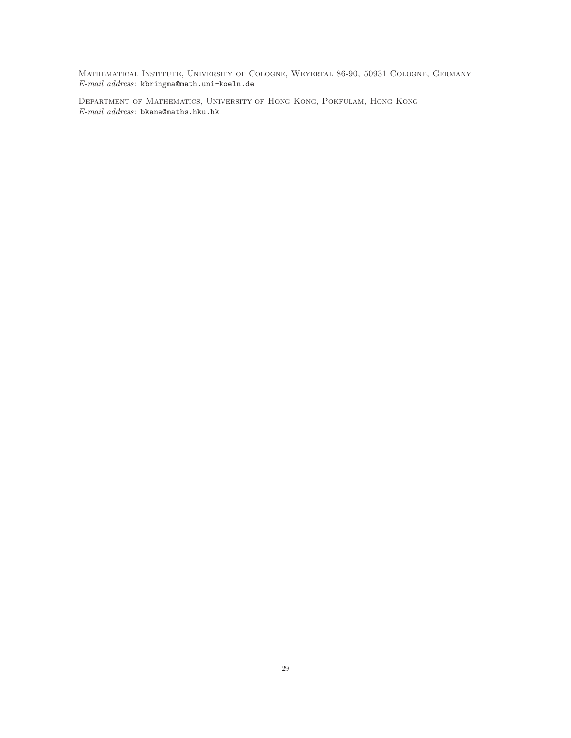Mathematical Institute, University of Cologne, Weyertal 86-90, 50931 Cologne, Germany
*E-mail address*: kbringma@math.uni-koeln.de

Department of Mathematics, University of Hong Kong, Pokfulam, Hong Kong
*E-mail address*: bkane@maths.hku.hk